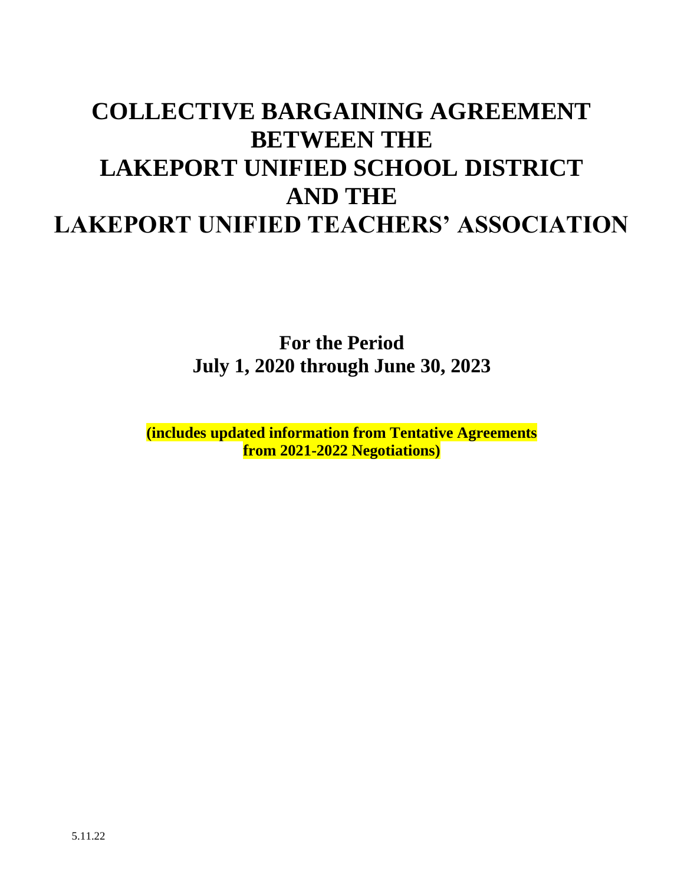# COLLECTIVE BARGAINING AGREEMENT BETWEEN THE LAKEPORT UNIFIED SCHOOL DISTRICT AND THE LAKEPORT UNIFIED TEACHERS' ASSOCIATION

**For the Period**
**July 1, 2020 through June 30, 2023**

**(includes updated information from Tentative Agreements from 2021-2022 Negotiations)**

5.11.22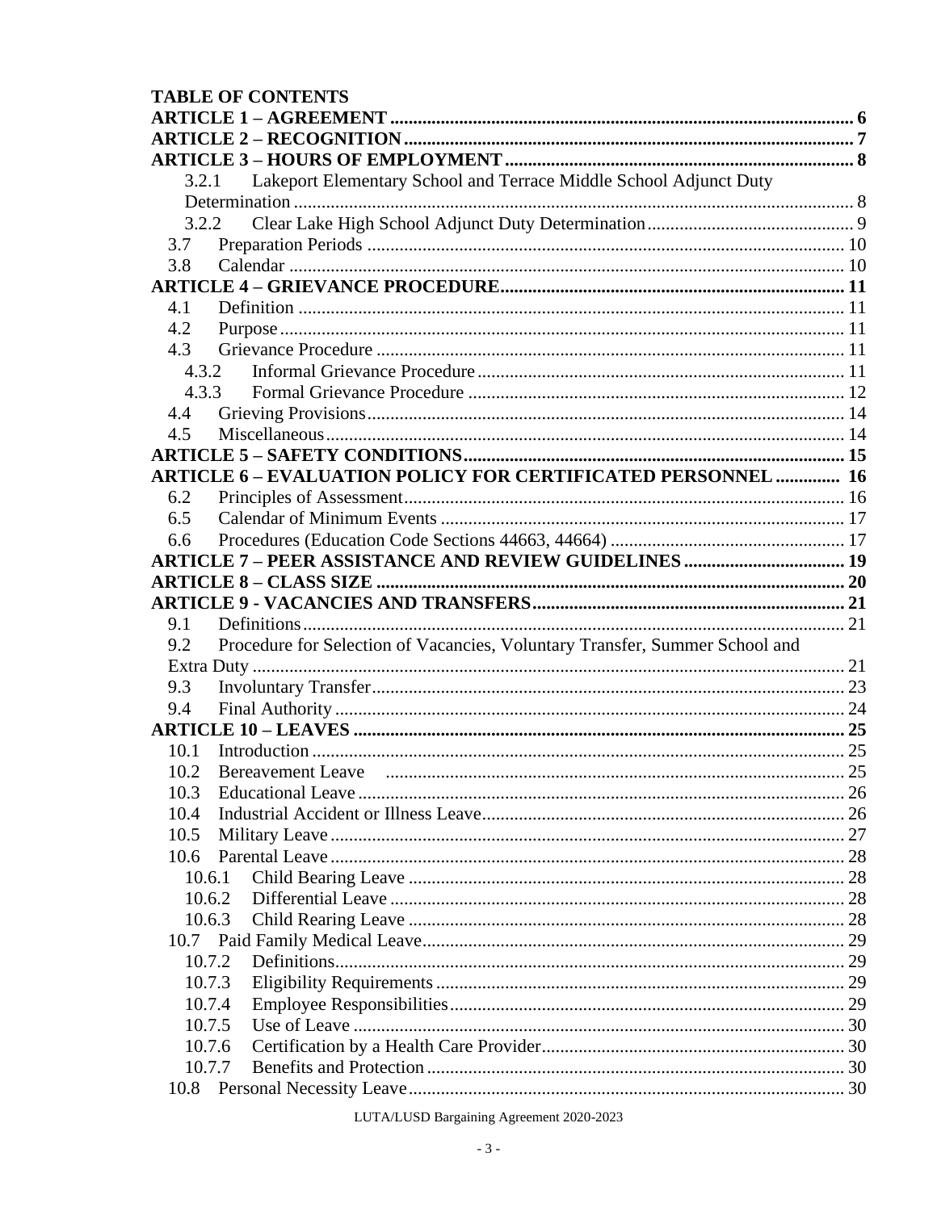**TABLE OF CONTENTS**

**ARTICLE 1 – AGREEMENT** .......... 6

**ARTICLE 2 – RECOGNITION** .......... 7

**ARTICLE 3 – HOURS OF EMPLOYMENT** .......... 8

- 3.2.1 Lakeport Elementary School and Terrace Middle School Adjunct Duty Determination .......... 8
- 3.2.2 Clear Lake High School Adjunct Duty Determination .......... 9
- 3.7 Preparation Periods .......... 10
- 3.8 Calendar .......... 10

**ARTICLE 4 – GRIEVANCE PROCEDURE** .......... 11

- 4.1 Definition .......... 11
- 4.2 Purpose .......... 11
- 4.3 Grievance Procedure .......... 11
  - 4.3.2 Informal Grievance Procedure .......... 11
  - 4.3.3 Formal Grievance Procedure .......... 12
- 4.4 Grieving Provisions .......... 14
- 4.5 Miscellaneous .......... 14

**ARTICLE 5 – SAFETY CONDITIONS** .......... 15

**ARTICLE 6 – EVALUATION POLICY FOR CERTIFICATED PERSONNEL** .......... 16

- 6.2 Principles of Assessment .......... 16
- 6.5 Calendar of Minimum Events .......... 17
- 6.6 Procedures (Education Code Sections 44663, 44664) .......... 17

**ARTICLE 7 – PEER ASSISTANCE AND REVIEW GUIDELINES** .......... 19

**ARTICLE 8 – CLASS SIZE** .......... 20

**ARTICLE 9 - VACANCIES AND TRANSFERS** .......... 21

- 9.1 Definitions .......... 21
- 9.2 Procedure for Selection of Vacancies, Voluntary Transfer, Summer School and Extra Duty .......... 21
- 9.3 Involuntary Transfer .......... 23
- 9.4 Final Authority .......... 24

**ARTICLE 10 – LEAVES** .......... 25

- 10.1 Introduction .......... 25
- 10.2 Bereavement Leave .......... 25
- 10.3 Educational Leave .......... 26
- 10.4 Industrial Accident or Illness Leave .......... 26
- 10.5 Military Leave .......... 27
- 10.6 Parental Leave .......... 28
  - 10.6.1 Child Bearing Leave .......... 28
  - 10.6.2 Differential Leave .......... 28
  - 10.6.3 Child Rearing Leave .......... 28
- 10.7 Paid Family Medical Leave .......... 29
  - 10.7.2 Definitions .......... 29
  - 10.7.3 Eligibility Requirements .......... 29
  - 10.7.4 Employee Responsibilities .......... 29
  - 10.7.5 Use of Leave .......... 30
  - 10.7.6 Certification by a Health Care Provider .......... 30
  - 10.7.7 Benefits and Protection .......... 30
- 10.8 Personal Necessity Leave .......... 30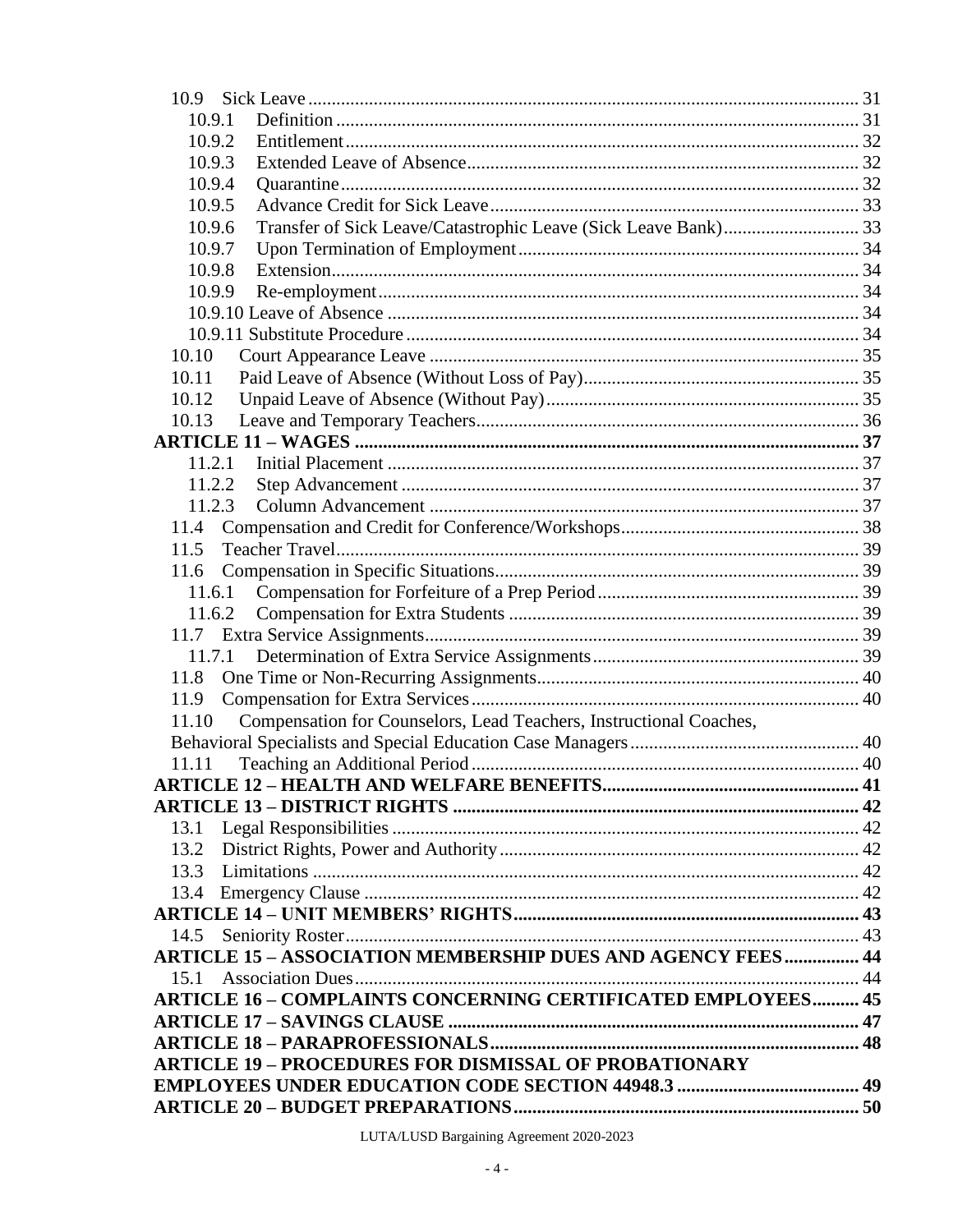10.9 Sick Leave ...................................................................................................... 31
10.9.1 Definition ............................................................................................... 31
10.9.2 Entitlement ............................................................................................ 32
10.9.3 Extended Leave of Absence .................................................................. 32
10.9.4 Quarantine ............................................................................................. 32
10.9.5 Advance Credit for Sick Leave ............................................................. 33
10.9.6 Transfer of Sick Leave/Catastrophic Leave (Sick Leave Bank) ............ 33
10.9.7 Upon Termination of Employment ........................................................ 34
10.9.8 Extension ............................................................................................... 34
10.9.9 Re-employment ..................................................................................... 34
10.9.10 Leave of Absence ................................................................................ 34
10.9.11 Substitute Procedure ........................................................................... 34
10.10 Court Appearance Leave .......................................................................... 35
10.11 Paid Leave of Absence (Without Loss of Pay) ......................................... 35
10.12 Unpaid Leave of Absence (Without Pay) ................................................. 35
10.13 Leave and Temporary Teachers ................................................................ 36

**ARTICLE 11 – WAGES .......................................................................................... 37**

11.2.1 Initial Placement .................................................................................... 37
11.2.2 Step Advancement ................................................................................. 37
11.2.3 Column Advancement ........................................................................... 37
11.4 Compensation and Credit for Conference/Workshops .................................. 38
11.5 Teacher Travel ............................................................................................... 39
11.6 Compensation in Specific Situations ............................................................. 39
11.6.1 Compensation for Forfeiture of a Prep Period ....................................... 39
11.6.2 Compensation for Extra Students .......................................................... 39
11.7 Extra Service Assignments ............................................................................ 39
11.7.1 Determination of Extra Service Assignments ........................................ 39
11.8 One Time or Non-Recurring Assignments .................................................... 40
11.9 Compensation for Extra Services .................................................................. 40
11.10 Compensation for Counselors, Lead Teachers, Instructional Coaches, Behavioral Specialists and Special Education Case Managers ................................................ 40
11.11 Teaching an Additional Period .................................................................. 40

**ARTICLE 12 – HEALTH AND WELFARE BENEFITS ...................................................... 41**

**ARTICLE 13 – DISTRICT RIGHTS ..................................................................................... 42**

13.1 Legal Responsibilities ................................................................................... 42
13.2 District Rights, Power and Authority ............................................................ 42
13.3 Limitations .................................................................................................... 42
13.4 Emergency Clause ......................................................................................... 42

**ARTICLE 14 – UNIT MEMBERS' RIGHTS ......................................................................... 43**

14.5 Seniority Roster ............................................................................................. 43

**ARTICLE 15 – ASSOCIATION MEMBERSHIP DUES AND AGENCY FEES ................ 44**

15.1 Association Dues ........................................................................................... 44

**ARTICLE 16 – COMPLAINTS CONCERNING CERTIFICATED EMPLOYEES .......... 45**

**ARTICLE 17 – SAVINGS CLAUSE ...................................................................................... 47**

**ARTICLE 18 – PARAPROFESSIONALS ............................................................................. 48**

**ARTICLE 19 – PROCEDURES FOR DISMISSAL OF PROBATIONARY EMPLOYEES UNDER EDUCATION CODE SECTION 44948.3 ...................................... 49**

**ARTICLE 20 – BUDGET PREPARATIONS ......................................................................... 50**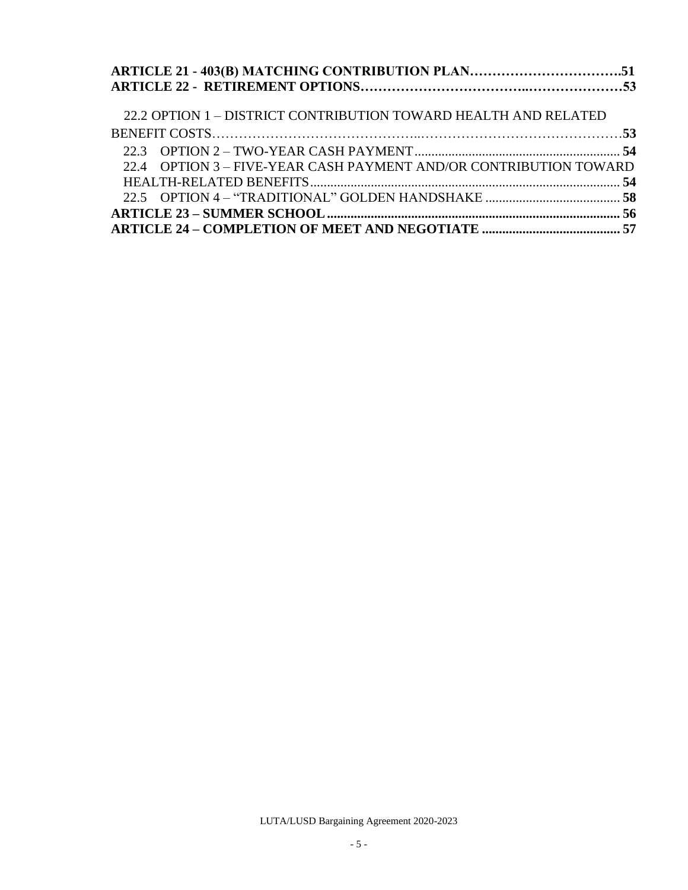**ARTICLE 21 - 403(B) MATCHING CONTRIBUTION PLAN……………………………..51**
**ARTICLE 22 - RETIREMENT OPTIONS……………………………..…………………53**

22.2 OPTION 1 – DISTRICT CONTRIBUTION TOWARD HEALTH AND RELATED BENEFIT COSTS……………………………………..………………………………………**53**
22.3 OPTION 2 – TWO-YEAR CASH PAYMENT............................................................ **54**
22.4 OPTION 3 – FIVE-YEAR CASH PAYMENT AND/OR CONTRIBUTION TOWARD HEALTH-RELATED BENEFITS.......................................................................................... **54**
22.5 OPTION 4 – "TRADITIONAL" GOLDEN HANDSHAKE ....................................... **58**
**ARTICLE 23 – SUMMER SCHOOL...................................................................................... 56**
**ARTICLE 24 – COMPLETION OF MEET AND NEGOTIATE ......................................... 57**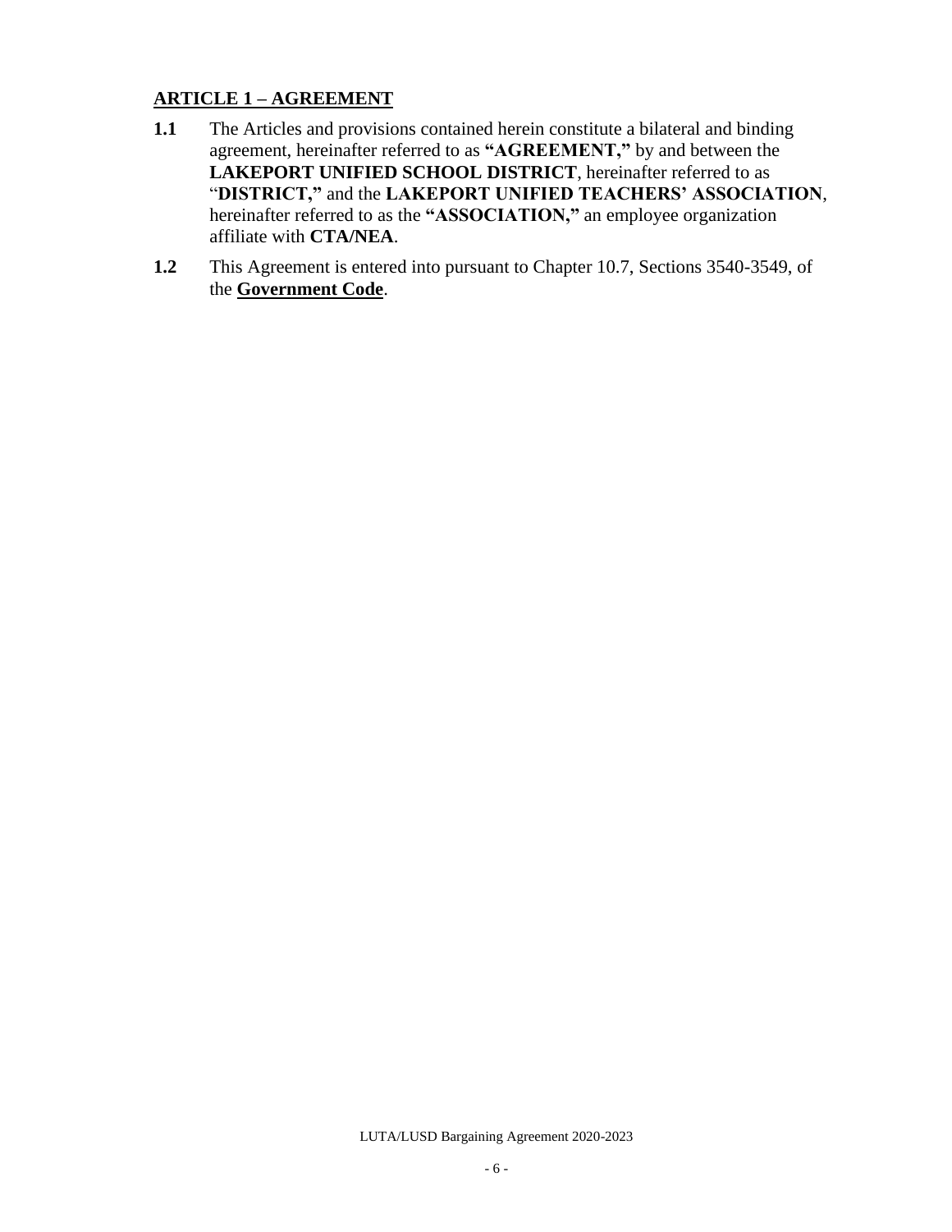## ARTICLE 1 – AGREEMENT

**1.1** The Articles and provisions contained herein constitute a bilateral and binding agreement, hereinafter referred to as **"AGREEMENT,"** by and between the **LAKEPORT UNIFIED SCHOOL DISTRICT**, hereinafter referred to as "**DISTRICT,"** and the **LAKEPORT UNIFIED TEACHERS' ASSOCIATION**, hereinafter referred to as the **"ASSOCIATION,"** an employee organization affiliate with **CTA/NEA**.

**1.2** This Agreement is entered into pursuant to Chapter 10.7, Sections 3540-3549, of the **Government Code**.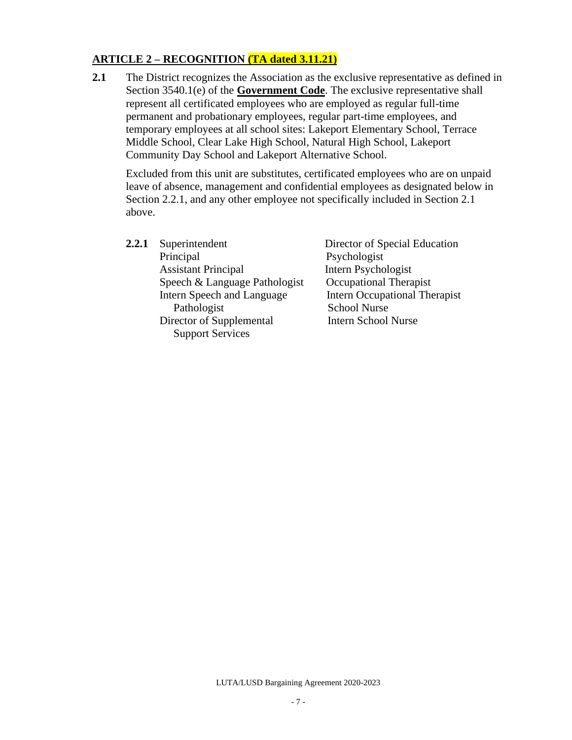## ARTICLE 2 – RECOGNITION (TA dated 3.11.21)

**2.1** The District recognizes the Association as the exclusive representative as defined in Section 3540.1(e) of the **Government Code**. The exclusive representative shall represent all certificated employees who are employed as regular full-time permanent and probationary employees, regular part-time employees, and temporary employees at all school sites: Lakeport Elementary School, Terrace Middle School, Clear Lake High School, Natural High School, Lakeport Community Day School and Lakeport Alternative School.

Excluded from this unit are substitutes, certificated employees who are on unpaid leave of absence, management and confidential employees as designated below in Section 2.2.1, and any other employee not specifically included in Section 2.1 above.

**2.2.1**

- Superintendent
- Principal
- Assistant Principal
- Speech & Language Pathologist
- Intern Speech and Language Pathologist
- Director of Supplemental Support Services
- Director of Special Education
- Psychologist
- Intern Psychologist
- Occupational Therapist
- Intern Occupational Therapist
- School Nurse
- Intern School Nurse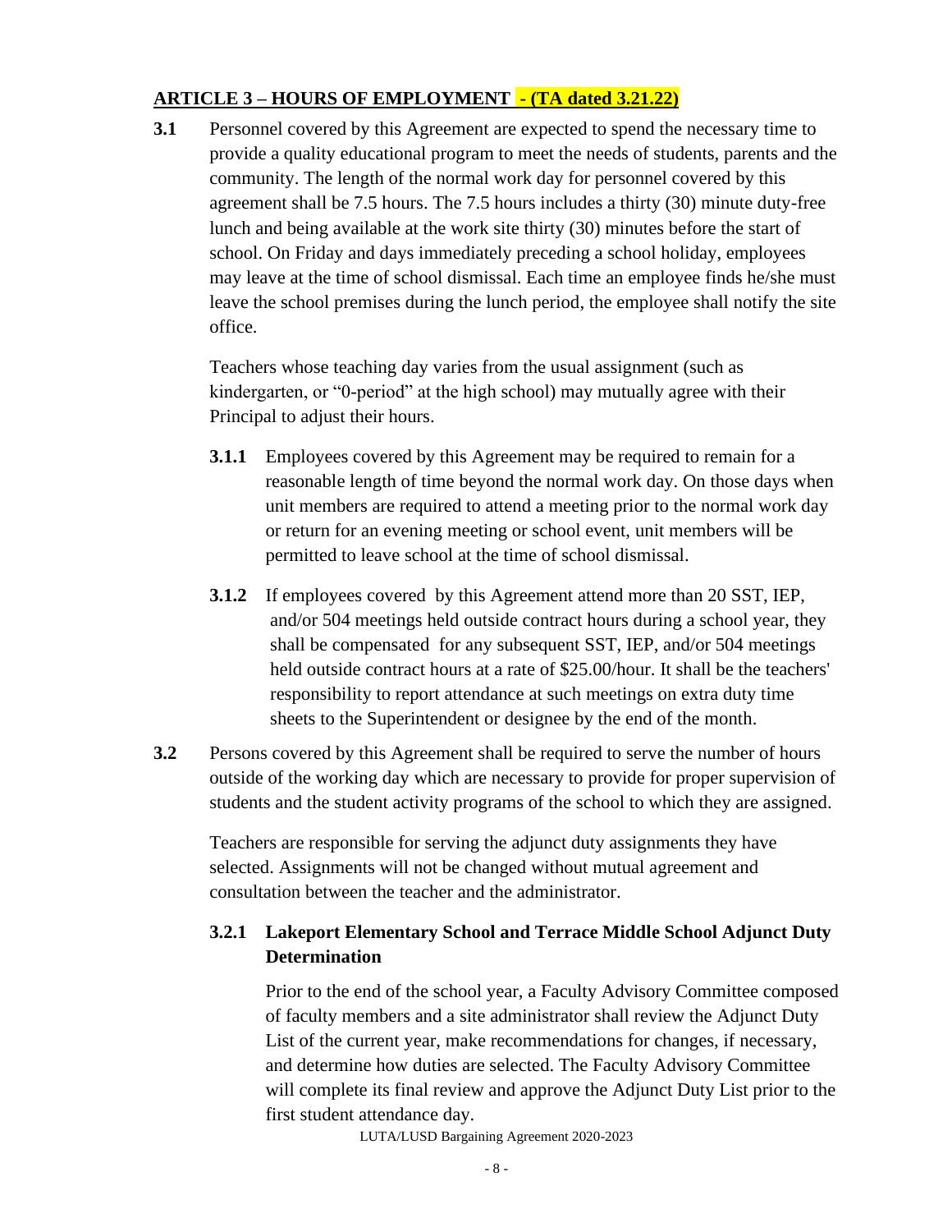## ARTICLE 3 – HOURS OF EMPLOYMENT - (TA dated 3.21.22)

**3.1** Personnel covered by this Agreement are expected to spend the necessary time to provide a quality educational program to meet the needs of students, parents and the community. The length of the normal work day for personnel covered by this agreement shall be 7.5 hours. The 7.5 hours includes a thirty (30) minute duty-free lunch and being available at the work site thirty (30) minutes before the start of school. On Friday and days immediately preceding a school holiday, employees may leave at the time of school dismissal. Each time an employee finds he/she must leave the school premises during the lunch period, the employee shall notify the site office.

Teachers whose teaching day varies from the usual assignment (such as kindergarten, or "0-period" at the high school) may mutually agree with their Principal to adjust their hours.

**3.1.1** Employees covered by this Agreement may be required to remain for a reasonable length of time beyond the normal work day. On those days when unit members are required to attend a meeting prior to the normal work day or return for an evening meeting or school event, unit members will be permitted to leave school at the time of school dismissal.

**3.1.2** If employees covered by this Agreement attend more than 20 SST, IEP, and/or 504 meetings held outside contract hours during a school year, they shall be compensated for any subsequent SST, IEP, and/or 504 meetings held outside contract hours at a rate of $25.00/hour. It shall be the teachers' responsibility to report attendance at such meetings on extra duty time sheets to the Superintendent or designee by the end of the month.

**3.2** Persons covered by this Agreement shall be required to serve the number of hours outside of the working day which are necessary to provide for proper supervision of students and the student activity programs of the school to which they are assigned.

Teachers are responsible for serving the adjunct duty assignments they have selected. Assignments will not be changed without mutual agreement and consultation between the teacher and the administrator.

### 3.2.1 Lakeport Elementary School and Terrace Middle School Adjunct Duty Determination

Prior to the end of the school year, a Faculty Advisory Committee composed of faculty members and a site administrator shall review the Adjunct Duty List of the current year, make recommendations for changes, if necessary, and determine how duties are selected. The Faculty Advisory Committee will complete its final review and approve the Adjunct Duty List prior to the first student attendance day.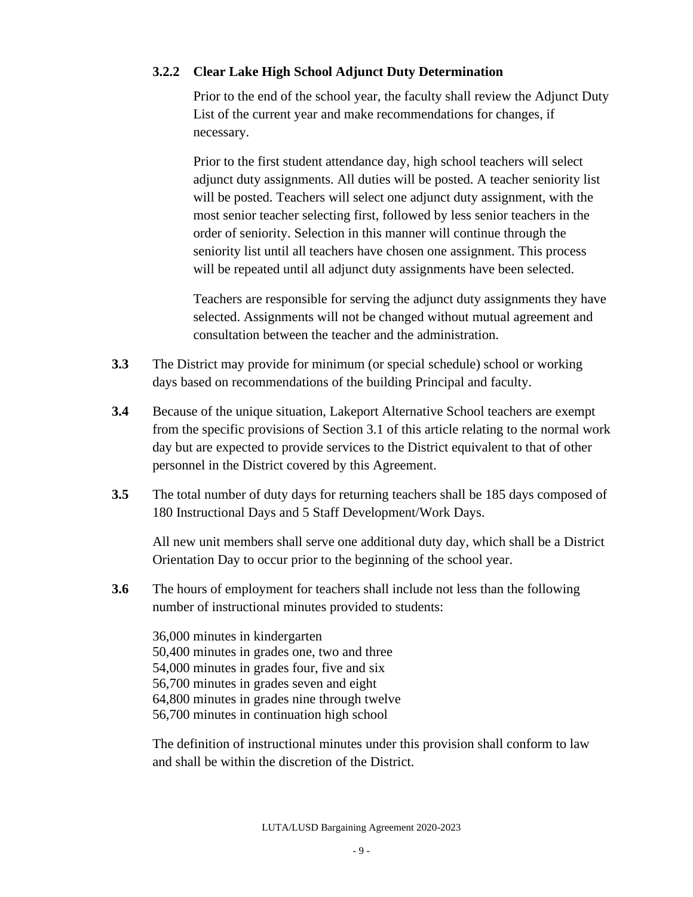### 3.2.2 Clear Lake High School Adjunct Duty Determination

Prior to the end of the school year, the faculty shall review the Adjunct Duty List of the current year and make recommendations for changes, if necessary.

Prior to the first student attendance day, high school teachers will select adjunct duty assignments. All duties will be posted. A teacher seniority list will be posted. Teachers will select one adjunct duty assignment, with the most senior teacher selecting first, followed by less senior teachers in the order of seniority. Selection in this manner will continue through the seniority list until all teachers have chosen one assignment. This process will be repeated until all adjunct duty assignments have been selected.

Teachers are responsible for serving the adjunct duty assignments they have selected. Assignments will not be changed without mutual agreement and consultation between the teacher and the administration.

**3.3** The District may provide for minimum (or special schedule) school or working days based on recommendations of the building Principal and faculty.

**3.4** Because of the unique situation, Lakeport Alternative School teachers are exempt from the specific provisions of Section 3.1 of this article relating to the normal work day but are expected to provide services to the District equivalent to that of other personnel in the District covered by this Agreement.

**3.5** The total number of duty days for returning teachers shall be 185 days composed of 180 Instructional Days and 5 Staff Development/Work Days.

All new unit members shall serve one additional duty day, which shall be a District Orientation Day to occur prior to the beginning of the school year.

**3.6** The hours of employment for teachers shall include not less than the following number of instructional minutes provided to students:

36,000 minutes in kindergarten
50,400 minutes in grades one, two and three
54,000 minutes in grades four, five and six
56,700 minutes in grades seven and eight
64,800 minutes in grades nine through twelve
56,700 minutes in continuation high school

The definition of instructional minutes under this provision shall conform to law and shall be within the discretion of the District.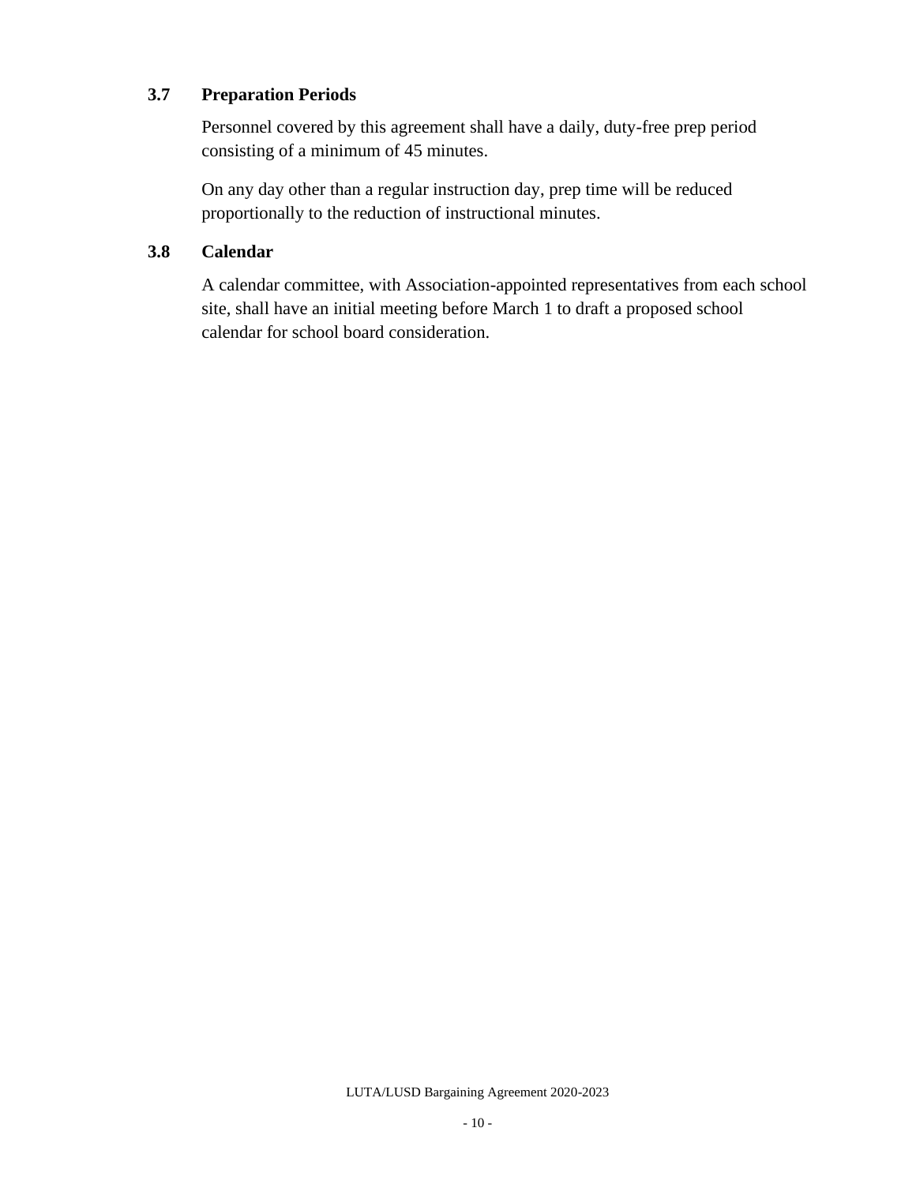### 3.7 Preparation Periods

Personnel covered by this agreement shall have a daily, duty-free prep period consisting of a minimum of 45 minutes.

On any day other than a regular instruction day, prep time will be reduced proportionally to the reduction of instructional minutes.

### 3.8 Calendar

A calendar committee, with Association-appointed representatives from each school site, shall have an initial meeting before March 1 to draft a proposed school calendar for school board consideration.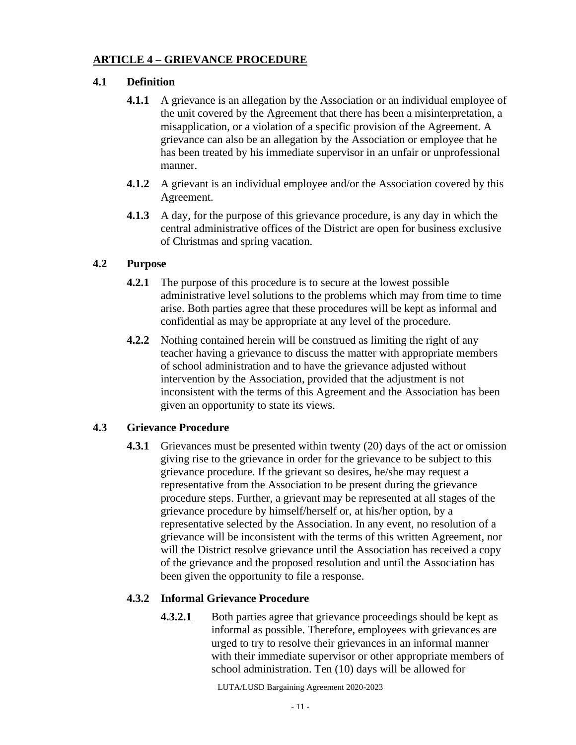## ARTICLE 4 – GRIEVANCE PROCEDURE

### 4.1 Definition

**4.1.1** A grievance is an allegation by the Association or an individual employee of the unit covered by the Agreement that there has been a misinterpretation, a misapplication, or a violation of a specific provision of the Agreement. A grievance can also be an allegation by the Association or employee that he has been treated by his immediate supervisor in an unfair or unprofessional manner.

**4.1.2** A grievant is an individual employee and/or the Association covered by this Agreement.

**4.1.3** A day, for the purpose of this grievance procedure, is any day in which the central administrative offices of the District are open for business exclusive of Christmas and spring vacation.

### 4.2 Purpose

**4.2.1** The purpose of this procedure is to secure at the lowest possible administrative level solutions to the problems which may from time to time arise. Both parties agree that these procedures will be kept as informal and confidential as may be appropriate at any level of the procedure.

**4.2.2** Nothing contained herein will be construed as limiting the right of any teacher having a grievance to discuss the matter with appropriate members of school administration and to have the grievance adjusted without intervention by the Association, provided that the adjustment is not inconsistent with the terms of this Agreement and the Association has been given an opportunity to state its views.

### 4.3 Grievance Procedure

**4.3.1** Grievances must be presented within twenty (20) days of the act or omission giving rise to the grievance in order for the grievance to be subject to this grievance procedure. If the grievant so desires, he/she may request a representative from the Association to be present during the grievance procedure steps. Further, a grievant may be represented at all stages of the grievance procedure by himself/herself or, at his/her option, by a representative selected by the Association. In any event, no resolution of a grievance will be inconsistent with the terms of this written Agreement, nor will the District resolve grievance until the Association has received a copy of the grievance and the proposed resolution and until the Association has been given the opportunity to file a response.

#### 4.3.2 Informal Grievance Procedure

**4.3.2.1** Both parties agree that grievance proceedings should be kept as informal as possible. Therefore, employees with grievances are urged to try to resolve their grievances in an informal manner with their immediate supervisor or other appropriate members of school administration. Ten (10) days will be allowed for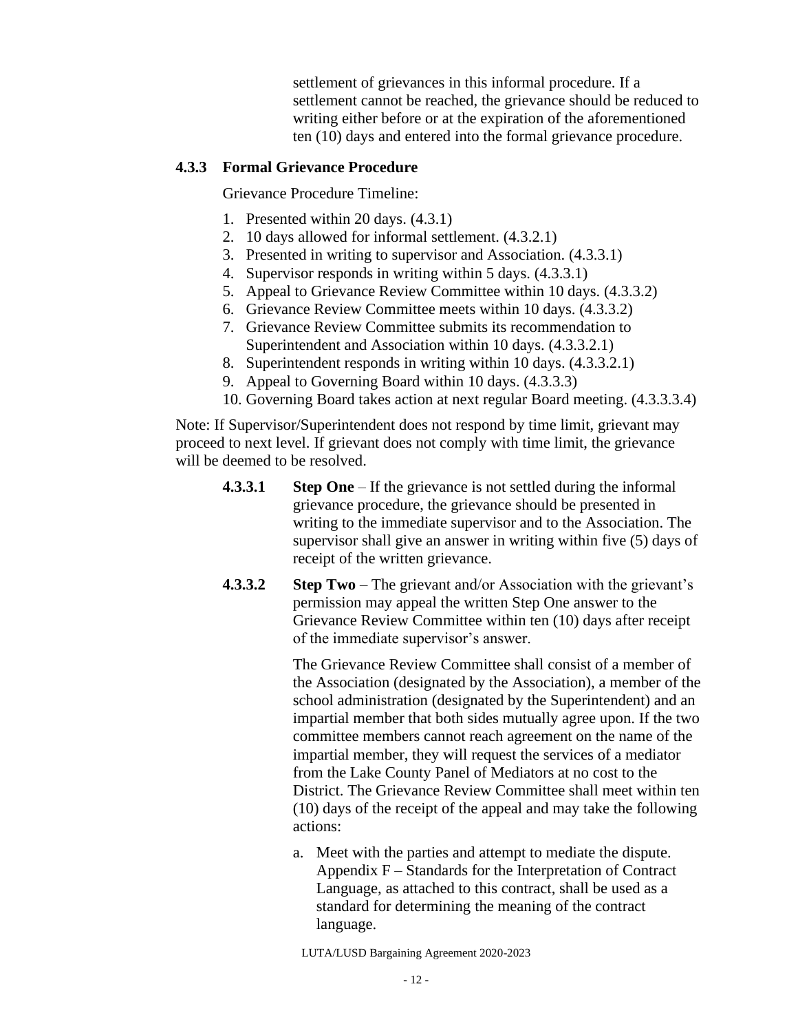settlement of grievances in this informal procedure. If a settlement cannot be reached, the grievance should be reduced to writing either before or at the expiration of the aforementioned ten (10) days and entered into the formal grievance procedure.

### 4.3.3 Formal Grievance Procedure

Grievance Procedure Timeline:

1. Presented within 20 days. (4.3.1)
2. 10 days allowed for informal settlement. (4.3.2.1)
3. Presented in writing to supervisor and Association. (4.3.3.1)
4. Supervisor responds in writing within 5 days. (4.3.3.1)
5. Appeal to Grievance Review Committee within 10 days. (4.3.3.2)
6. Grievance Review Committee meets within 10 days. (4.3.3.2)
7. Grievance Review Committee submits its recommendation to Superintendent and Association within 10 days. (4.3.3.2.1)
8. Superintendent responds in writing within 10 days. (4.3.3.2.1)
9. Appeal to Governing Board within 10 days. (4.3.3.3)
10. Governing Board takes action at next regular Board meeting. (4.3.3.3.4)

Note: If Supervisor/Superintendent does not respond by time limit, grievant may proceed to next level. If grievant does not comply with time limit, the grievance will be deemed to be resolved.

**4.3.3.1** **Step One** – If the grievance is not settled during the informal grievance procedure, the grievance should be presented in writing to the immediate supervisor and to the Association. The supervisor shall give an answer in writing within five (5) days of receipt of the written grievance.

**4.3.3.2** **Step Two** – The grievant and/or Association with the grievant's permission may appeal the written Step One answer to the Grievance Review Committee within ten (10) days after receipt of the immediate supervisor's answer.

The Grievance Review Committee shall consist of a member of the Association (designated by the Association), a member of the school administration (designated by the Superintendent) and an impartial member that both sides mutually agree upon. If the two committee members cannot reach agreement on the name of the impartial member, they will request the services of a mediator from the Lake County Panel of Mediators at no cost to the District. The Grievance Review Committee shall meet within ten (10) days of the receipt of the appeal and may take the following actions:

a. Meet with the parties and attempt to mediate the dispute. Appendix F – Standards for the Interpretation of Contract Language, as attached to this contract, shall be used as a standard for determining the meaning of the contract language.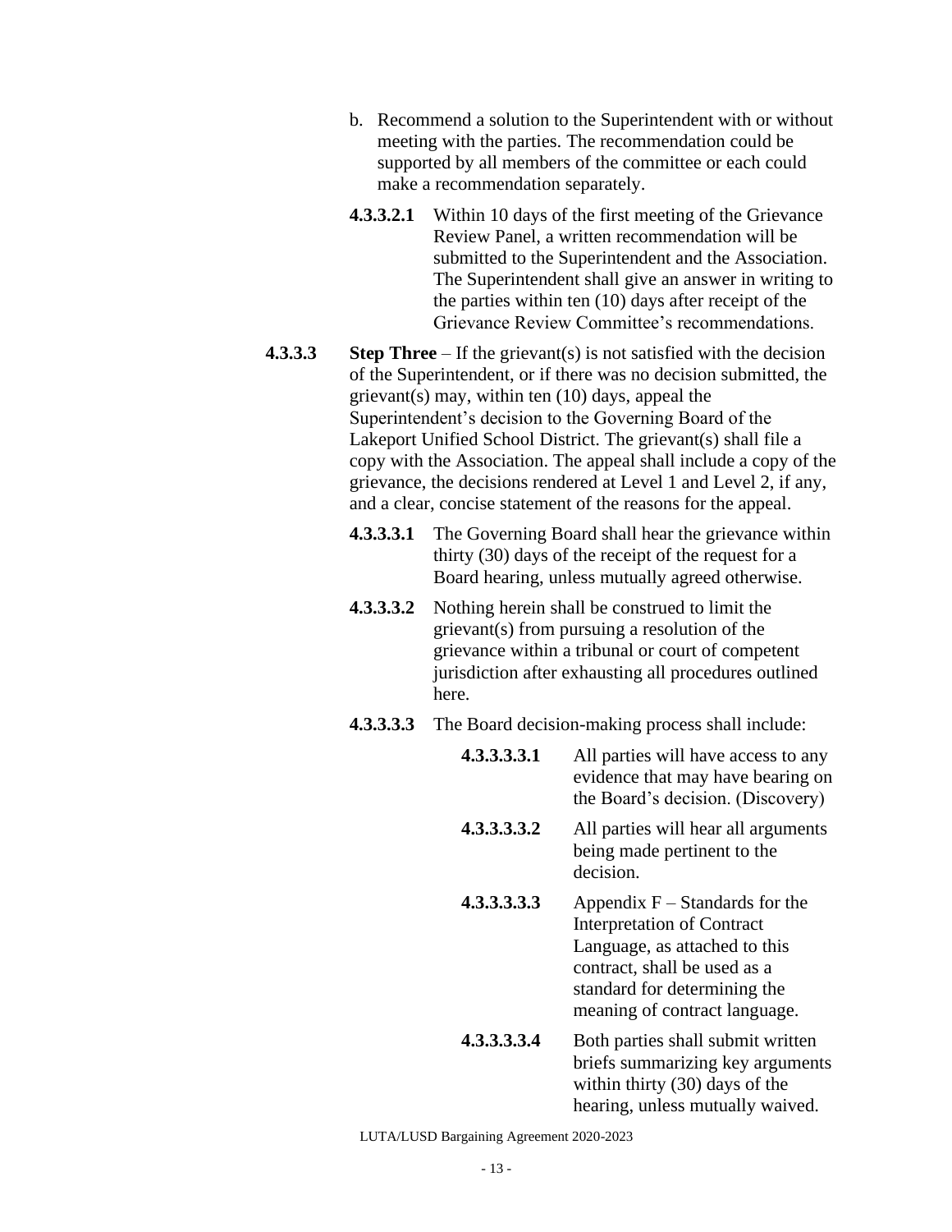b. Recommend a solution to the Superintendent with or without meeting with the parties. The recommendation could be supported by all members of the committee or each could make a recommendation separately.

**4.3.3.2.1** Within 10 days of the first meeting of the Grievance Review Panel, a written recommendation will be submitted to the Superintendent and the Association. The Superintendent shall give an answer in writing to the parties within ten (10) days after receipt of the Grievance Review Committee's recommendations.

**4.3.3.3** **Step Three** – If the grievant(s) is not satisfied with the decision of the Superintendent, or if there was no decision submitted, the grievant(s) may, within ten (10) days, appeal the Superintendent's decision to the Governing Board of the Lakeport Unified School District. The grievant(s) shall file a copy with the Association. The appeal shall include a copy of the grievance, the decisions rendered at Level 1 and Level 2, if any, and a clear, concise statement of the reasons for the appeal.

**4.3.3.3.1** The Governing Board shall hear the grievance within thirty (30) days of the receipt of the request for a Board hearing, unless mutually agreed otherwise.

**4.3.3.3.2** Nothing herein shall be construed to limit the grievant(s) from pursuing a resolution of the grievance within a tribunal or court of competent jurisdiction after exhausting all procedures outlined here.

**4.3.3.3.3** The Board decision-making process shall include:

**4.3.3.3.3.1** All parties will have access to any evidence that may have bearing on the Board's decision. (Discovery)

**4.3.3.3.3.2** All parties will hear all arguments being made pertinent to the decision.

**4.3.3.3.3.3** Appendix F – Standards for the Interpretation of Contract Language, as attached to this contract, shall be used as a standard for determining the meaning of contract language.

**4.3.3.3.3.4** Both parties shall submit written briefs summarizing key arguments within thirty (30) days of the hearing, unless mutually waived.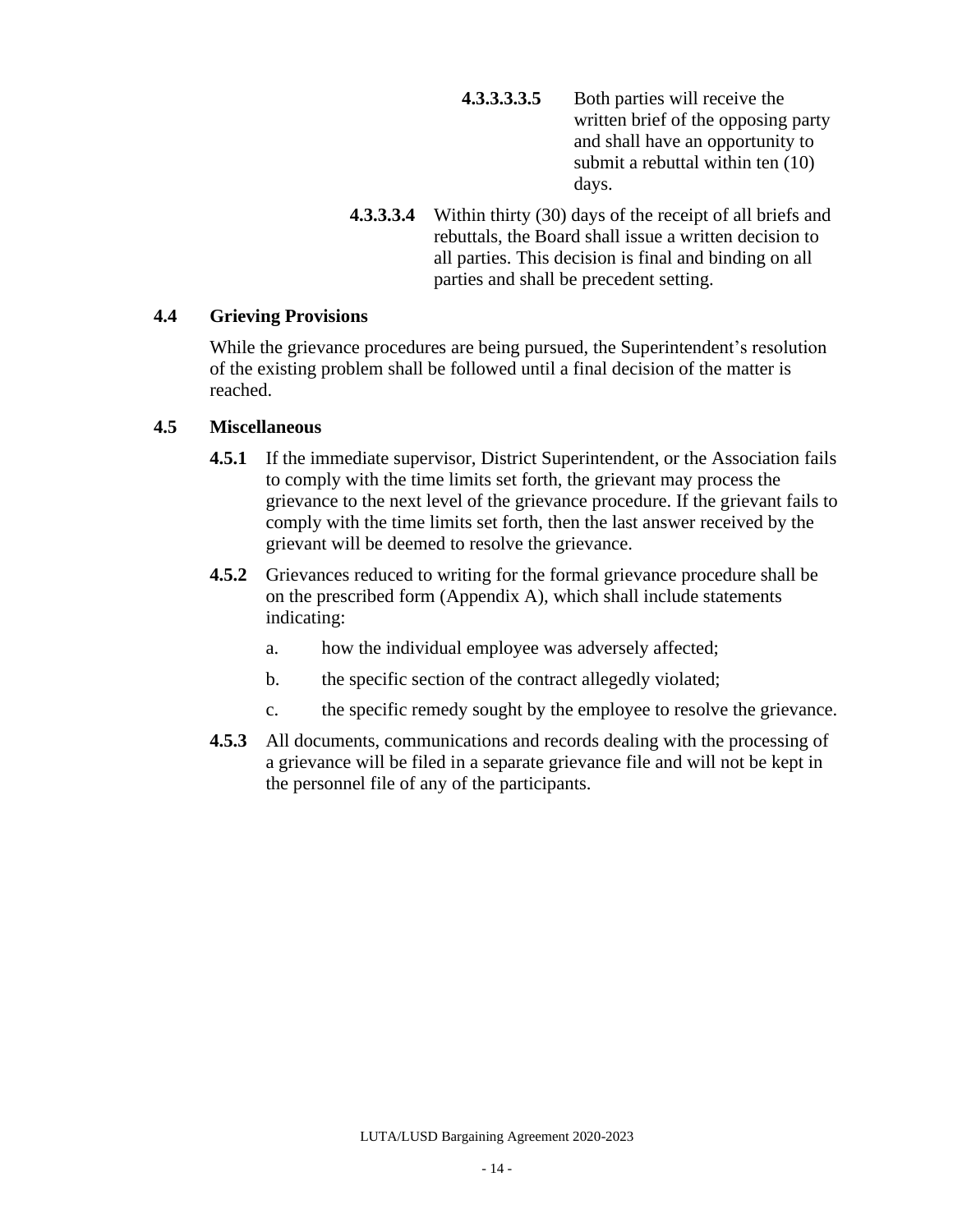**4.3.3.3.3.5** Both parties will receive the written brief of the opposing party and shall have an opportunity to submit a rebuttal within ten (10) days.

**4.3.3.3.4** Within thirty (30) days of the receipt of all briefs and rebuttals, the Board shall issue a written decision to all parties. This decision is final and binding on all parties and shall be precedent setting.

## 4.4 Grieving Provisions

While the grievance procedures are being pursued, the Superintendent's resolution of the existing problem shall be followed until a final decision of the matter is reached.

## 4.5 Miscellaneous

**4.5.1** If the immediate supervisor, District Superintendent, or the Association fails to comply with the time limits set forth, the grievant may process the grievance to the next level of the grievance procedure. If the grievant fails to comply with the time limits set forth, then the last answer received by the grievant will be deemed to resolve the grievance.

**4.5.2** Grievances reduced to writing for the formal grievance procedure shall be on the prescribed form (Appendix A), which shall include statements indicating:

a. how the individual employee was adversely affected;

b. the specific section of the contract allegedly violated;

c. the specific remedy sought by the employee to resolve the grievance.

**4.5.3** All documents, communications and records dealing with the processing of a grievance will be filed in a separate grievance file and will not be kept in the personnel file of any of the participants.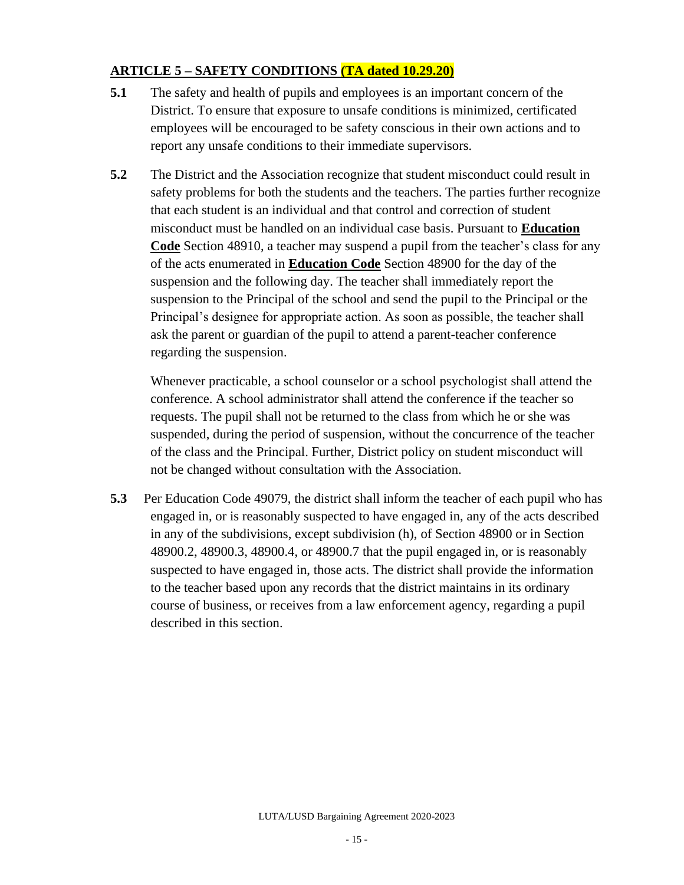## ARTICLE 5 – SAFETY CONDITIONS (TA dated 10.29.20)

**5.1** The safety and health of pupils and employees is an important concern of the District. To ensure that exposure to unsafe conditions is minimized, certificated employees will be encouraged to be safety conscious in their own actions and to report any unsafe conditions to their immediate supervisors.

**5.2** The District and the Association recognize that student misconduct could result in safety problems for both the students and the teachers. The parties further recognize that each student is an individual and that control and correction of student misconduct must be handled on an individual case basis. Pursuant to **Education Code** Section 48910, a teacher may suspend a pupil from the teacher's class for any of the acts enumerated in **Education Code** Section 48900 for the day of the suspension and the following day. The teacher shall immediately report the suspension to the Principal of the school and send the pupil to the Principal or the Principal's designee for appropriate action. As soon as possible, the teacher shall ask the parent or guardian of the pupil to attend a parent-teacher conference regarding the suspension.

Whenever practicable, a school counselor or a school psychologist shall attend the conference. A school administrator shall attend the conference if the teacher so requests. The pupil shall not be returned to the class from which he or she was suspended, during the period of suspension, without the concurrence of the teacher of the class and the Principal. Further, District policy on student misconduct will not be changed without consultation with the Association.

**5.3** Per Education Code 49079, the district shall inform the teacher of each pupil who has engaged in, or is reasonably suspected to have engaged in, any of the acts described in any of the subdivisions, except subdivision (h), of Section 48900 or in Section 48900.2, 48900.3, 48900.4, or 48900.7 that the pupil engaged in, or is reasonably suspected to have engaged in, those acts. The district shall provide the information to the teacher based upon any records that the district maintains in its ordinary course of business, or receives from a law enforcement agency, regarding a pupil described in this section.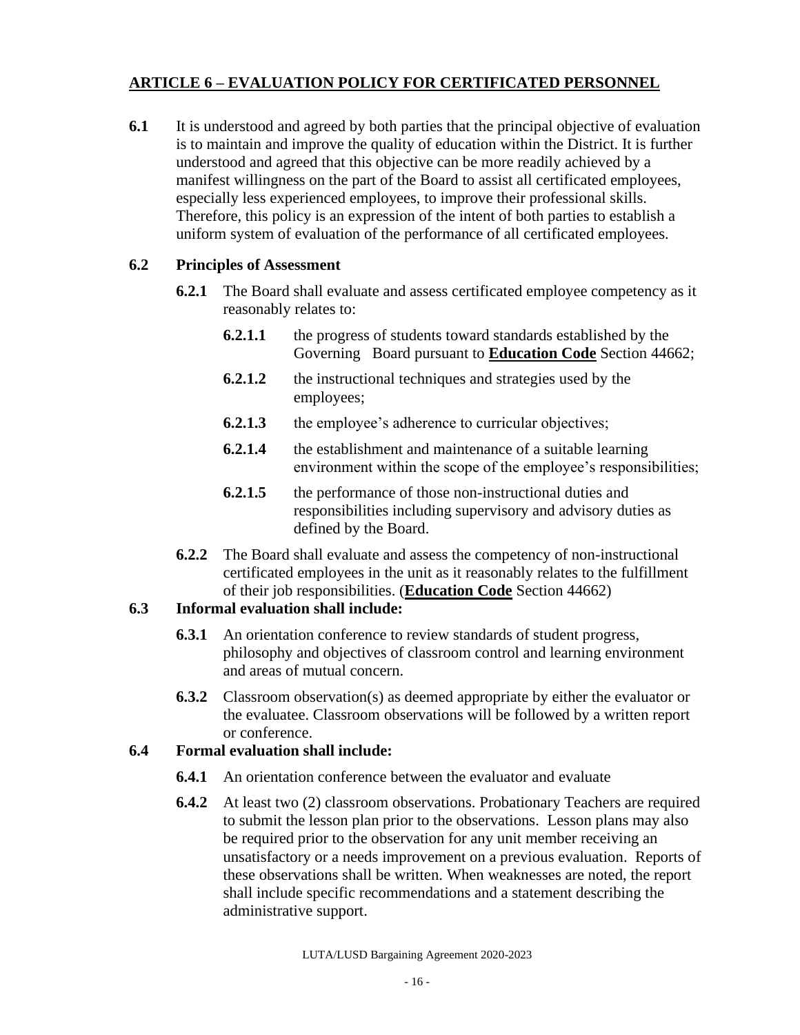## ARTICLE 6 – EVALUATION POLICY FOR CERTIFICATED PERSONNEL

**6.1** It is understood and agreed by both parties that the principal objective of evaluation is to maintain and improve the quality of education within the District. It is further understood and agreed that this objective can be more readily achieved by a manifest willingness on the part of the Board to assist all certificated employees, especially less experienced employees, to improve their professional skills. Therefore, this policy is an expression of the intent of both parties to establish a uniform system of evaluation of the performance of all certificated employees.

**6.2 Principles of Assessment**

**6.2.1** The Board shall evaluate and assess certificated employee competency as it reasonably relates to:

**6.2.1.1** the progress of students toward standards established by the Governing Board pursuant to **Education Code** Section 44662;

**6.2.1.2** the instructional techniques and strategies used by the employees;

**6.2.1.3** the employee's adherence to curricular objectives;

**6.2.1.4** the establishment and maintenance of a suitable learning environment within the scope of the employee's responsibilities;

**6.2.1.5** the performance of those non-instructional duties and responsibilities including supervisory and advisory duties as defined by the Board.

**6.2.2** The Board shall evaluate and assess the competency of non-instructional certificated employees in the unit as it reasonably relates to the fulfillment of their job responsibilities. (**Education Code** Section 44662)

**6.3 Informal evaluation shall include:**

**6.3.1** An orientation conference to review standards of student progress, philosophy and objectives of classroom control and learning environment and areas of mutual concern.

**6.3.2** Classroom observation(s) as deemed appropriate by either the evaluator or the evaluatee. Classroom observations will be followed by a written report or conference.

**6.4 Formal evaluation shall include:**

**6.4.1** An orientation conference between the evaluator and evaluate

**6.4.2** At least two (2) classroom observations. Probationary Teachers are required to submit the lesson plan prior to the observations. Lesson plans may also be required prior to the observation for any unit member receiving an unsatisfactory or a needs improvement on a previous evaluation. Reports of these observations shall be written. When weaknesses are noted, the report shall include specific recommendations and a statement describing the administrative support.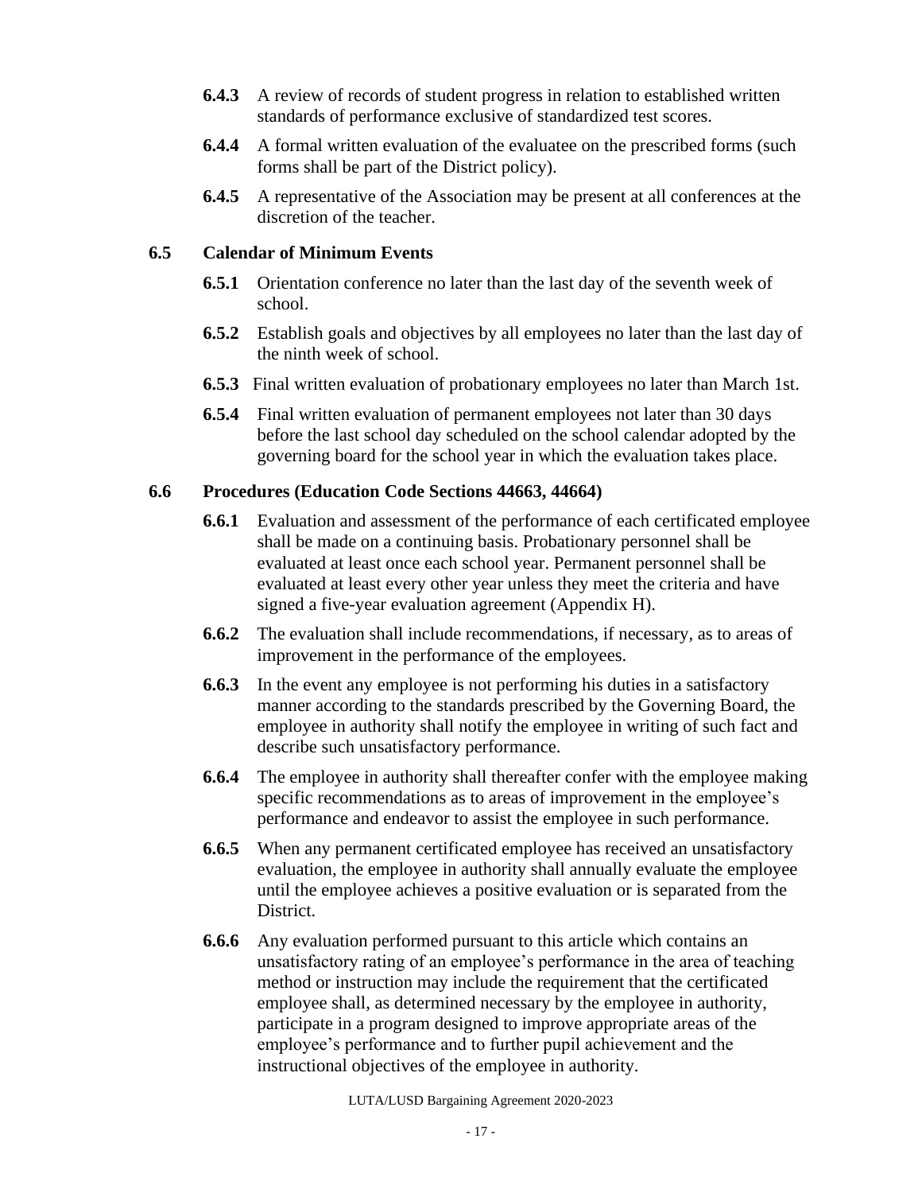**6.4.3** A review of records of student progress in relation to established written standards of performance exclusive of standardized test scores.

**6.4.4** A formal written evaluation of the evaluatee on the prescribed forms (such forms shall be part of the District policy).

**6.4.5** A representative of the Association may be present at all conferences at the discretion of the teacher.

### 6.5 Calendar of Minimum Events

**6.5.1** Orientation conference no later than the last day of the seventh week of school.

**6.5.2** Establish goals and objectives by all employees no later than the last day of the ninth week of school.

**6.5.3** Final written evaluation of probationary employees no later than March 1st.

**6.5.4** Final written evaluation of permanent employees not later than 30 days before the last school day scheduled on the school calendar adopted by the governing board for the school year in which the evaluation takes place.

### 6.6 Procedures (Education Code Sections 44663, 44664)

**6.6.1** Evaluation and assessment of the performance of each certificated employee shall be made on a continuing basis. Probationary personnel shall be evaluated at least once each school year. Permanent personnel shall be evaluated at least every other year unless they meet the criteria and have signed a five-year evaluation agreement (Appendix H).

**6.6.2** The evaluation shall include recommendations, if necessary, as to areas of improvement in the performance of the employees.

**6.6.3** In the event any employee is not performing his duties in a satisfactory manner according to the standards prescribed by the Governing Board, the employee in authority shall notify the employee in writing of such fact and describe such unsatisfactory performance.

**6.6.4** The employee in authority shall thereafter confer with the employee making specific recommendations as to areas of improvement in the employee's performance and endeavor to assist the employee in such performance.

**6.6.5** When any permanent certificated employee has received an unsatisfactory evaluation, the employee in authority shall annually evaluate the employee until the employee achieves a positive evaluation or is separated from the District.

**6.6.6** Any evaluation performed pursuant to this article which contains an unsatisfactory rating of an employee's performance in the area of teaching method or instruction may include the requirement that the certificated employee shall, as determined necessary by the employee in authority, participate in a program designed to improve appropriate areas of the employee's performance and to further pupil achievement and the instructional objectives of the employee in authority.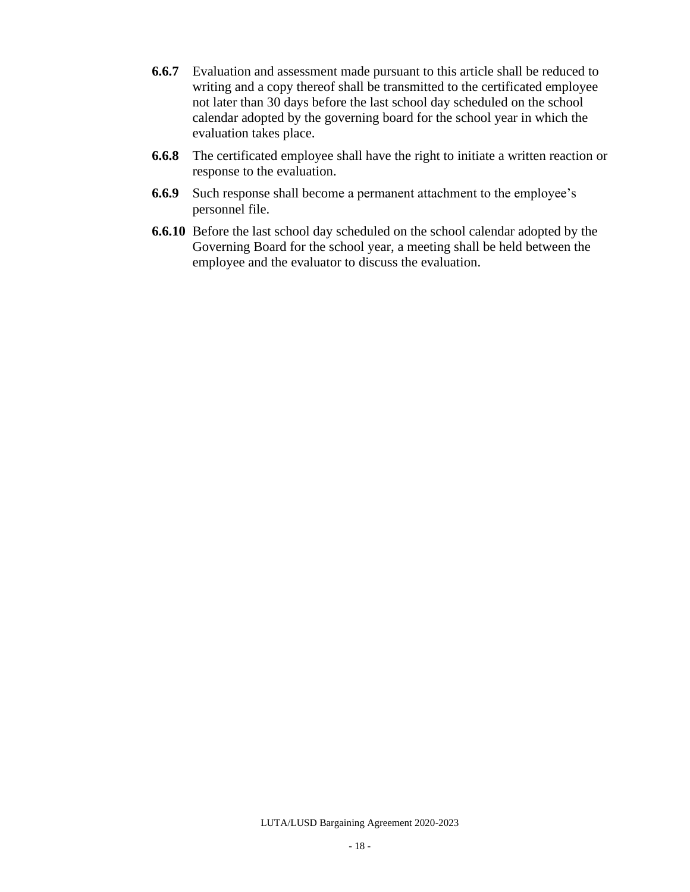**6.6.7** Evaluation and assessment made pursuant to this article shall be reduced to writing and a copy thereof shall be transmitted to the certificated employee not later than 30 days before the last school day scheduled on the school calendar adopted by the governing board for the school year in which the evaluation takes place.

**6.6.8** The certificated employee shall have the right to initiate a written reaction or response to the evaluation.

**6.6.9** Such response shall become a permanent attachment to the employee's personnel file.

**6.6.10** Before the last school day scheduled on the school calendar adopted by the Governing Board for the school year, a meeting shall be held between the employee and the evaluator to discuss the evaluation.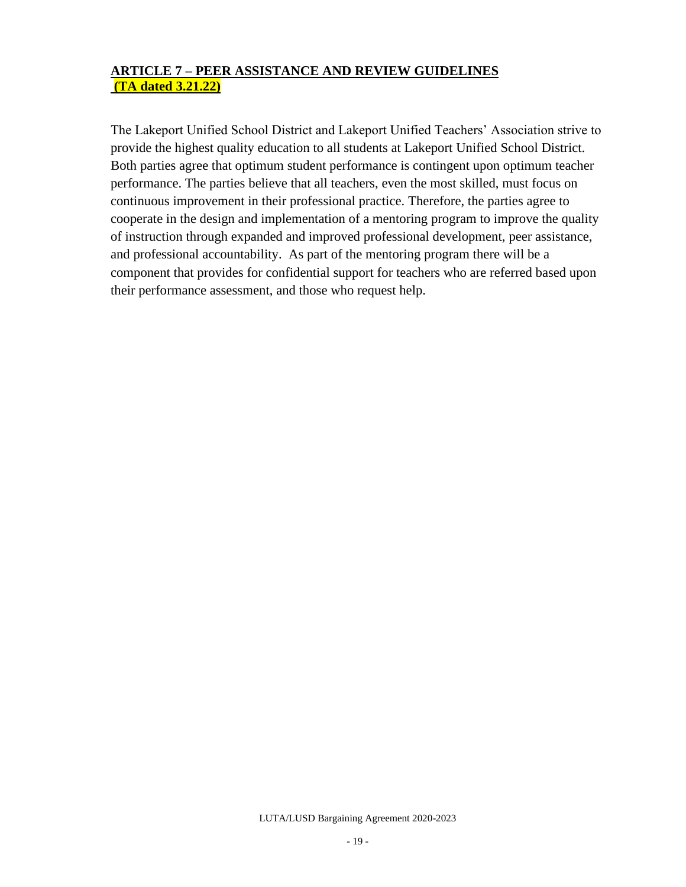## ARTICLE 7 – PEER ASSISTANCE AND REVIEW GUIDELINES (TA dated 3.21.22)

The Lakeport Unified School District and Lakeport Unified Teachers' Association strive to provide the highest quality education to all students at Lakeport Unified School District. Both parties agree that optimum student performance is contingent upon optimum teacher performance. The parties believe that all teachers, even the most skilled, must focus on continuous improvement in their professional practice. Therefore, the parties agree to cooperate in the design and implementation of a mentoring program to improve the quality of instruction through expanded and improved professional development, peer assistance, and professional accountability. As part of the mentoring program there will be a component that provides for confidential support for teachers who are referred based upon their performance assessment, and those who request help.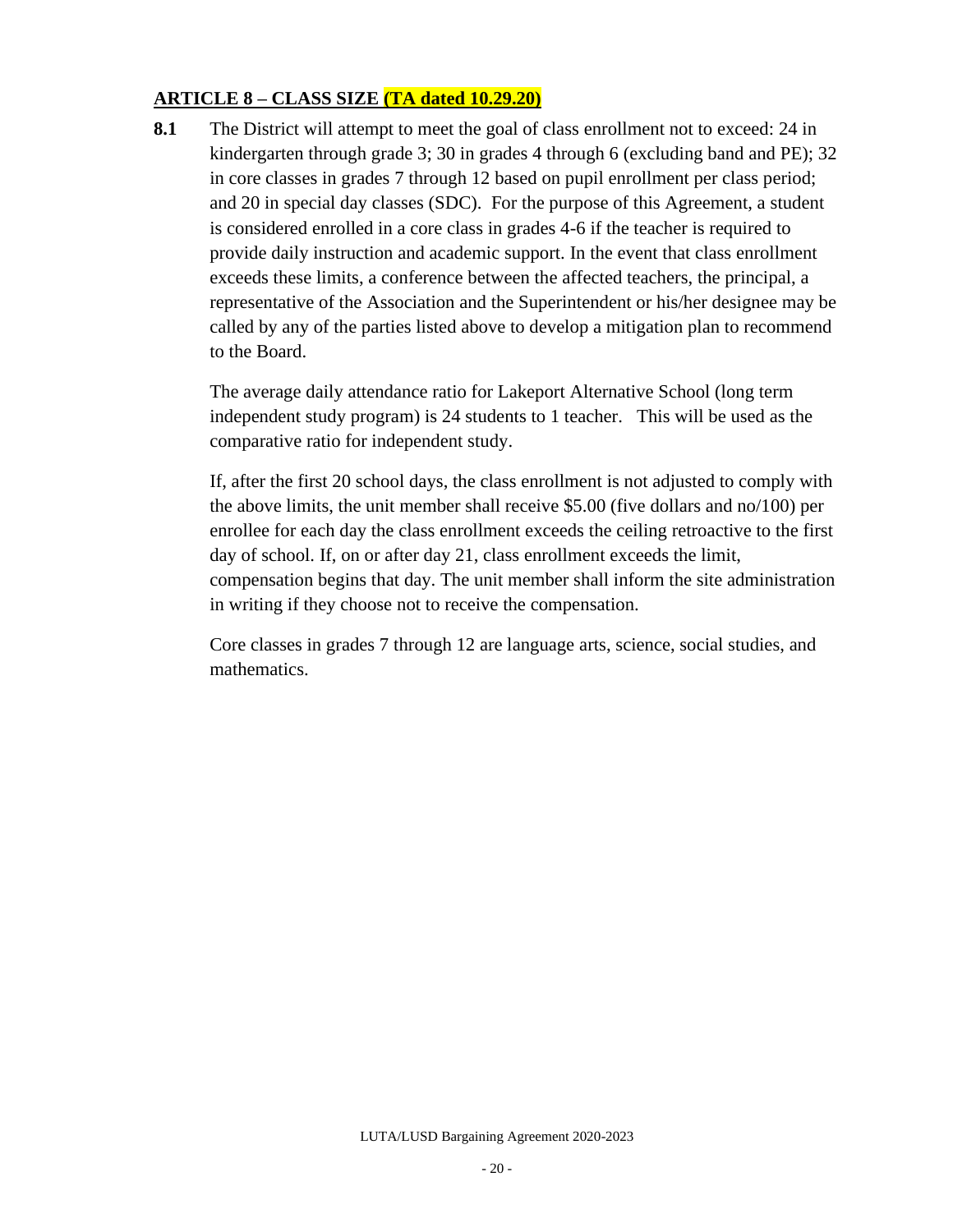## ARTICLE 8 – CLASS SIZE (TA dated 10.29.20)

**8.1** The District will attempt to meet the goal of class enrollment not to exceed: 24 in kindergarten through grade 3; 30 in grades 4 through 6 (excluding band and PE); 32 in core classes in grades 7 through 12 based on pupil enrollment per class period; and 20 in special day classes (SDC). For the purpose of this Agreement, a student is considered enrolled in a core class in grades 4-6 if the teacher is required to provide daily instruction and academic support. In the event that class enrollment exceeds these limits, a conference between the affected teachers, the principal, a representative of the Association and the Superintendent or his/her designee may be called by any of the parties listed above to develop a mitigation plan to recommend to the Board.

The average daily attendance ratio for Lakeport Alternative School (long term independent study program) is 24 students to 1 teacher. This will be used as the comparative ratio for independent study.

If, after the first 20 school days, the class enrollment is not adjusted to comply with the above limits, the unit member shall receive $5.00 (five dollars and no/100) per enrollee for each day the class enrollment exceeds the ceiling retroactive to the first day of school. If, on or after day 21, class enrollment exceeds the limit, compensation begins that day. The unit member shall inform the site administration in writing if they choose not to receive the compensation.

Core classes in grades 7 through 12 are language arts, science, social studies, and mathematics.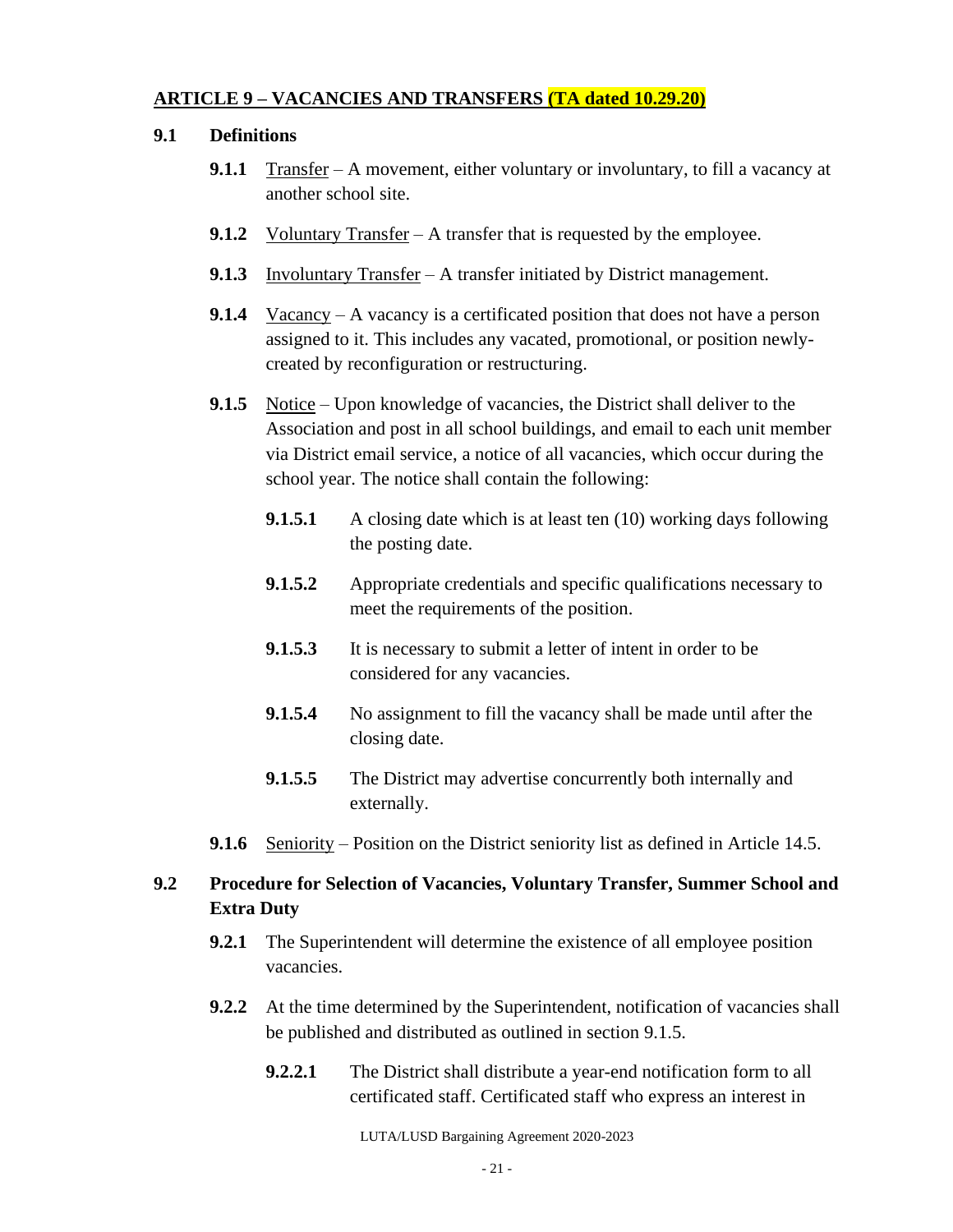## ARTICLE 9 – VACANCIES AND TRANSFERS (TA dated 10.29.20)

**9.1 Definitions**

**9.1.1** Transfer – A movement, either voluntary or involuntary, to fill a vacancy at another school site.

**9.1.2** Voluntary Transfer – A transfer that is requested by the employee.

**9.1.3** Involuntary Transfer – A transfer initiated by District management.

**9.1.4** Vacancy – A vacancy is a certificated position that does not have a person assigned to it. This includes any vacated, promotional, or position newly-created by reconfiguration or restructuring.

**9.1.5** Notice – Upon knowledge of vacancies, the District shall deliver to the Association and post in all school buildings, and email to each unit member via District email service, a notice of all vacancies, which occur during the school year. The notice shall contain the following:

**9.1.5.1** A closing date which is at least ten (10) working days following the posting date.

**9.1.5.2** Appropriate credentials and specific qualifications necessary to meet the requirements of the position.

**9.1.5.3** It is necessary to submit a letter of intent in order to be considered for any vacancies.

**9.1.5.4** No assignment to fill the vacancy shall be made until after the closing date.

**9.1.5.5** The District may advertise concurrently both internally and externally.

**9.1.6** Seniority – Position on the District seniority list as defined in Article 14.5.

**9.2 Procedure for Selection of Vacancies, Voluntary Transfer, Summer School and Extra Duty**

**9.2.1** The Superintendent will determine the existence of all employee position vacancies.

**9.2.2** At the time determined by the Superintendent, notification of vacancies shall be published and distributed as outlined in section 9.1.5.

**9.2.2.1** The District shall distribute a year-end notification form to all certificated staff. Certificated staff who express an interest in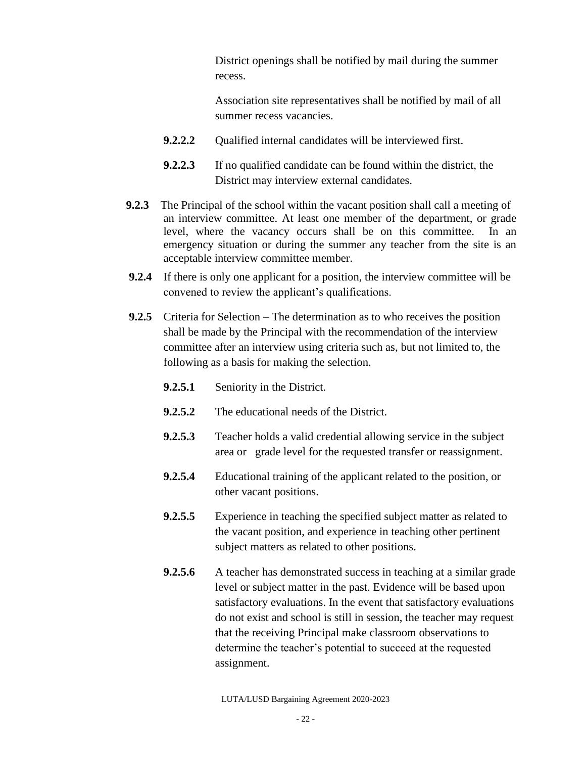District openings shall be notified by mail during the summer recess.

Association site representatives shall be notified by mail of all summer recess vacancies.

**9.2.2.2** Qualified internal candidates will be interviewed first.

**9.2.2.3** If no qualified candidate can be found within the district, the District may interview external candidates.

**9.2.3** The Principal of the school within the vacant position shall call a meeting of an interview committee. At least one member of the department, or grade level, where the vacancy occurs shall be on this committee. In an emergency situation or during the summer any teacher from the site is an acceptable interview committee member.

**9.2.4** If there is only one applicant for a position, the interview committee will be convened to review the applicant's qualifications.

**9.2.5** Criteria for Selection – The determination as to who receives the position shall be made by the Principal with the recommendation of the interview committee after an interview using criteria such as, but not limited to, the following as a basis for making the selection.

**9.2.5.1** Seniority in the District.

**9.2.5.2** The educational needs of the District.

**9.2.5.3** Teacher holds a valid credential allowing service in the subject area or grade level for the requested transfer or reassignment.

**9.2.5.4** Educational training of the applicant related to the position, or other vacant positions.

**9.2.5.5** Experience in teaching the specified subject matter as related to the vacant position, and experience in teaching other pertinent subject matters as related to other positions.

**9.2.5.6** A teacher has demonstrated success in teaching at a similar grade level or subject matter in the past. Evidence will be based upon satisfactory evaluations. In the event that satisfactory evaluations do not exist and school is still in session, the teacher may request that the receiving Principal make classroom observations to determine the teacher's potential to succeed at the requested assignment.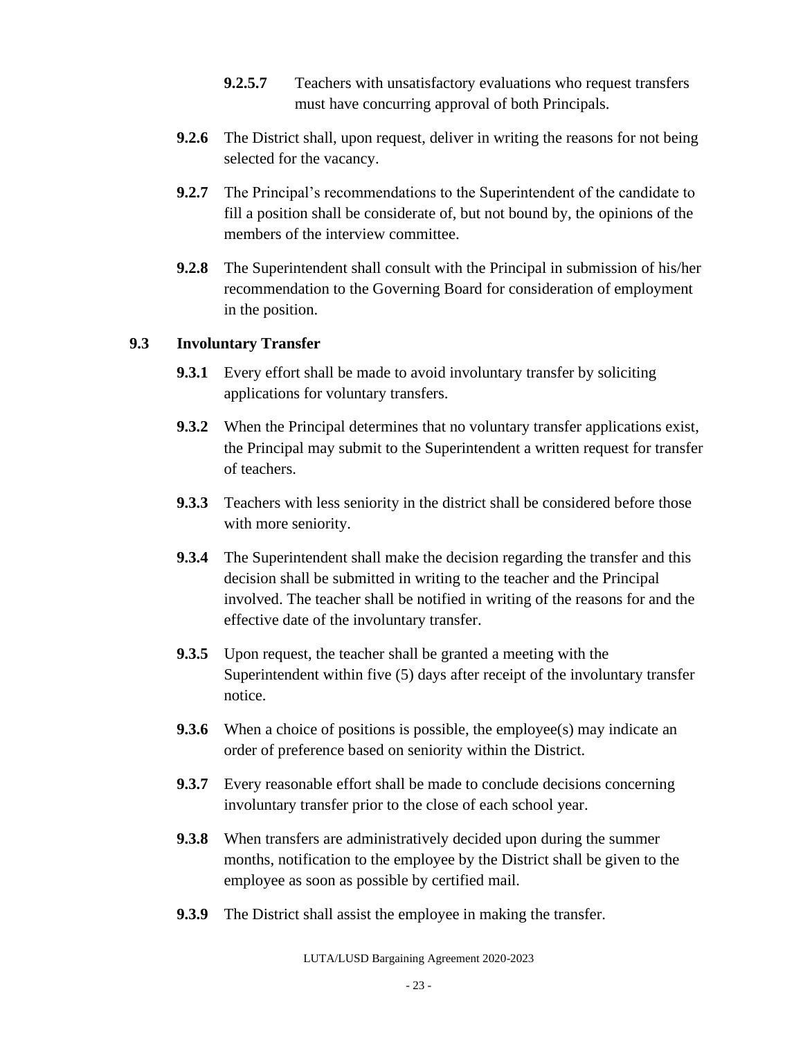**9.2.5.7** Teachers with unsatisfactory evaluations who request transfers must have concurring approval of both Principals.

**9.2.6** The District shall, upon request, deliver in writing the reasons for not being selected for the vacancy.

**9.2.7** The Principal's recommendations to the Superintendent of the candidate to fill a position shall be considerate of, but not bound by, the opinions of the members of the interview committee.

**9.2.8** The Superintendent shall consult with the Principal in submission of his/her recommendation to the Governing Board for consideration of employment in the position.

### 9.3 Involuntary Transfer

**9.3.1** Every effort shall be made to avoid involuntary transfer by soliciting applications for voluntary transfers.

**9.3.2** When the Principal determines that no voluntary transfer applications exist, the Principal may submit to the Superintendent a written request for transfer of teachers.

**9.3.3** Teachers with less seniority in the district shall be considered before those with more seniority.

**9.3.4** The Superintendent shall make the decision regarding the transfer and this decision shall be submitted in writing to the teacher and the Principal involved. The teacher shall be notified in writing of the reasons for and the effective date of the involuntary transfer.

**9.3.5** Upon request, the teacher shall be granted a meeting with the Superintendent within five (5) days after receipt of the involuntary transfer notice.

**9.3.6** When a choice of positions is possible, the employee(s) may indicate an order of preference based on seniority within the District.

**9.3.7** Every reasonable effort shall be made to conclude decisions concerning involuntary transfer prior to the close of each school year.

**9.3.8** When transfers are administratively decided upon during the summer months, notification to the employee by the District shall be given to the employee as soon as possible by certified mail.

**9.3.9** The District shall assist the employee in making the transfer.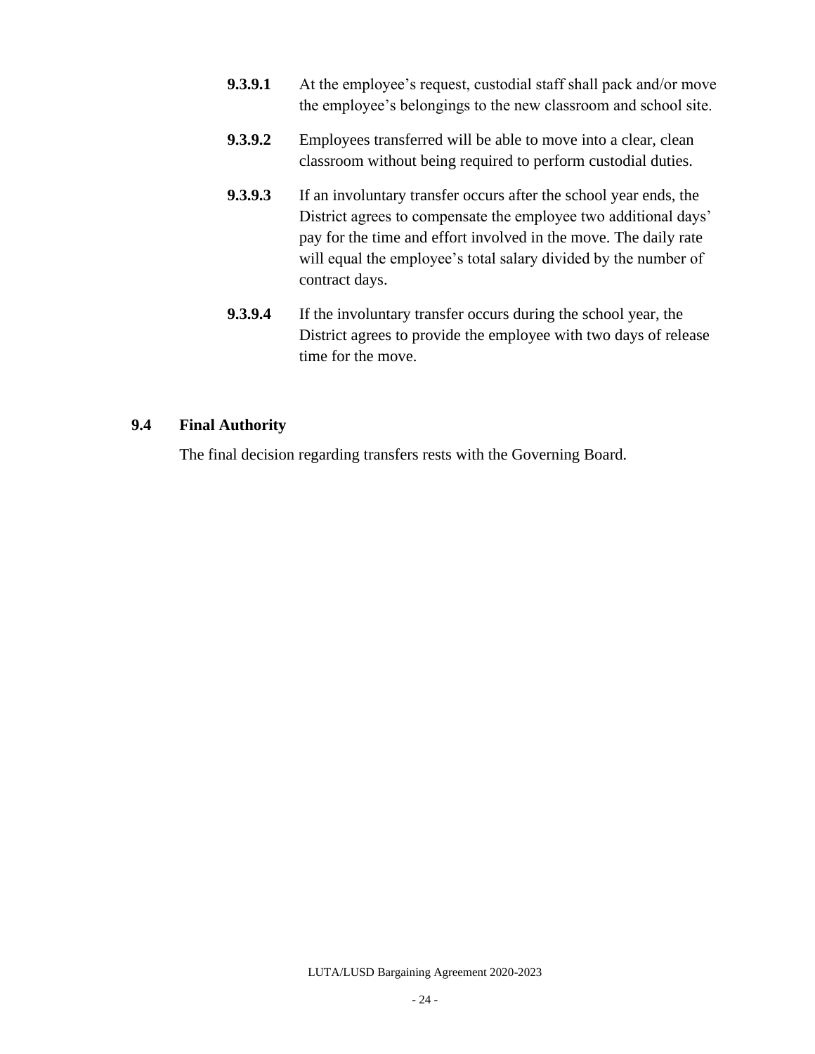**9.3.9.1** At the employee's request, custodial staff shall pack and/or move the employee's belongings to the new classroom and school site.

**9.3.9.2** Employees transferred will be able to move into a clear, clean classroom without being required to perform custodial duties.

**9.3.9.3** If an involuntary transfer occurs after the school year ends, the District agrees to compensate the employee two additional days' pay for the time and effort involved in the move. The daily rate will equal the employee's total salary divided by the number of contract days.

**9.3.9.4** If the involuntary transfer occurs during the school year, the District agrees to provide the employee with two days of release time for the move.

### 9.4 Final Authority

The final decision regarding transfers rests with the Governing Board.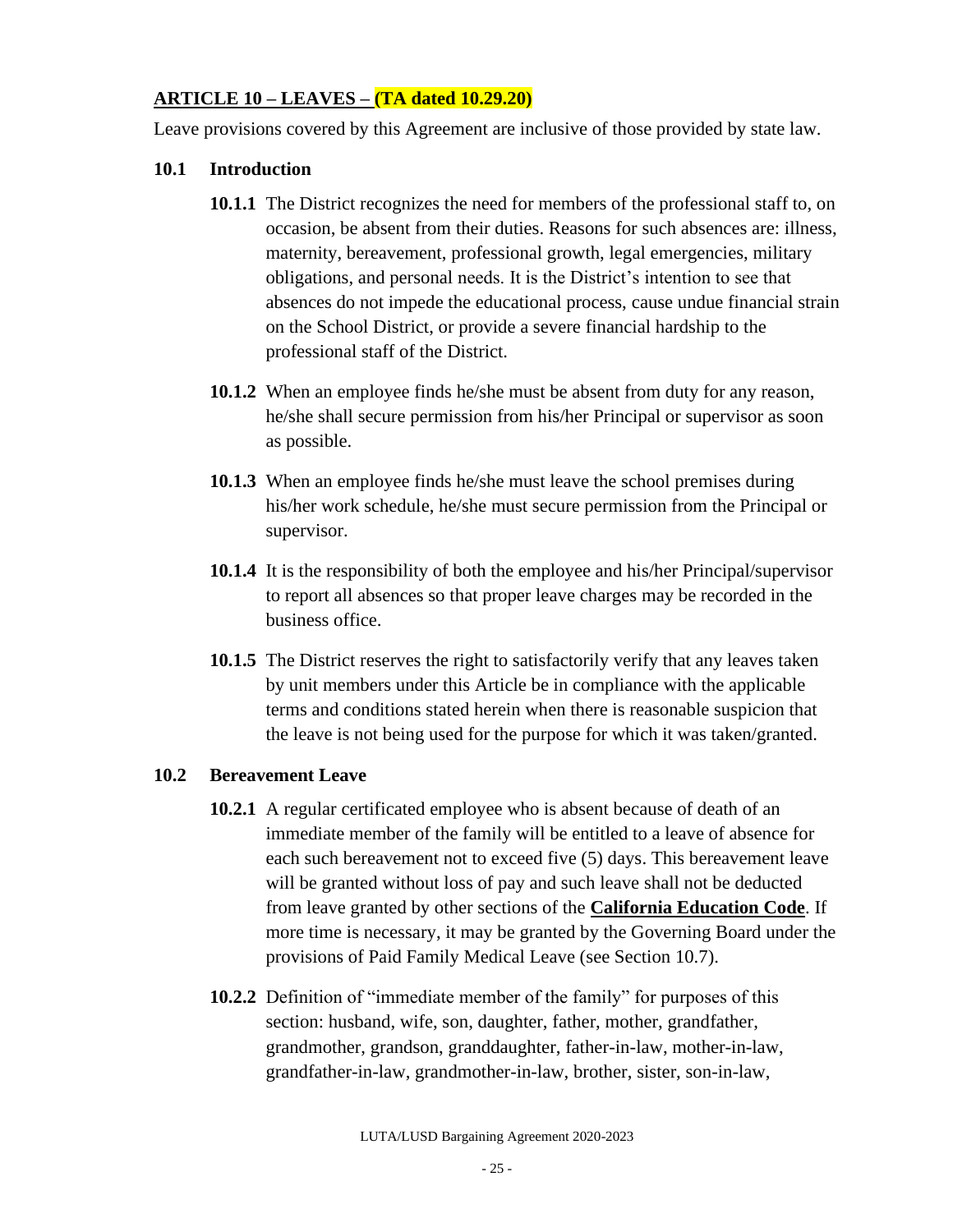## ARTICLE 10 – LEAVES – (TA dated 10.29.20)

Leave provisions covered by this Agreement are inclusive of those provided by state law.

### 10.1 Introduction

**10.1.1** The District recognizes the need for members of the professional staff to, on occasion, be absent from their duties. Reasons for such absences are: illness, maternity, bereavement, professional growth, legal emergencies, military obligations, and personal needs. It is the District's intention to see that absences do not impede the educational process, cause undue financial strain on the School District, or provide a severe financial hardship to the professional staff of the District.

**10.1.2** When an employee finds he/she must be absent from duty for any reason, he/she shall secure permission from his/her Principal or supervisor as soon as possible.

**10.1.3** When an employee finds he/she must leave the school premises during his/her work schedule, he/she must secure permission from the Principal or supervisor.

**10.1.4** It is the responsibility of both the employee and his/her Principal/supervisor to report all absences so that proper leave charges may be recorded in the business office.

**10.1.5** The District reserves the right to satisfactorily verify that any leaves taken by unit members under this Article be in compliance with the applicable terms and conditions stated herein when there is reasonable suspicion that the leave is not being used for the purpose for which it was taken/granted.

### 10.2 Bereavement Leave

**10.2.1** A regular certificated employee who is absent because of death of an immediate member of the family will be entitled to a leave of absence for each such bereavement not to exceed five (5) days. This bereavement leave will be granted without loss of pay and such leave shall not be deducted from leave granted by other sections of the **California Education Code**. If more time is necessary, it may be granted by the Governing Board under the provisions of Paid Family Medical Leave (see Section 10.7).

**10.2.2** Definition of "immediate member of the family" for purposes of this section: husband, wife, son, daughter, father, mother, grandfather, grandmother, grandson, granddaughter, father-in-law, mother-in-law, grandfather-in-law, grandmother-in-law, brother, sister, son-in-law,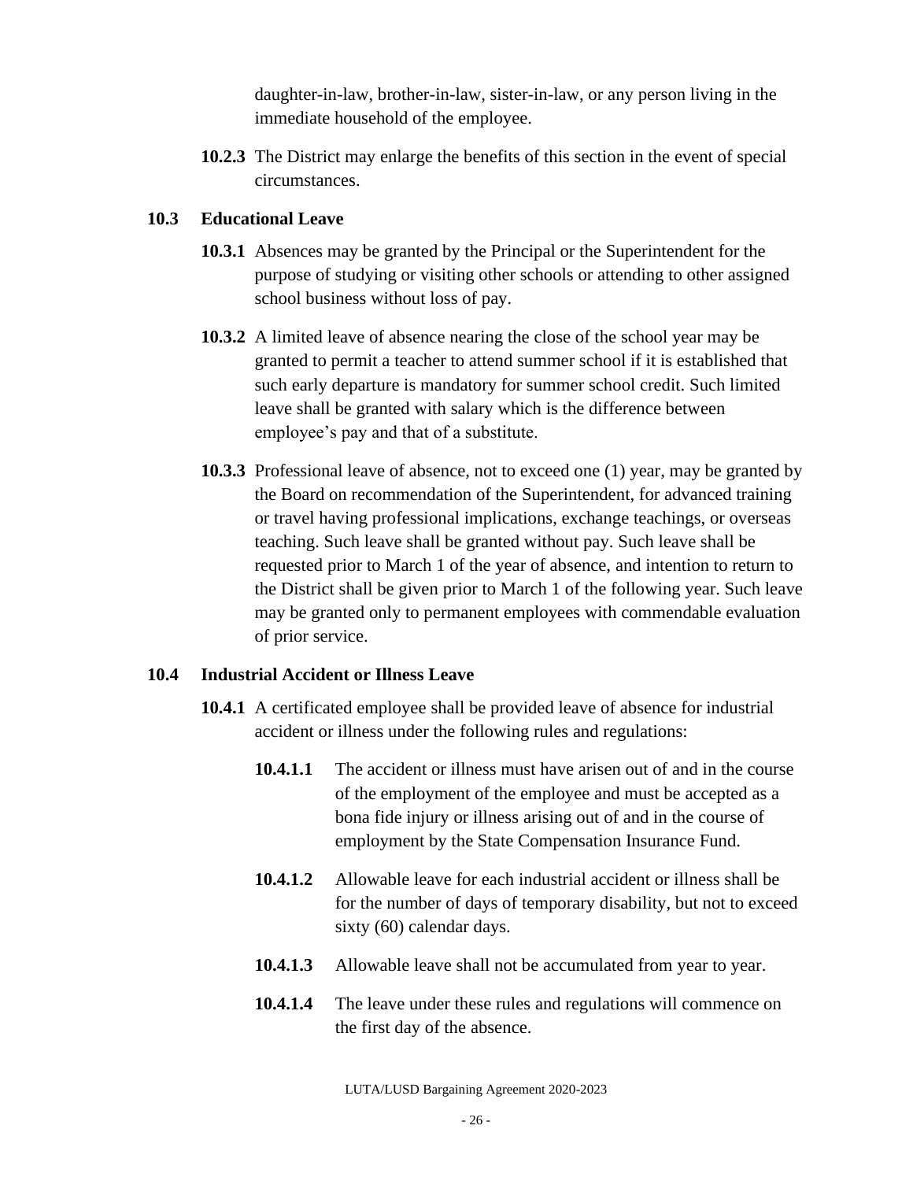daughter-in-law, brother-in-law, sister-in-law, or any person living in the immediate household of the employee.

**10.2.3** The District may enlarge the benefits of this section in the event of special circumstances.

## 10.3 Educational Leave

**10.3.1** Absences may be granted by the Principal or the Superintendent for the purpose of studying or visiting other schools or attending to other assigned school business without loss of pay.

**10.3.2** A limited leave of absence nearing the close of the school year may be granted to permit a teacher to attend summer school if it is established that such early departure is mandatory for summer school credit. Such limited leave shall be granted with salary which is the difference between employee's pay and that of a substitute.

**10.3.3** Professional leave of absence, not to exceed one (1) year, may be granted by the Board on recommendation of the Superintendent, for advanced training or travel having professional implications, exchange teachings, or overseas teaching. Such leave shall be granted without pay. Such leave shall be requested prior to March 1 of the year of absence, and intention to return to the District shall be given prior to March 1 of the following year. Such leave may be granted only to permanent employees with commendable evaluation of prior service.

## 10.4 Industrial Accident or Illness Leave

**10.4.1** A certificated employee shall be provided leave of absence for industrial accident or illness under the following rules and regulations:

**10.4.1.1** The accident or illness must have arisen out of and in the course of the employment of the employee and must be accepted as a bona fide injury or illness arising out of and in the course of employment by the State Compensation Insurance Fund.

**10.4.1.2** Allowable leave for each industrial accident or illness shall be for the number of days of temporary disability, but not to exceed sixty (60) calendar days.

**10.4.1.3** Allowable leave shall not be accumulated from year to year.

**10.4.1.4** The leave under these rules and regulations will commence on the first day of the absence.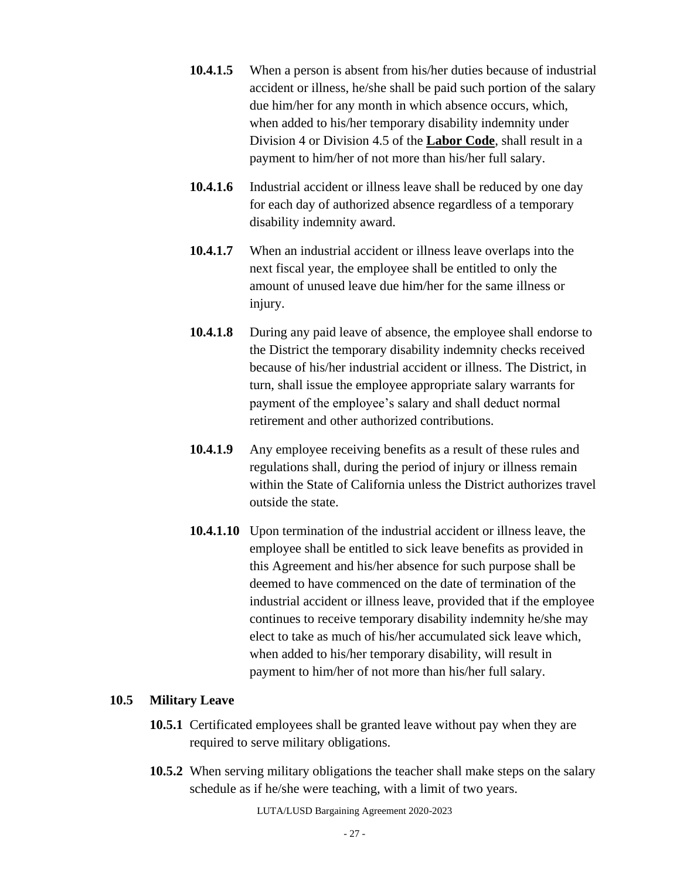**10.4.1.5** When a person is absent from his/her duties because of industrial accident or illness, he/she shall be paid such portion of the salary due him/her for any month in which absence occurs, which, when added to his/her temporary disability indemnity under Division 4 or Division 4.5 of the **Labor Code**, shall result in a payment to him/her of not more than his/her full salary.

**10.4.1.6** Industrial accident or illness leave shall be reduced by one day for each day of authorized absence regardless of a temporary disability indemnity award.

**10.4.1.7** When an industrial accident or illness leave overlaps into the next fiscal year, the employee shall be entitled to only the amount of unused leave due him/her for the same illness or injury.

**10.4.1.8** During any paid leave of absence, the employee shall endorse to the District the temporary disability indemnity checks received because of his/her industrial accident or illness. The District, in turn, shall issue the employee appropriate salary warrants for payment of the employee's salary and shall deduct normal retirement and other authorized contributions.

**10.4.1.9** Any employee receiving benefits as a result of these rules and regulations shall, during the period of injury or illness remain within the State of California unless the District authorizes travel outside the state.

**10.4.1.10** Upon termination of the industrial accident or illness leave, the employee shall be entitled to sick leave benefits as provided in this Agreement and his/her absence for such purpose shall be deemed to have commenced on the date of termination of the industrial accident or illness leave, provided that if the employee continues to receive temporary disability indemnity he/she may elect to take as much of his/her accumulated sick leave which, when added to his/her temporary disability, will result in payment to him/her of not more than his/her full salary.

## 10.5 Military Leave

**10.5.1** Certificated employees shall be granted leave without pay when they are required to serve military obligations.

**10.5.2** When serving military obligations the teacher shall make steps on the salary schedule as if he/she were teaching, with a limit of two years.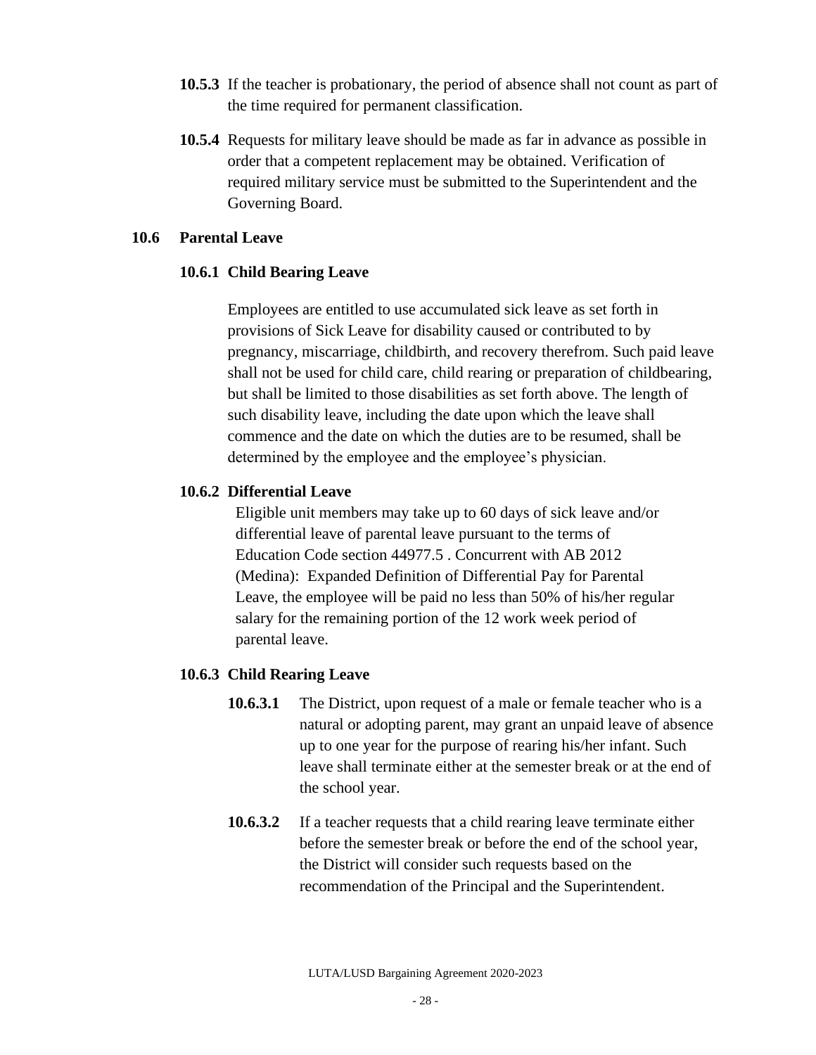**10.5.3** If the teacher is probationary, the period of absence shall not count as part of the time required for permanent classification.

**10.5.4** Requests for military leave should be made as far in advance as possible in order that a competent replacement may be obtained. Verification of required military service must be submitted to the Superintendent and the Governing Board.

## 10.6 Parental Leave

### 10.6.1 Child Bearing Leave

Employees are entitled to use accumulated sick leave as set forth in provisions of Sick Leave for disability caused or contributed to by pregnancy, miscarriage, childbirth, and recovery therefrom. Such paid leave shall not be used for child care, child rearing or preparation of childbearing, but shall be limited to those disabilities as set forth above. The length of such disability leave, including the date upon which the leave shall commence and the date on which the duties are to be resumed, shall be determined by the employee and the employee's physician.

### 10.6.2 Differential Leave

Eligible unit members may take up to 60 days of sick leave and/or differential leave of parental leave pursuant to the terms of Education Code section 44977.5 . Concurrent with AB 2012 (Medina): Expanded Definition of Differential Pay for Parental Leave, the employee will be paid no less than 50% of his/her regular salary for the remaining portion of the 12 work week period of parental leave.

### 10.6.3 Child Rearing Leave

**10.6.3.1** The District, upon request of a male or female teacher who is a natural or adopting parent, may grant an unpaid leave of absence up to one year for the purpose of rearing his/her infant. Such leave shall terminate either at the semester break or at the end of the school year.

**10.6.3.2** If a teacher requests that a child rearing leave terminate either before the semester break or before the end of the school year, the District will consider such requests based on the recommendation of the Principal and the Superintendent.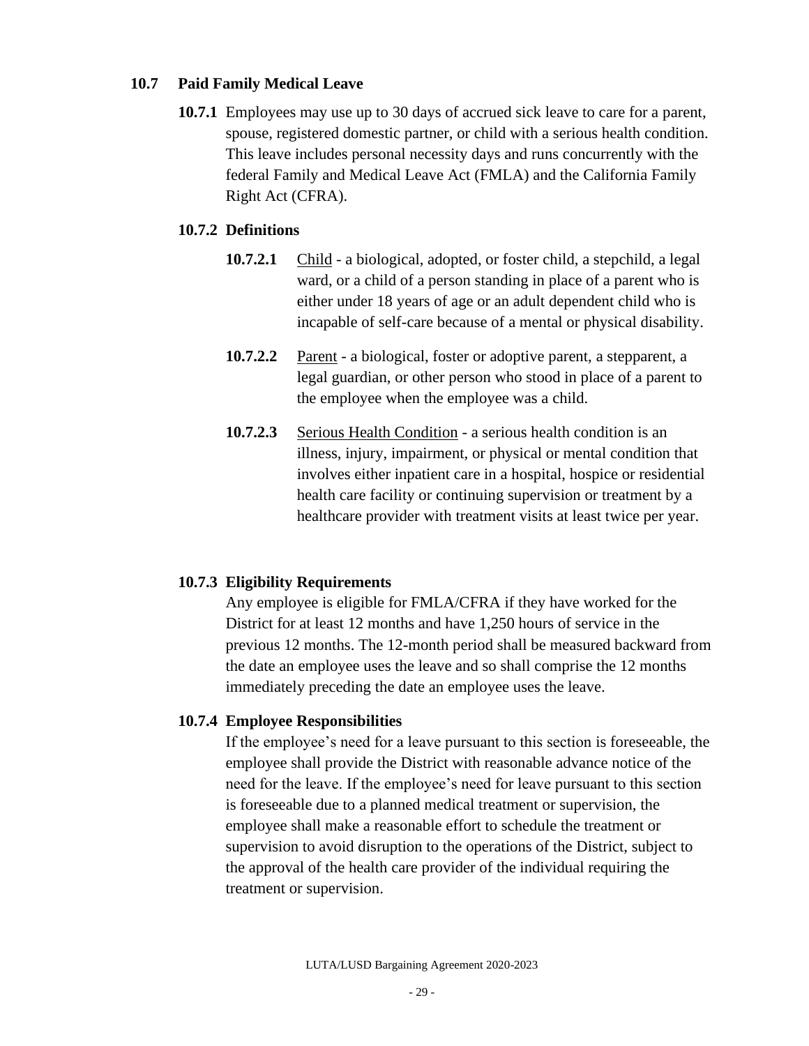## 10.7 Paid Family Medical Leave

**10.7.1** Employees may use up to 30 days of accrued sick leave to care for a parent, spouse, registered domestic partner, or child with a serious health condition. This leave includes personal necessity days and runs concurrently with the federal Family and Medical Leave Act (FMLA) and the California Family Right Act (CFRA).

### 10.7.2 Definitions

**10.7.2.1** Child - a biological, adopted, or foster child, a stepchild, a legal ward, or a child of a person standing in place of a parent who is either under 18 years of age or an adult dependent child who is incapable of self-care because of a mental or physical disability.

**10.7.2.2** Parent - a biological, foster or adoptive parent, a stepparent, a legal guardian, or other person who stood in place of a parent to the employee when the employee was a child.

**10.7.2.3** Serious Health Condition - a serious health condition is an illness, injury, impairment, or physical or mental condition that involves either inpatient care in a hospital, hospice or residential health care facility or continuing supervision or treatment by a healthcare provider with treatment visits at least twice per year.

### 10.7.3 Eligibility Requirements

Any employee is eligible for FMLA/CFRA if they have worked for the District for at least 12 months and have 1,250 hours of service in the previous 12 months. The 12-month period shall be measured backward from the date an employee uses the leave and so shall comprise the 12 months immediately preceding the date an employee uses the leave.

### 10.7.4 Employee Responsibilities

If the employee's need for a leave pursuant to this section is foreseeable, the employee shall provide the District with reasonable advance notice of the need for the leave. If the employee's need for leave pursuant to this section is foreseeable due to a planned medical treatment or supervision, the employee shall make a reasonable effort to schedule the treatment or supervision to avoid disruption to the operations of the District, subject to the approval of the health care provider of the individual requiring the treatment or supervision.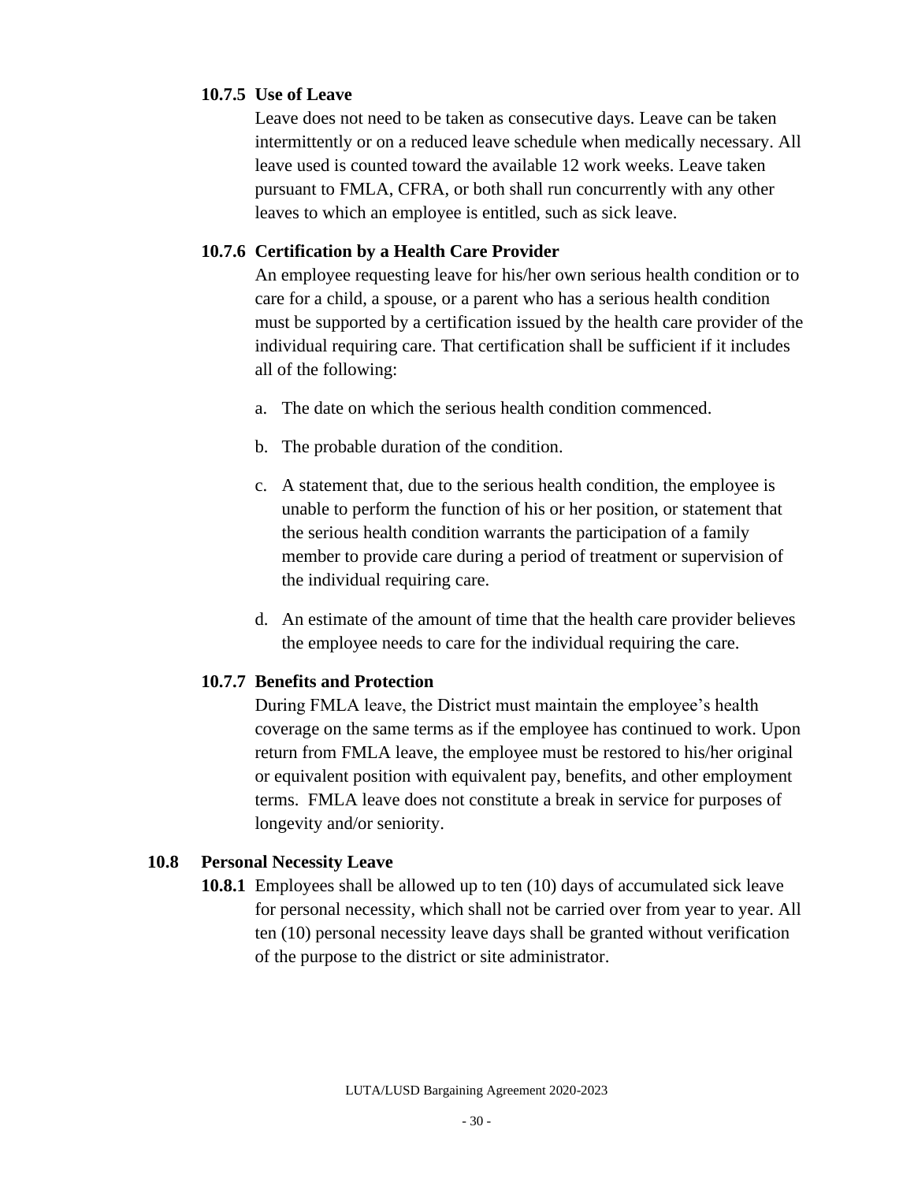#### 10.7.5 Use of Leave

Leave does not need to be taken as consecutive days. Leave can be taken intermittently or on a reduced leave schedule when medically necessary. All leave used is counted toward the available 12 work weeks. Leave taken pursuant to FMLA, CFRA, or both shall run concurrently with any other leaves to which an employee is entitled, such as sick leave.

#### 10.7.6 Certification by a Health Care Provider

An employee requesting leave for his/her own serious health condition or to care for a child, a spouse, or a parent who has a serious health condition must be supported by a certification issued by the health care provider of the individual requiring care. That certification shall be sufficient if it includes all of the following:

a. The date on which the serious health condition commenced.

b. The probable duration of the condition.

c. A statement that, due to the serious health condition, the employee is unable to perform the function of his or her position, or statement that the serious health condition warrants the participation of a family member to provide care during a period of treatment or supervision of the individual requiring care.

d. An estimate of the amount of time that the health care provider believes the employee needs to care for the individual requiring the care.

#### 10.7.7 Benefits and Protection

During FMLA leave, the District must maintain the employee's health coverage on the same terms as if the employee has continued to work. Upon return from FMLA leave, the employee must be restored to his/her original or equivalent position with equivalent pay, benefits, and other employment terms. FMLA leave does not constitute a break in service for purposes of longevity and/or seniority.

### 10.8 Personal Necessity Leave

**10.8.1** Employees shall be allowed up to ten (10) days of accumulated sick leave for personal necessity, which shall not be carried over from year to year. All ten (10) personal necessity leave days shall be granted without verification of the purpose to the district or site administrator.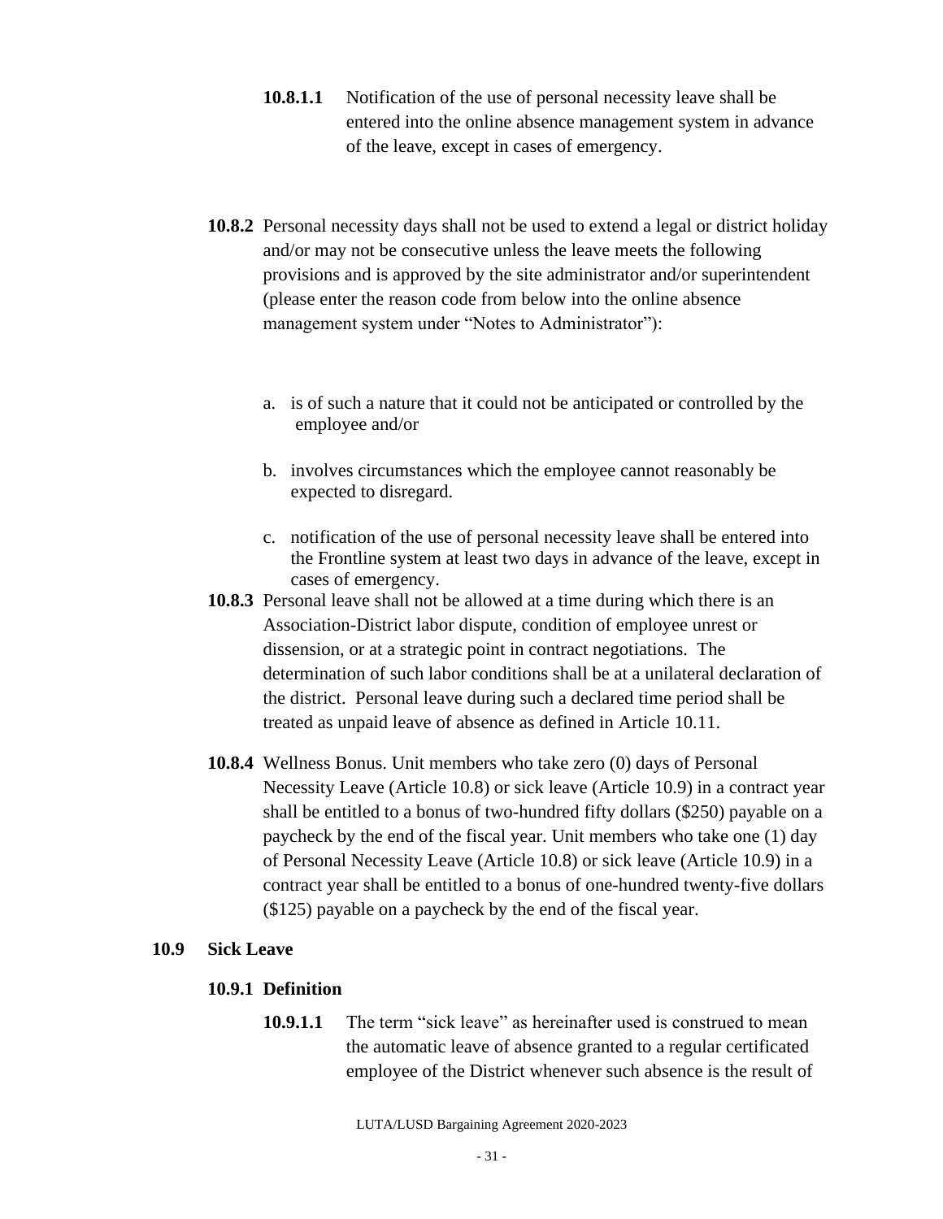**10.8.1.1** Notification of the use of personal necessity leave shall be entered into the online absence management system in advance of the leave, except in cases of emergency.

**10.8.2** Personal necessity days shall not be used to extend a legal or district holiday and/or may not be consecutive unless the leave meets the following provisions and is approved by the site administrator and/or superintendent (please enter the reason code from below into the online absence management system under "Notes to Administrator"):

a. is of such a nature that it could not be anticipated or controlled by the employee and/or

b. involves circumstances which the employee cannot reasonably be expected to disregard.

c. notification of the use of personal necessity leave shall be entered into the Frontline system at least two days in advance of the leave, except in cases of emergency.

**10.8.3** Personal leave shall not be allowed at a time during which there is an Association-District labor dispute, condition of employee unrest or dissension, or at a strategic point in contract negotiations. The determination of such labor conditions shall be at a unilateral declaration of the district. Personal leave during such a declared time period shall be treated as unpaid leave of absence as defined in Article 10.11.

**10.8.4** Wellness Bonus. Unit members who take zero (0) days of Personal Necessity Leave (Article 10.8) or sick leave (Article 10.9) in a contract year shall be entitled to a bonus of two-hundred fifty dollars ($250) payable on a paycheck by the end of the fiscal year. Unit members who take one (1) day of Personal Necessity Leave (Article 10.8) or sick leave (Article 10.9) in a contract year shall be entitled to a bonus of one-hundred twenty-five dollars ($125) payable on a paycheck by the end of the fiscal year.

## 10.9 Sick Leave

### 10.9.1 Definition

**10.9.1.1** The term "sick leave" as hereinafter used is construed to mean the automatic leave of absence granted to a regular certificated employee of the District whenever such absence is the result of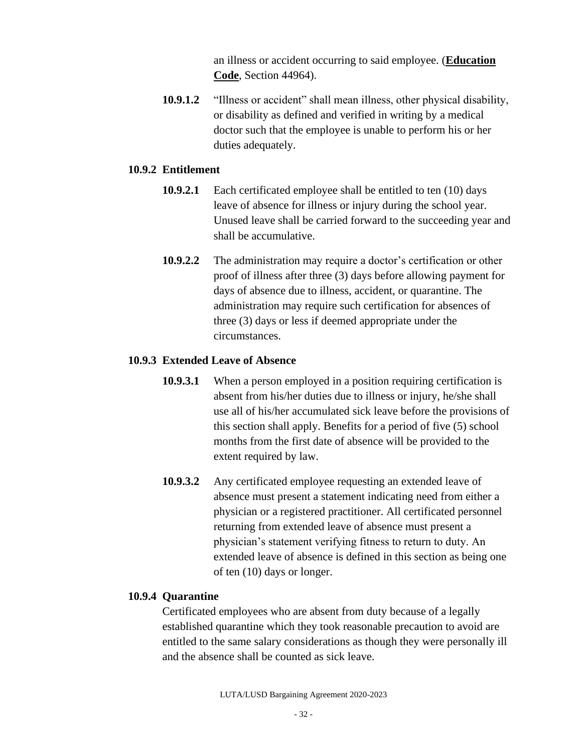an illness or accident occurring to said employee. (**Education Code**, Section 44964).

**10.9.1.2** "Illness or accident" shall mean illness, other physical disability, or disability as defined and verified in writing by a medical doctor such that the employee is unable to perform his or her duties adequately.

### 10.9.2 Entitlement

**10.9.2.1** Each certificated employee shall be entitled to ten (10) days leave of absence for illness or injury during the school year. Unused leave shall be carried forward to the succeeding year and shall be accumulative.

**10.9.2.2** The administration may require a doctor's certification or other proof of illness after three (3) days before allowing payment for days of absence due to illness, accident, or quarantine. The administration may require such certification for absences of three (3) days or less if deemed appropriate under the circumstances.

### 10.9.3 Extended Leave of Absence

**10.9.3.1** When a person employed in a position requiring certification is absent from his/her duties due to illness or injury, he/she shall use all of his/her accumulated sick leave before the provisions of this section shall apply. Benefits for a period of five (5) school months from the first date of absence will be provided to the extent required by law.

**10.9.3.2** Any certificated employee requesting an extended leave of absence must present a statement indicating need from either a physician or a registered practitioner. All certificated personnel returning from extended leave of absence must present a physician's statement verifying fitness to return to duty. An extended leave of absence is defined in this section as being one of ten (10) days or longer.

### 10.9.4 Quarantine

Certificated employees who are absent from duty because of a legally established quarantine which they took reasonable precaution to avoid are entitled to the same salary considerations as though they were personally ill and the absence shall be counted as sick leave.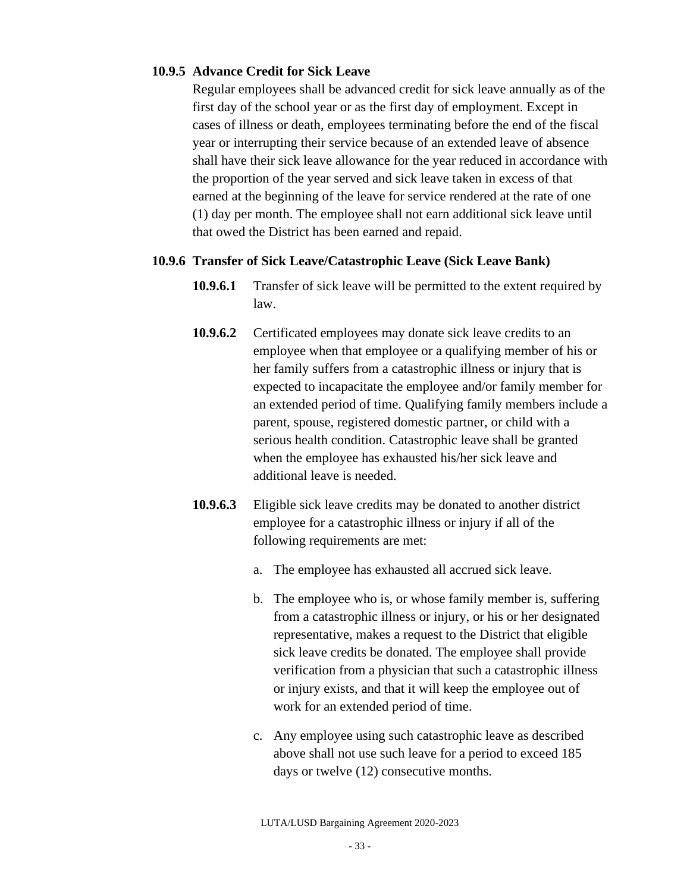**10.9.5 Advance Credit for Sick Leave**

Regular employees shall be advanced credit for sick leave annually as of the first day of the school year or as the first day of employment. Except in cases of illness or death, employees terminating before the end of the fiscal year or interrupting their service because of an extended leave of absence shall have their sick leave allowance for the year reduced in accordance with the proportion of the year served and sick leave taken in excess of that earned at the beginning of the leave for service rendered at the rate of one (1) day per month. The employee shall not earn additional sick leave until that owed the District has been earned and repaid.

**10.9.6 Transfer of Sick Leave/Catastrophic Leave (Sick Leave Bank)**

**10.9.6.1** Transfer of sick leave will be permitted to the extent required by law.

**10.9.6.2** Certificated employees may donate sick leave credits to an employee when that employee or a qualifying member of his or her family suffers from a catastrophic illness or injury that is expected to incapacitate the employee and/or family member for an extended period of time. Qualifying family members include a parent, spouse, registered domestic partner, or child with a serious health condition. Catastrophic leave shall be granted when the employee has exhausted his/her sick leave and additional leave is needed.

**10.9.6.3** Eligible sick leave credits may be donated to another district employee for a catastrophic illness or injury if all of the following requirements are met:

a. The employee has exhausted all accrued sick leave.

b. The employee who is, or whose family member is, suffering from a catastrophic illness or injury, or his or her designated representative, makes a request to the District that eligible sick leave credits be donated. The employee shall provide verification from a physician that such a catastrophic illness or injury exists, and that it will keep the employee out of work for an extended period of time.

c. Any employee using such catastrophic leave as described above shall not use such leave for a period to exceed 185 days or twelve (12) consecutive months.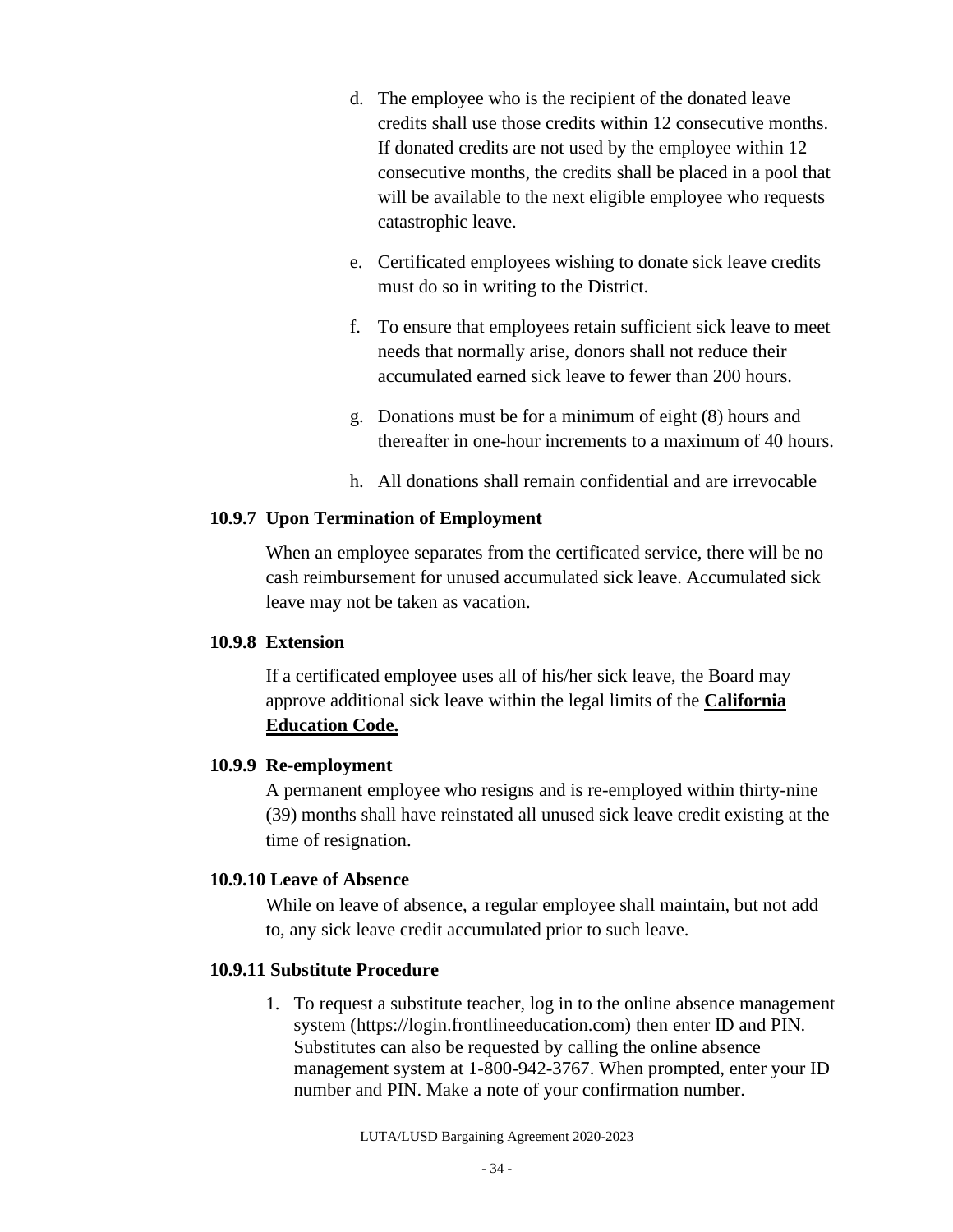d. The employee who is the recipient of the donated leave credits shall use those credits within 12 consecutive months. If donated credits are not used by the employee within 12 consecutive months, the credits shall be placed in a pool that will be available to the next eligible employee who requests catastrophic leave.

e. Certificated employees wishing to donate sick leave credits must do so in writing to the District.

f. To ensure that employees retain sufficient sick leave to meet needs that normally arise, donors shall not reduce their accumulated earned sick leave to fewer than 200 hours.

g. Donations must be for a minimum of eight (8) hours and thereafter in one-hour increments to a maximum of 40 hours.

h. All donations shall remain confidential and are irrevocable

**10.9.7 Upon Termination of Employment**

When an employee separates from the certificated service, there will be no cash reimbursement for unused accumulated sick leave. Accumulated sick leave may not be taken as vacation.

**10.9.8 Extension**

If a certificated employee uses all of his/her sick leave, the Board may approve additional sick leave within the legal limits of the **California Education Code.**

**10.9.9 Re-employment**

A permanent employee who resigns and is re-employed within thirty-nine (39) months shall have reinstated all unused sick leave credit existing at the time of resignation.

**10.9.10 Leave of Absence**

While on leave of absence, a regular employee shall maintain, but not add to, any sick leave credit accumulated prior to such leave.

**10.9.11 Substitute Procedure**

1. To request a substitute teacher, log in to the online absence management system (https://login.frontlineeducation.com) then enter ID and PIN. Substitutes can also be requested by calling the online absence management system at 1-800-942-3767. When prompted, enter your ID number and PIN. Make a note of your confirmation number.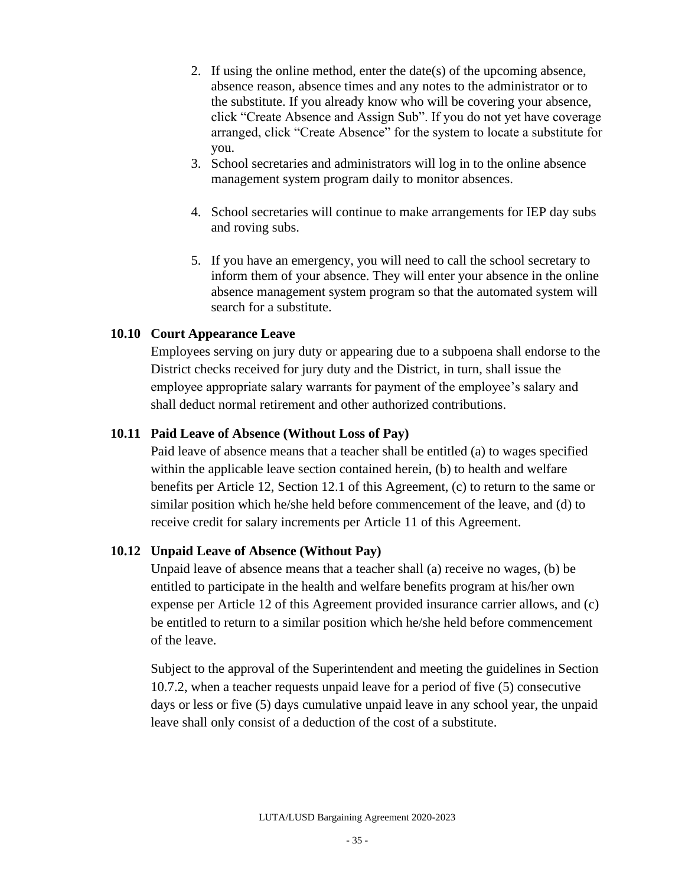2. If using the online method, enter the date(s) of the upcoming absence, absence reason, absence times and any notes to the administrator or to the substitute. If you already know who will be covering your absence, click "Create Absence and Assign Sub". If you do not yet have coverage arranged, click "Create Absence" for the system to locate a substitute for you.
3. School secretaries and administrators will log in to the online absence management system program daily to monitor absences.
4. School secretaries will continue to make arrangements for IEP day subs and roving subs.
5. If you have an emergency, you will need to call the school secretary to inform them of your absence. They will enter your absence in the online absence management system program so that the automated system will search for a substitute.

**10.10 Court Appearance Leave**

Employees serving on jury duty or appearing due to a subpoena shall endorse to the District checks received for jury duty and the District, in turn, shall issue the employee appropriate salary warrants for payment of the employee's salary and shall deduct normal retirement and other authorized contributions.

**10.11 Paid Leave of Absence (Without Loss of Pay)**

Paid leave of absence means that a teacher shall be entitled (a) to wages specified within the applicable leave section contained herein, (b) to health and welfare benefits per Article 12, Section 12.1 of this Agreement, (c) to return to the same or similar position which he/she held before commencement of the leave, and (d) to receive credit for salary increments per Article 11 of this Agreement.

**10.12 Unpaid Leave of Absence (Without Pay)**

Unpaid leave of absence means that a teacher shall (a) receive no wages, (b) be entitled to participate in the health and welfare benefits program at his/her own expense per Article 12 of this Agreement provided insurance carrier allows, and (c) be entitled to return to a similar position which he/she held before commencement of the leave.

Subject to the approval of the Superintendent and meeting the guidelines in Section 10.7.2, when a teacher requests unpaid leave for a period of five (5) consecutive days or less or five (5) days cumulative unpaid leave in any school year, the unpaid leave shall only consist of a deduction of the cost of a substitute.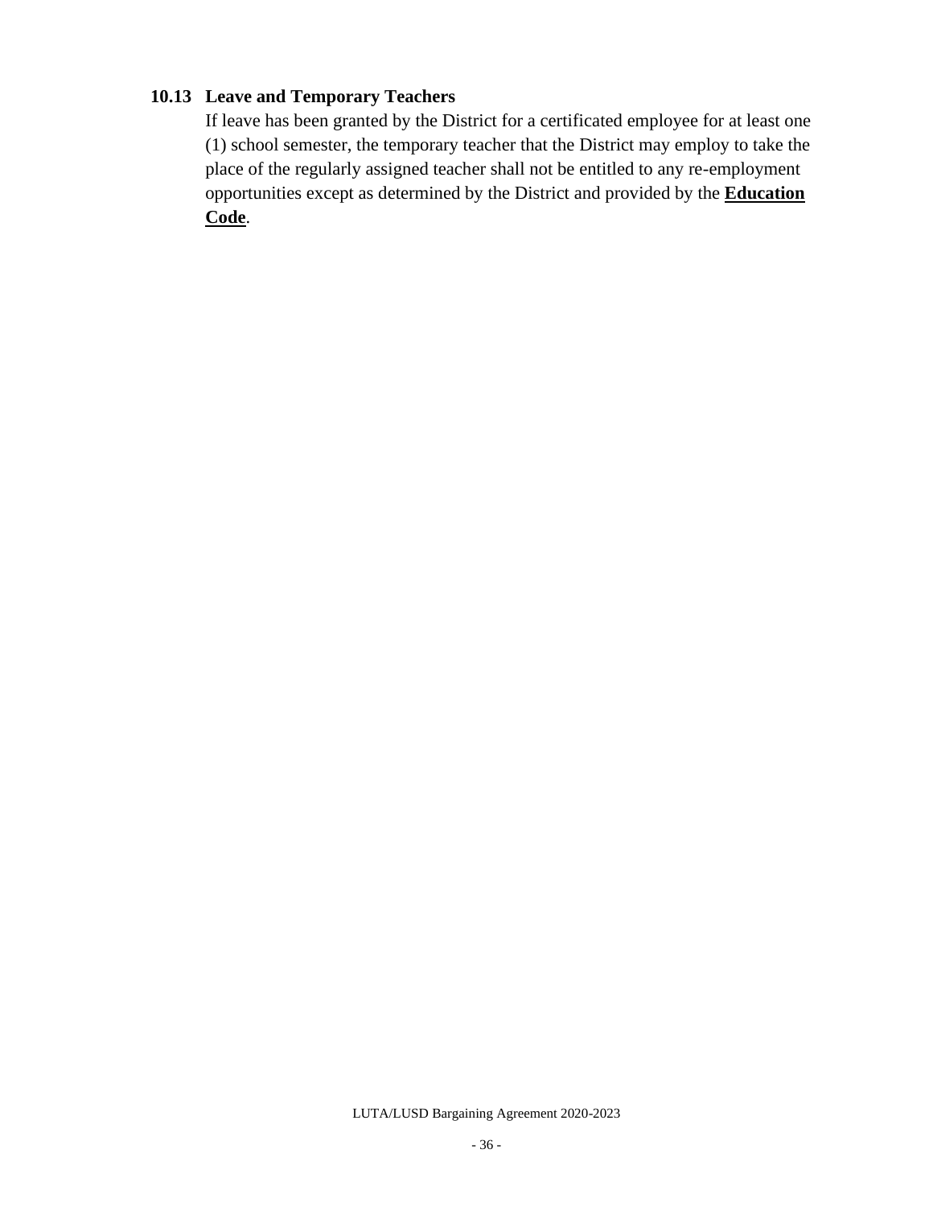### 10.13 Leave and Temporary Teachers

If leave has been granted by the District for a certificated employee for at least one (1) school semester, the temporary teacher that the District may employ to take the place of the regularly assigned teacher shall not be entitled to any re-employment opportunities except as determined by the District and provided by the **Education Code**.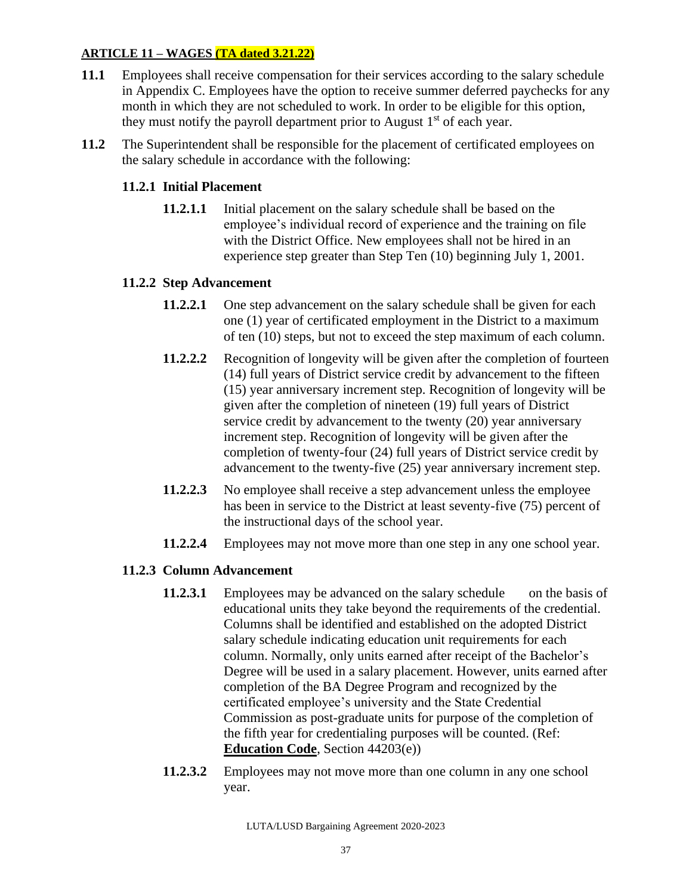**ARTICLE 11 – WAGES (TA dated 3.21.22)**

**11.1** Employees shall receive compensation for their services according to the salary schedule in Appendix C. Employees have the option to receive summer deferred paychecks for any month in which they are not scheduled to work. In order to be eligible for this option, they must notify the payroll department prior to August 1st of each year.

**11.2** The Superintendent shall be responsible for the placement of certificated employees on the salary schedule in accordance with the following:

**11.2.1 Initial Placement**

**11.2.1.1** Initial placement on the salary schedule shall be based on the employee's individual record of experience and the training on file with the District Office. New employees shall not be hired in an experience step greater than Step Ten (10) beginning July 1, 2001.

**11.2.2 Step Advancement**

**11.2.2.1** One step advancement on the salary schedule shall be given for each one (1) year of certificated employment in the District to a maximum of ten (10) steps, but not to exceed the step maximum of each column.

**11.2.2.2** Recognition of longevity will be given after the completion of fourteen (14) full years of District service credit by advancement to the fifteen (15) year anniversary increment step. Recognition of longevity will be given after the completion of nineteen (19) full years of District service credit by advancement to the twenty (20) year anniversary increment step. Recognition of longevity will be given after the completion of twenty-four (24) full years of District service credit by advancement to the twenty-five (25) year anniversary increment step.

**11.2.2.3** No employee shall receive a step advancement unless the employee has been in service to the District at least seventy-five (75) percent of the instructional days of the school year.

**11.2.2.4** Employees may not move more than one step in any one school year.

**11.2.3 Column Advancement**

**11.2.3.1** Employees may be advanced on the salary schedule on the basis of educational units they take beyond the requirements of the credential. Columns shall be identified and established on the adopted District salary schedule indicating education unit requirements for each column. Normally, only units earned after receipt of the Bachelor's Degree will be used in a salary placement. However, units earned after completion of the BA Degree Program and recognized by the certificated employee's university and the State Credential Commission as post-graduate units for purpose of the completion of the fifth year for credentialing purposes will be counted. (Ref: **Education Code**, Section 44203(e))

**11.2.3.2** Employees may not move more than one column in any one school year.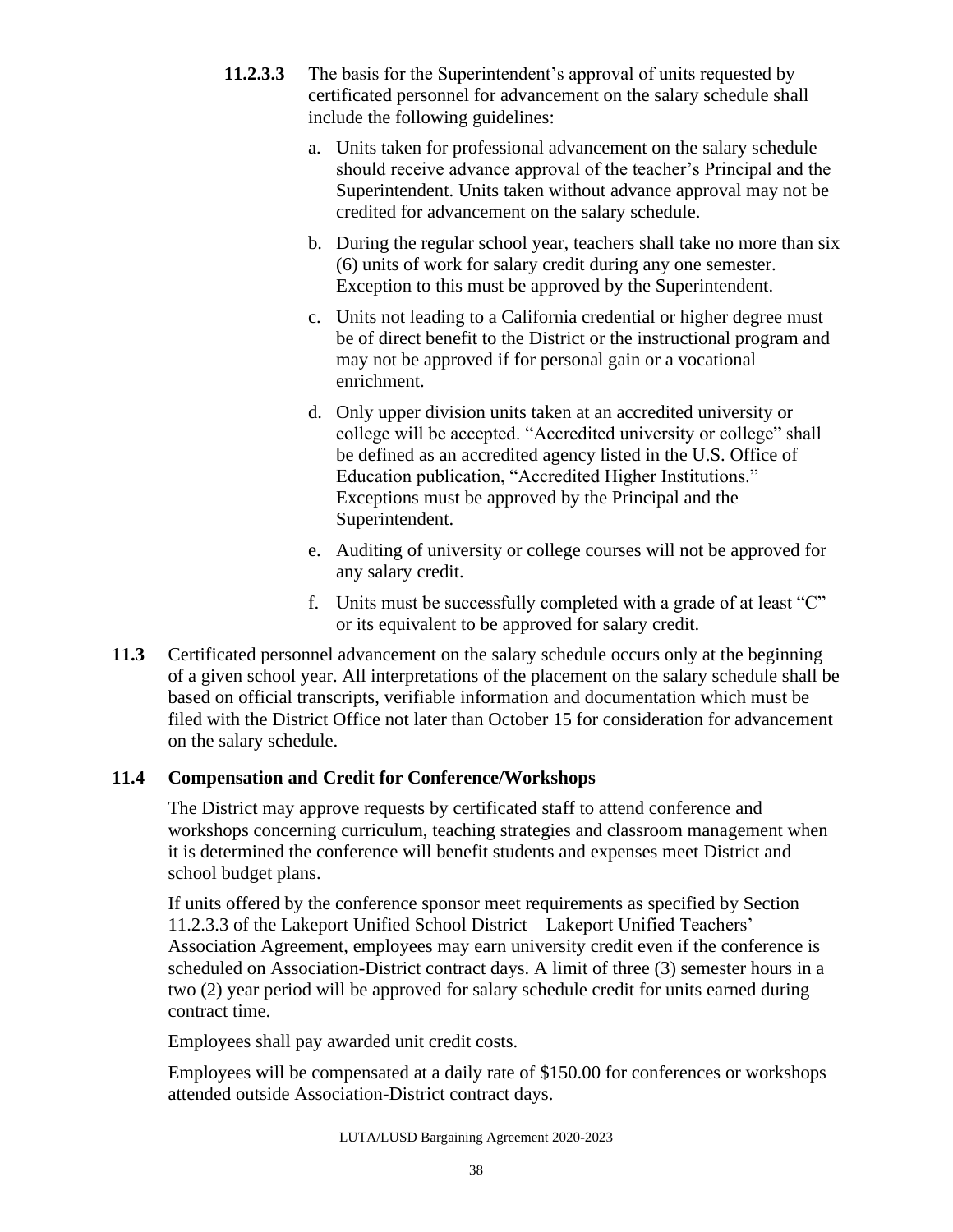**11.2.3.3** The basis for the Superintendent's approval of units requested by certificated personnel for advancement on the salary schedule shall include the following guidelines:

a. Units taken for professional advancement on the salary schedule should receive advance approval of the teacher's Principal and the Superintendent. Units taken without advance approval may not be credited for advancement on the salary schedule.

b. During the regular school year, teachers shall take no more than six (6) units of work for salary credit during any one semester. Exception to this must be approved by the Superintendent.

c. Units not leading to a California credential or higher degree must be of direct benefit to the District or the instructional program and may not be approved if for personal gain or a vocational enrichment.

d. Only upper division units taken at an accredited university or college will be accepted. "Accredited university or college" shall be defined as an accredited agency listed in the U.S. Office of Education publication, "Accredited Higher Institutions." Exceptions must be approved by the Principal and the Superintendent.

e. Auditing of university or college courses will not be approved for any salary credit.

f. Units must be successfully completed with a grade of at least "C" or its equivalent to be approved for salary credit.

**11.3** Certificated personnel advancement on the salary schedule occurs only at the beginning of a given school year. All interpretations of the placement on the salary schedule shall be based on official transcripts, verifiable information and documentation which must be filed with the District Office not later than October 15 for consideration for advancement on the salary schedule.

### 11.4 Compensation and Credit for Conference/Workshops

The District may approve requests by certificated staff to attend conference and workshops concerning curriculum, teaching strategies and classroom management when it is determined the conference will benefit students and expenses meet District and school budget plans.

If units offered by the conference sponsor meet requirements as specified by Section 11.2.3.3 of the Lakeport Unified School District – Lakeport Unified Teachers' Association Agreement, employees may earn university credit even if the conference is scheduled on Association-District contract days. A limit of three (3) semester hours in a two (2) year period will be approved for salary schedule credit for units earned during contract time.

Employees shall pay awarded unit credit costs.

Employees will be compensated at a daily rate of $150.00 for conferences or workshops attended outside Association-District contract days.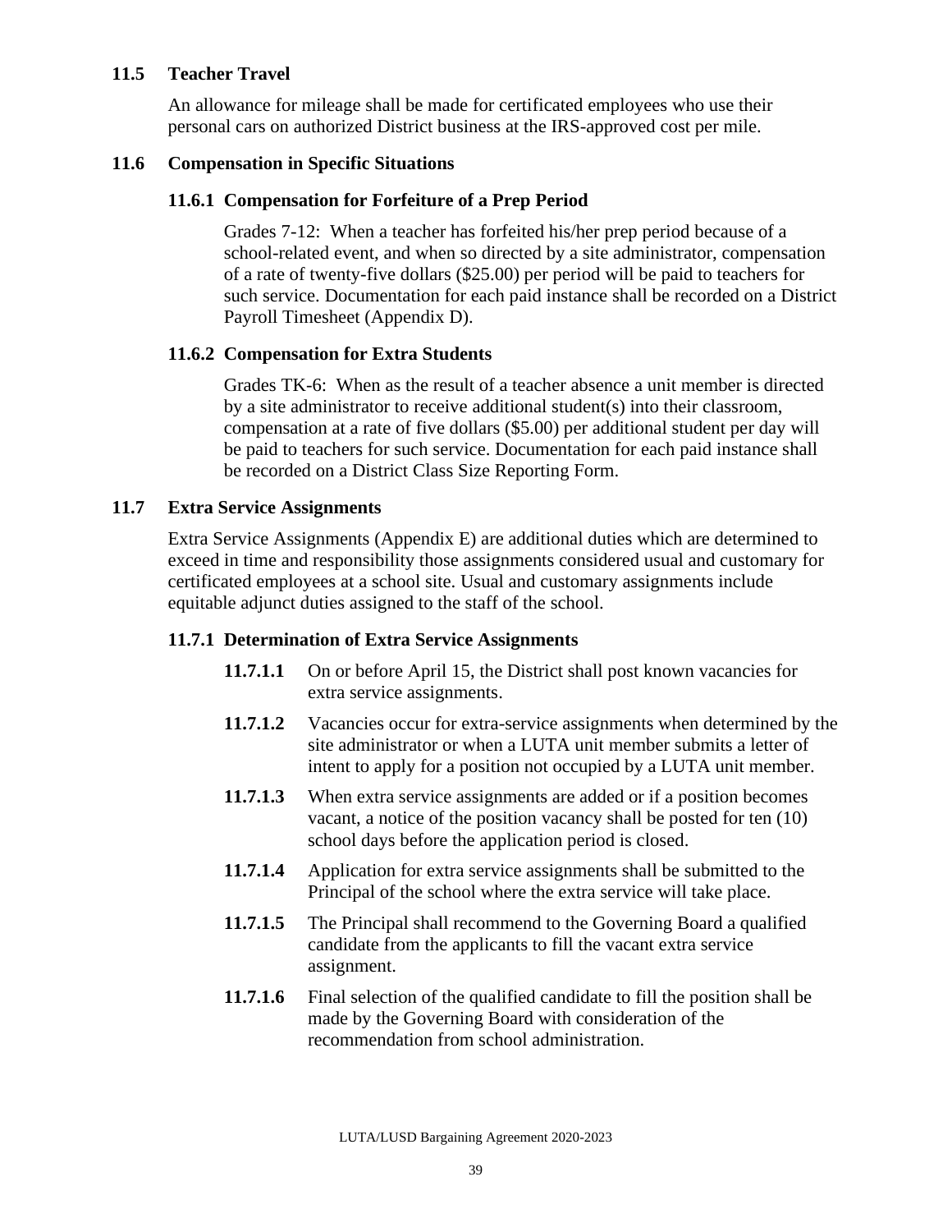### 11.5 Teacher Travel

An allowance for mileage shall be made for certificated employees who use their personal cars on authorized District business at the IRS-approved cost per mile.

### 11.6 Compensation in Specific Situations

#### 11.6.1 Compensation for Forfeiture of a Prep Period

Grades 7-12: When a teacher has forfeited his/her prep period because of a school-related event, and when so directed by a site administrator, compensation of a rate of twenty-five dollars ($25.00) per period will be paid to teachers for such service. Documentation for each paid instance shall be recorded on a District Payroll Timesheet (Appendix D).

#### 11.6.2 Compensation for Extra Students

Grades TK-6: When as the result of a teacher absence a unit member is directed by a site administrator to receive additional student(s) into their classroom, compensation at a rate of five dollars ($5.00) per additional student per day will be paid to teachers for such service. Documentation for each paid instance shall be recorded on a District Class Size Reporting Form.

### 11.7 Extra Service Assignments

Extra Service Assignments (Appendix E) are additional duties which are determined to exceed in time and responsibility those assignments considered usual and customary for certificated employees at a school site. Usual and customary assignments include equitable adjunct duties assigned to the staff of the school.

#### 11.7.1 Determination of Extra Service Assignments

**11.7.1.1** On or before April 15, the District shall post known vacancies for extra service assignments.

**11.7.1.2** Vacancies occur for extra-service assignments when determined by the site administrator or when a LUTA unit member submits a letter of intent to apply for a position not occupied by a LUTA unit member.

**11.7.1.3** When extra service assignments are added or if a position becomes vacant, a notice of the position vacancy shall be posted for ten (10) school days before the application period is closed.

**11.7.1.4** Application for extra service assignments shall be submitted to the Principal of the school where the extra service will take place.

**11.7.1.5** The Principal shall recommend to the Governing Board a qualified candidate from the applicants to fill the vacant extra service assignment.

**11.7.1.6** Final selection of the qualified candidate to fill the position shall be made by the Governing Board with consideration of the recommendation from school administration.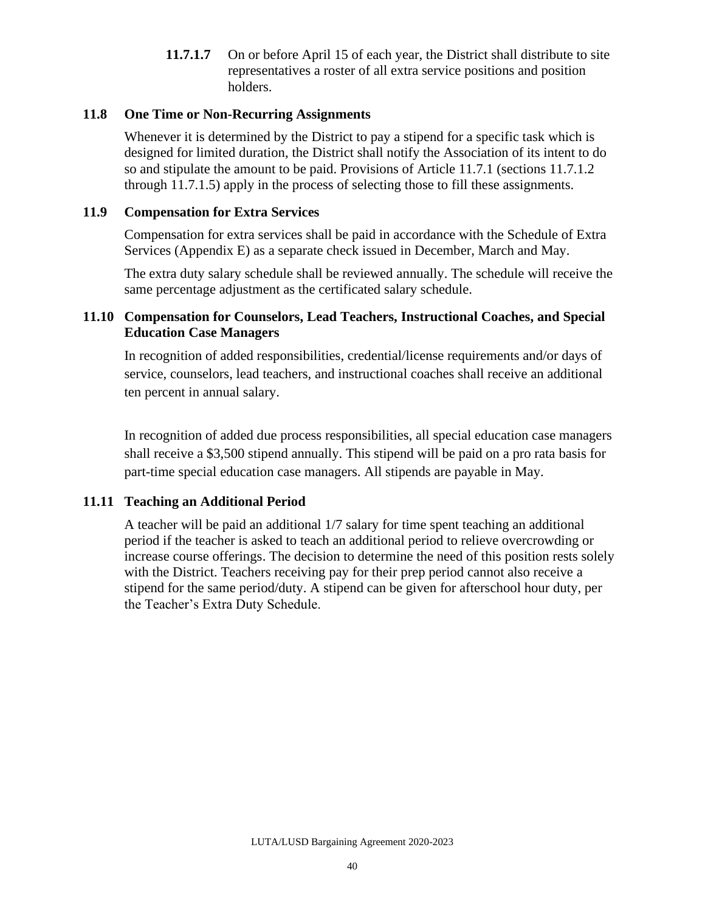**11.7.1.7** On or before April 15 of each year, the District shall distribute to site representatives a roster of all extra service positions and position holders.

### 11.8 One Time or Non-Recurring Assignments

Whenever it is determined by the District to pay a stipend for a specific task which is designed for limited duration, the District shall notify the Association of its intent to do so and stipulate the amount to be paid. Provisions of Article 11.7.1 (sections 11.7.1.2 through 11.7.1.5) apply in the process of selecting those to fill these assignments.

### 11.9 Compensation for Extra Services

Compensation for extra services shall be paid in accordance with the Schedule of Extra Services (Appendix E) as a separate check issued in December, March and May.

The extra duty salary schedule shall be reviewed annually. The schedule will receive the same percentage adjustment as the certificated salary schedule.

### 11.10 Compensation for Counselors, Lead Teachers, Instructional Coaches, and Special Education Case Managers

In recognition of added responsibilities, credential/license requirements and/or days of service, counselors, lead teachers, and instructional coaches shall receive an additional ten percent in annual salary.

In recognition of added due process responsibilities, all special education case managers shall receive a $3,500 stipend annually. This stipend will be paid on a pro rata basis for part-time special education case managers. All stipends are payable in May.

### 11.11 Teaching an Additional Period

A teacher will be paid an additional 1/7 salary for time spent teaching an additional period if the teacher is asked to teach an additional period to relieve overcrowding or increase course offerings. The decision to determine the need of this position rests solely with the District. Teachers receiving pay for their prep period cannot also receive a stipend for the same period/duty. A stipend can be given for afterschool hour duty, per the Teacher's Extra Duty Schedule.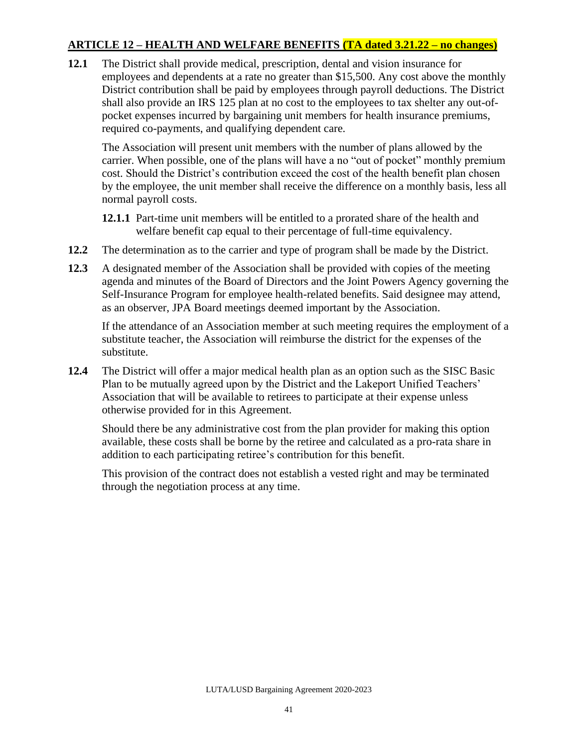## ARTICLE 12 – HEALTH AND WELFARE BENEFITS (TA dated 3.21.22 – no changes)

**12.1** The District shall provide medical, prescription, dental and vision insurance for employees and dependents at a rate no greater than $15,500. Any cost above the monthly District contribution shall be paid by employees through payroll deductions. The District shall also provide an IRS 125 plan at no cost to the employees to tax shelter any out-of-pocket expenses incurred by bargaining unit members for health insurance premiums, required co-payments, and qualifying dependent care.

The Association will present unit members with the number of plans allowed by the carrier. When possible, one of the plans will have a no "out of pocket" monthly premium cost. Should the District's contribution exceed the cost of the health benefit plan chosen by the employee, the unit member shall receive the difference on a monthly basis, less all normal payroll costs.

**12.1.1** Part-time unit members will be entitled to a prorated share of the health and welfare benefit cap equal to their percentage of full-time equivalency.

**12.2** The determination as to the carrier and type of program shall be made by the District.

**12.3** A designated member of the Association shall be provided with copies of the meeting agenda and minutes of the Board of Directors and the Joint Powers Agency governing the Self-Insurance Program for employee health-related benefits. Said designee may attend, as an observer, JPA Board meetings deemed important by the Association.

If the attendance of an Association member at such meeting requires the employment of a substitute teacher, the Association will reimburse the district for the expenses of the substitute.

**12.4** The District will offer a major medical health plan as an option such as the SISC Basic Plan to be mutually agreed upon by the District and the Lakeport Unified Teachers' Association that will be available to retirees to participate at their expense unless otherwise provided for in this Agreement.

Should there be any administrative cost from the plan provider for making this option available, these costs shall be borne by the retiree and calculated as a pro-rata share in addition to each participating retiree's contribution for this benefit.

This provision of the contract does not establish a vested right and may be terminated through the negotiation process at any time.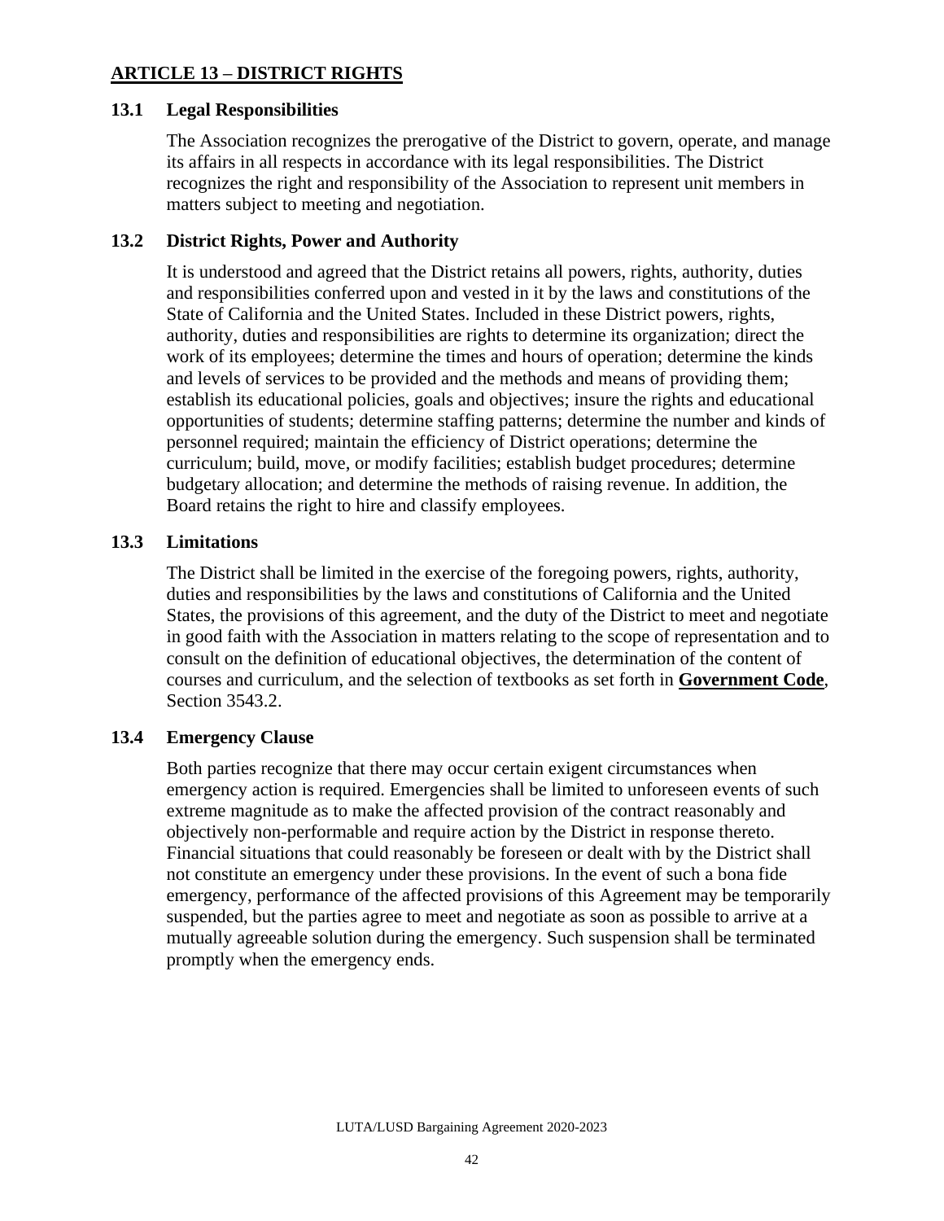## **ARTICLE 13 – DISTRICT RIGHTS**

### 13.1 Legal Responsibilities

The Association recognizes the prerogative of the District to govern, operate, and manage its affairs in all respects in accordance with its legal responsibilities. The District recognizes the right and responsibility of the Association to represent unit members in matters subject to meeting and negotiation.

### 13.2 District Rights, Power and Authority

It is understood and agreed that the District retains all powers, rights, authority, duties and responsibilities conferred upon and vested in it by the laws and constitutions of the State of California and the United States. Included in these District powers, rights, authority, duties and responsibilities are rights to determine its organization; direct the work of its employees; determine the times and hours of operation; determine the kinds and levels of services to be provided and the methods and means of providing them; establish its educational policies, goals and objectives; insure the rights and educational opportunities of students; determine staffing patterns; determine the number and kinds of personnel required; maintain the efficiency of District operations; determine the curriculum; build, move, or modify facilities; establish budget procedures; determine budgetary allocation; and determine the methods of raising revenue. In addition, the Board retains the right to hire and classify employees.

### 13.3 Limitations

The District shall be limited in the exercise of the foregoing powers, rights, authority, duties and responsibilities by the laws and constitutions of California and the United States, the provisions of this agreement, and the duty of the District to meet and negotiate in good faith with the Association in matters relating to the scope of representation and to consult on the definition of educational objectives, the determination of the content of courses and curriculum, and the selection of textbooks as set forth in **Government Code**, Section 3543.2.

### 13.4 Emergency Clause

Both parties recognize that there may occur certain exigent circumstances when emergency action is required. Emergencies shall be limited to unforeseen events of such extreme magnitude as to make the affected provision of the contract reasonably and objectively non-performable and require action by the District in response thereto. Financial situations that could reasonably be foreseen or dealt with by the District shall not constitute an emergency under these provisions. In the event of such a bona fide emergency, performance of the affected provisions of this Agreement may be temporarily suspended, but the parties agree to meet and negotiate as soon as possible to arrive at a mutually agreeable solution during the emergency. Such suspension shall be terminated promptly when the emergency ends.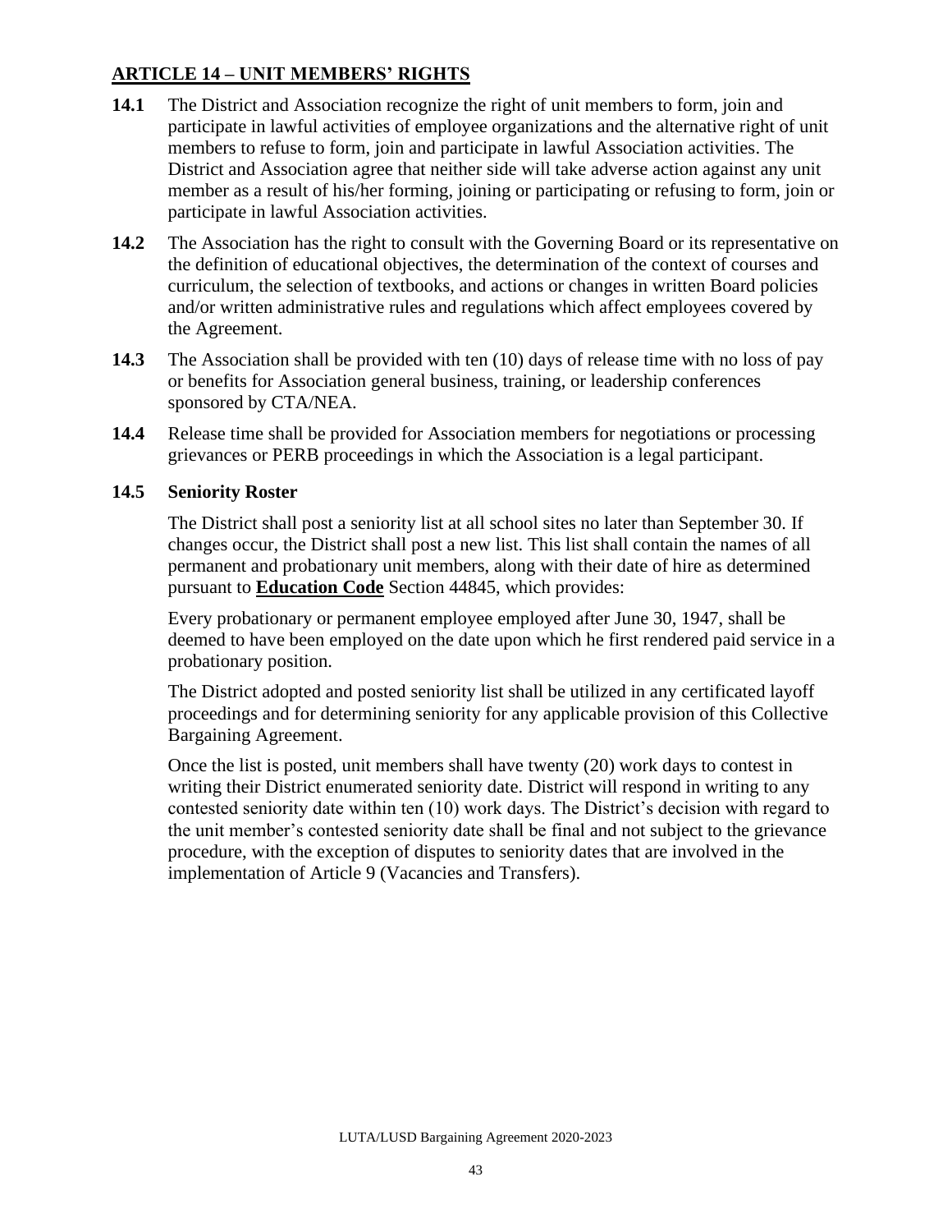## ARTICLE 14 – UNIT MEMBERS' RIGHTS

**14.1** The District and Association recognize the right of unit members to form, join and participate in lawful activities of employee organizations and the alternative right of unit members to refuse to form, join and participate in lawful Association activities. The District and Association agree that neither side will take adverse action against any unit member as a result of his/her forming, joining or participating or refusing to form, join or participate in lawful Association activities.

**14.2** The Association has the right to consult with the Governing Board or its representative on the definition of educational objectives, the determination of the context of courses and curriculum, the selection of textbooks, and actions or changes in written Board policies and/or written administrative rules and regulations which affect employees covered by the Agreement.

**14.3** The Association shall be provided with ten (10) days of release time with no loss of pay or benefits for Association general business, training, or leadership conferences sponsored by CTA/NEA.

**14.4** Release time shall be provided for Association members for negotiations or processing grievances or PERB proceedings in which the Association is a legal participant.

**14.5 Seniority Roster**

The District shall post a seniority list at all school sites no later than September 30. If changes occur, the District shall post a new list. This list shall contain the names of all permanent and probationary unit members, along with their date of hire as determined pursuant to **Education Code** Section 44845, which provides:

Every probationary or permanent employee employed after June 30, 1947, shall be deemed to have been employed on the date upon which he first rendered paid service in a probationary position.

The District adopted and posted seniority list shall be utilized in any certificated layoff proceedings and for determining seniority for any applicable provision of this Collective Bargaining Agreement.

Once the list is posted, unit members shall have twenty (20) work days to contest in writing their District enumerated seniority date. District will respond in writing to any contested seniority date within ten (10) work days. The District's decision with regard to the unit member's contested seniority date shall be final and not subject to the grievance procedure, with the exception of disputes to seniority dates that are involved in the implementation of Article 9 (Vacancies and Transfers).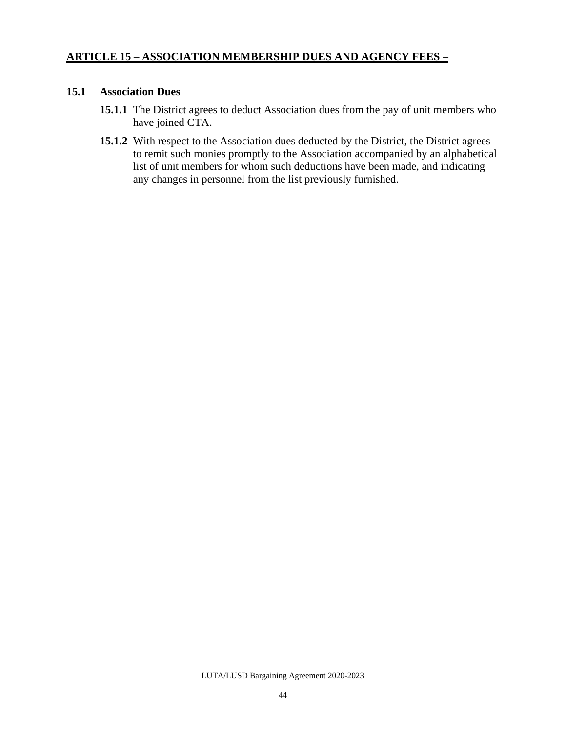## ARTICLE 15 – ASSOCIATION MEMBERSHIP DUES AND AGENCY FEES –

### 15.1 Association Dues

**15.1.1** The District agrees to deduct Association dues from the pay of unit members who have joined CTA.

**15.1.2** With respect to the Association dues deducted by the District, the District agrees to remit such monies promptly to the Association accompanied by an alphabetical list of unit members for whom such deductions have been made, and indicating any changes in personnel from the list previously furnished.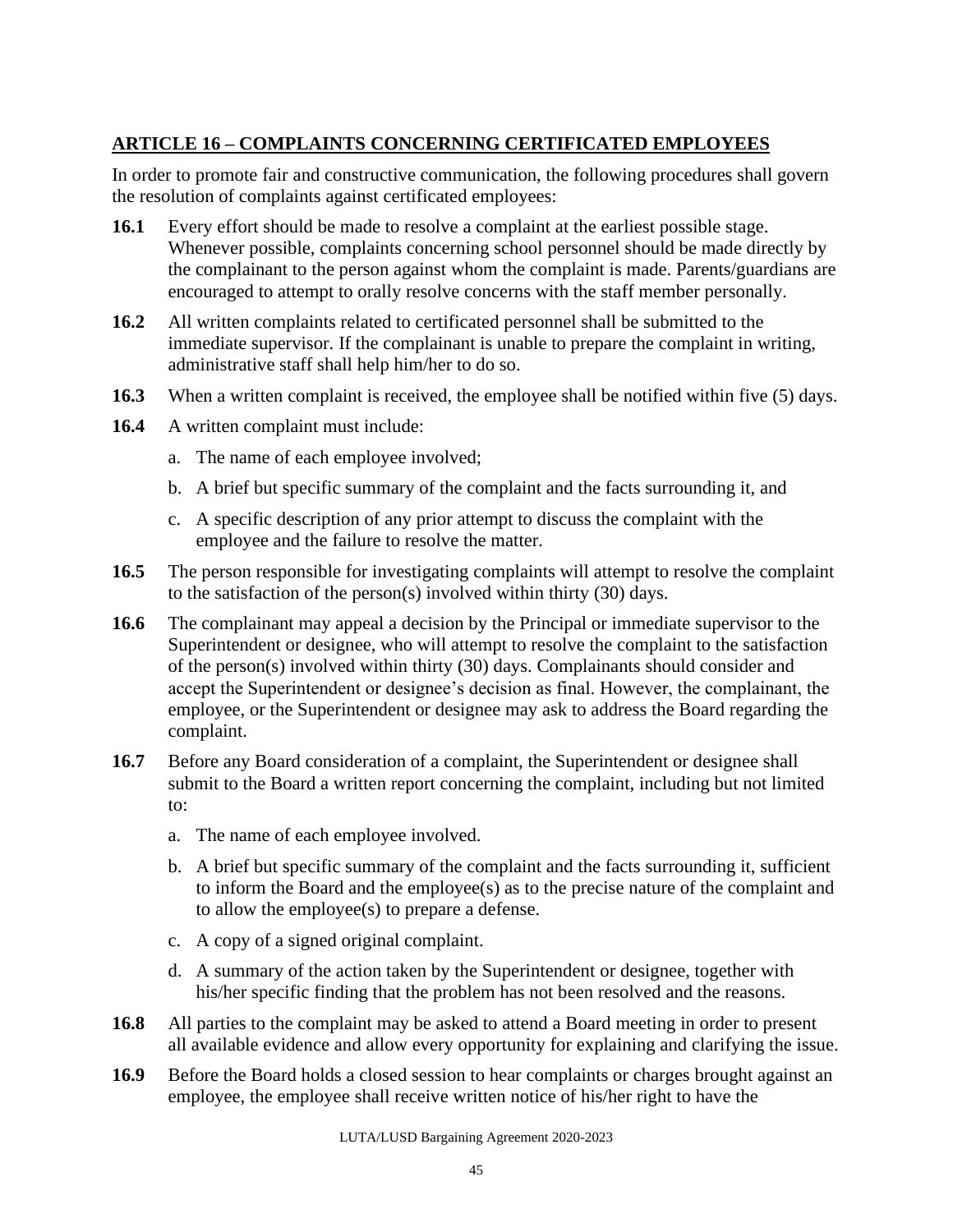## ARTICLE 16 – COMPLAINTS CONCERNING CERTIFICATED EMPLOYEES

In order to promote fair and constructive communication, the following procedures shall govern the resolution of complaints against certificated employees:

**16.1** Every effort should be made to resolve a complaint at the earliest possible stage. Whenever possible, complaints concerning school personnel should be made directly by the complainant to the person against whom the complaint is made. Parents/guardians are encouraged to attempt to orally resolve concerns with the staff member personally.

**16.2** All written complaints related to certificated personnel shall be submitted to the immediate supervisor. If the complainant is unable to prepare the complaint in writing, administrative staff shall help him/her to do so.

**16.3** When a written complaint is received, the employee shall be notified within five (5) days.

**16.4** A written complaint must include:

a. The name of each employee involved;

b. A brief but specific summary of the complaint and the facts surrounding it, and

c. A specific description of any prior attempt to discuss the complaint with the employee and the failure to resolve the matter.

**16.5** The person responsible for investigating complaints will attempt to resolve the complaint to the satisfaction of the person(s) involved within thirty (30) days.

**16.6** The complainant may appeal a decision by the Principal or immediate supervisor to the Superintendent or designee, who will attempt to resolve the complaint to the satisfaction of the person(s) involved within thirty (30) days. Complainants should consider and accept the Superintendent or designee's decision as final. However, the complainant, the employee, or the Superintendent or designee may ask to address the Board regarding the complaint.

**16.7** Before any Board consideration of a complaint, the Superintendent or designee shall submit to the Board a written report concerning the complaint, including but not limited to:

a. The name of each employee involved.

b. A brief but specific summary of the complaint and the facts surrounding it, sufficient to inform the Board and the employee(s) as to the precise nature of the complaint and to allow the employee(s) to prepare a defense.

c. A copy of a signed original complaint.

d. A summary of the action taken by the Superintendent or designee, together with his/her specific finding that the problem has not been resolved and the reasons.

**16.8** All parties to the complaint may be asked to attend a Board meeting in order to present all available evidence and allow every opportunity for explaining and clarifying the issue.

**16.9** Before the Board holds a closed session to hear complaints or charges brought against an employee, the employee shall receive written notice of his/her right to have the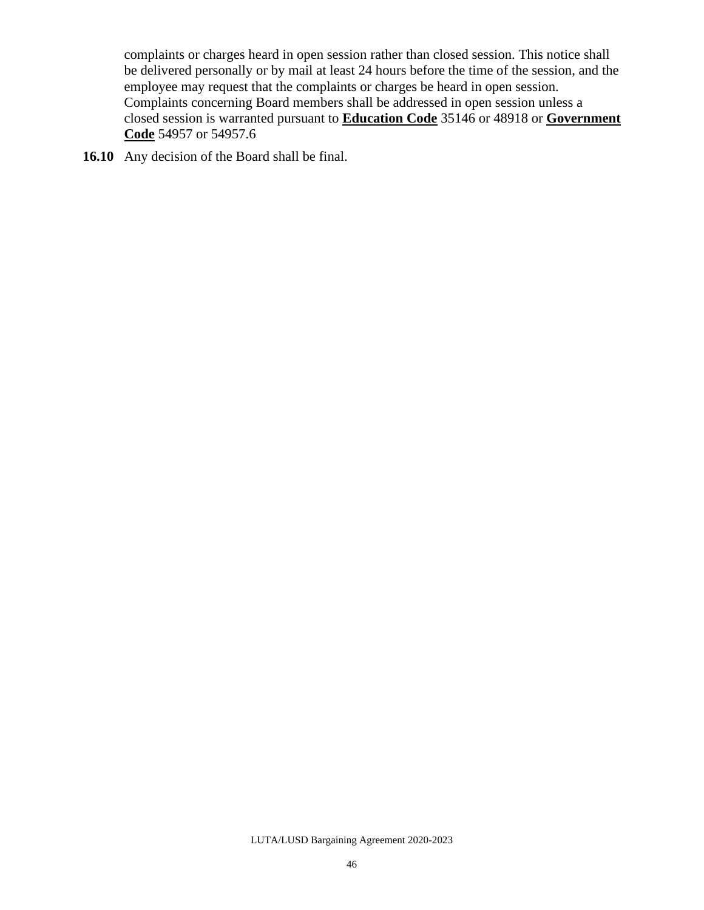complaints or charges heard in open session rather than closed session. This notice shall be delivered personally or by mail at least 24 hours before the time of the session, and the employee may request that the complaints or charges be heard in open session. Complaints concerning Board members shall be addressed in open session unless a closed session is warranted pursuant to **Education Code** 35146 or 48918 or **Government Code** 54957 or 54957.6

**16.10** Any decision of the Board shall be final.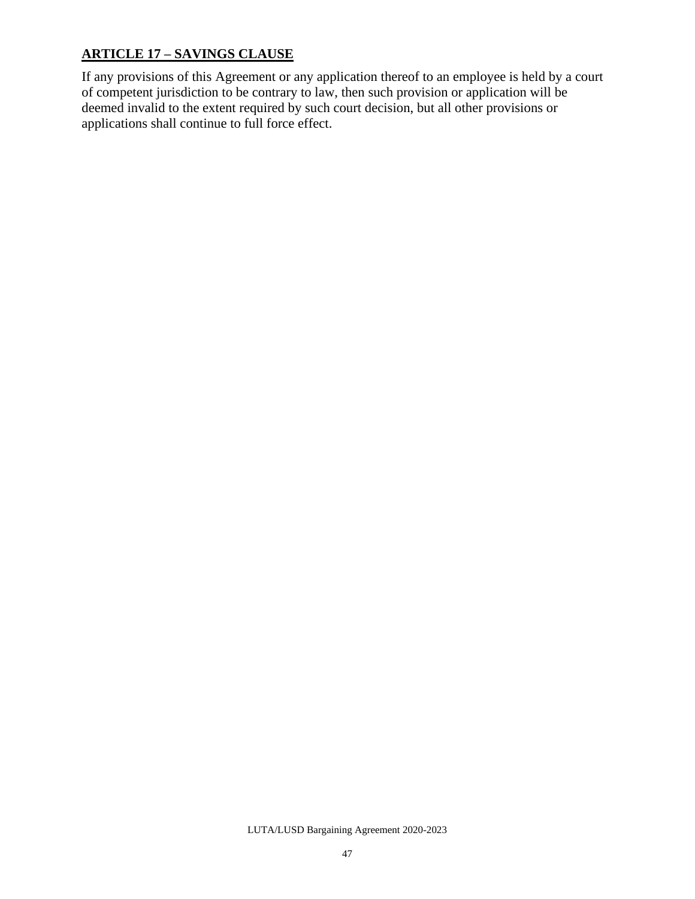## ARTICLE 17 – SAVINGS CLAUSE

If any provisions of this Agreement or any application thereof to an employee is held by a court of competent jurisdiction to be contrary to law, then such provision or application will be deemed invalid to the extent required by such court decision, but all other provisions or applications shall continue to full force effect.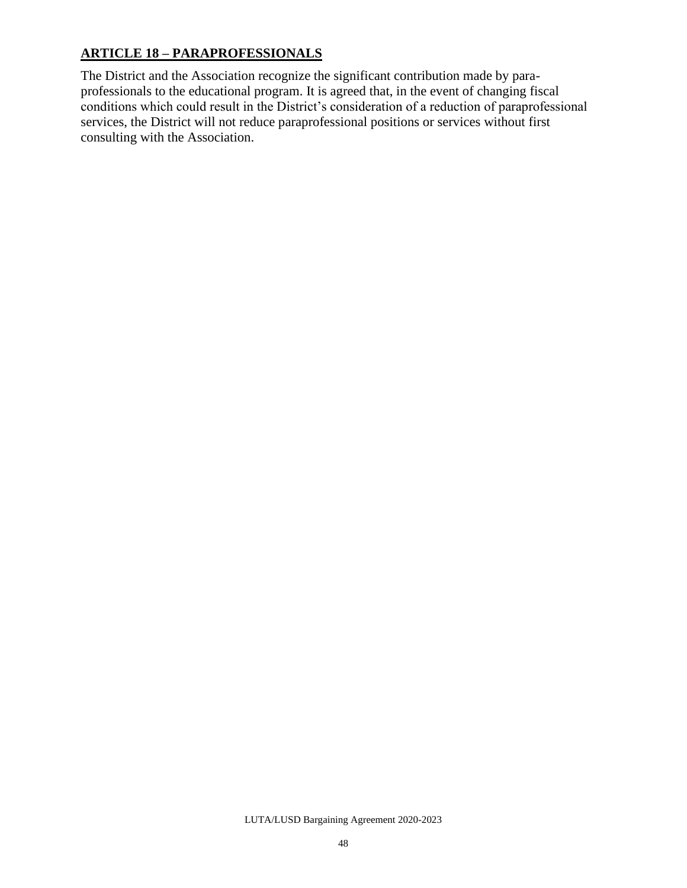## ARTICLE 18 – PARAPROFESSIONALS

The District and the Association recognize the significant contribution made by paraprofessionals to the educational program. It is agreed that, in the event of changing fiscal conditions which could result in the District's consideration of a reduction of paraprofessional services, the District will not reduce paraprofessional positions or services without first consulting with the Association.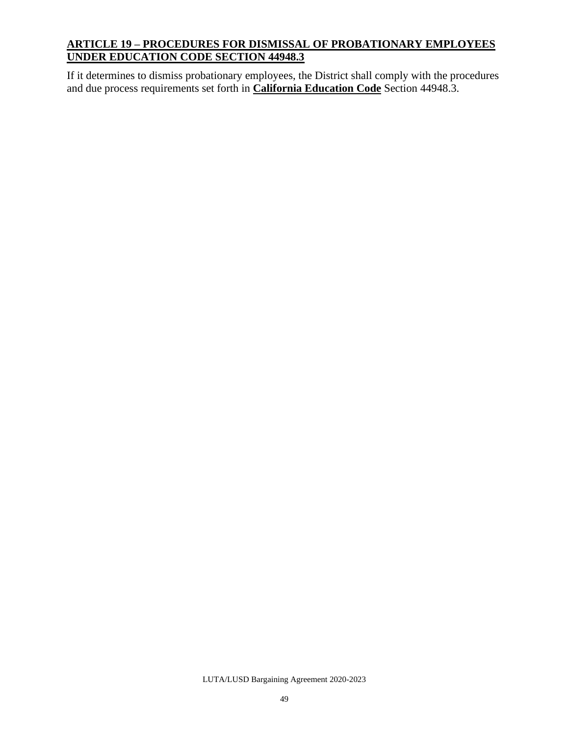## **ARTICLE 19 – PROCEDURES FOR DISMISSAL OF PROBATIONARY EMPLOYEES UNDER EDUCATION CODE SECTION 44948.3**

If it determines to dismiss probationary employees, the District shall comply with the procedures and due process requirements set forth in **California Education Code** Section 44948.3.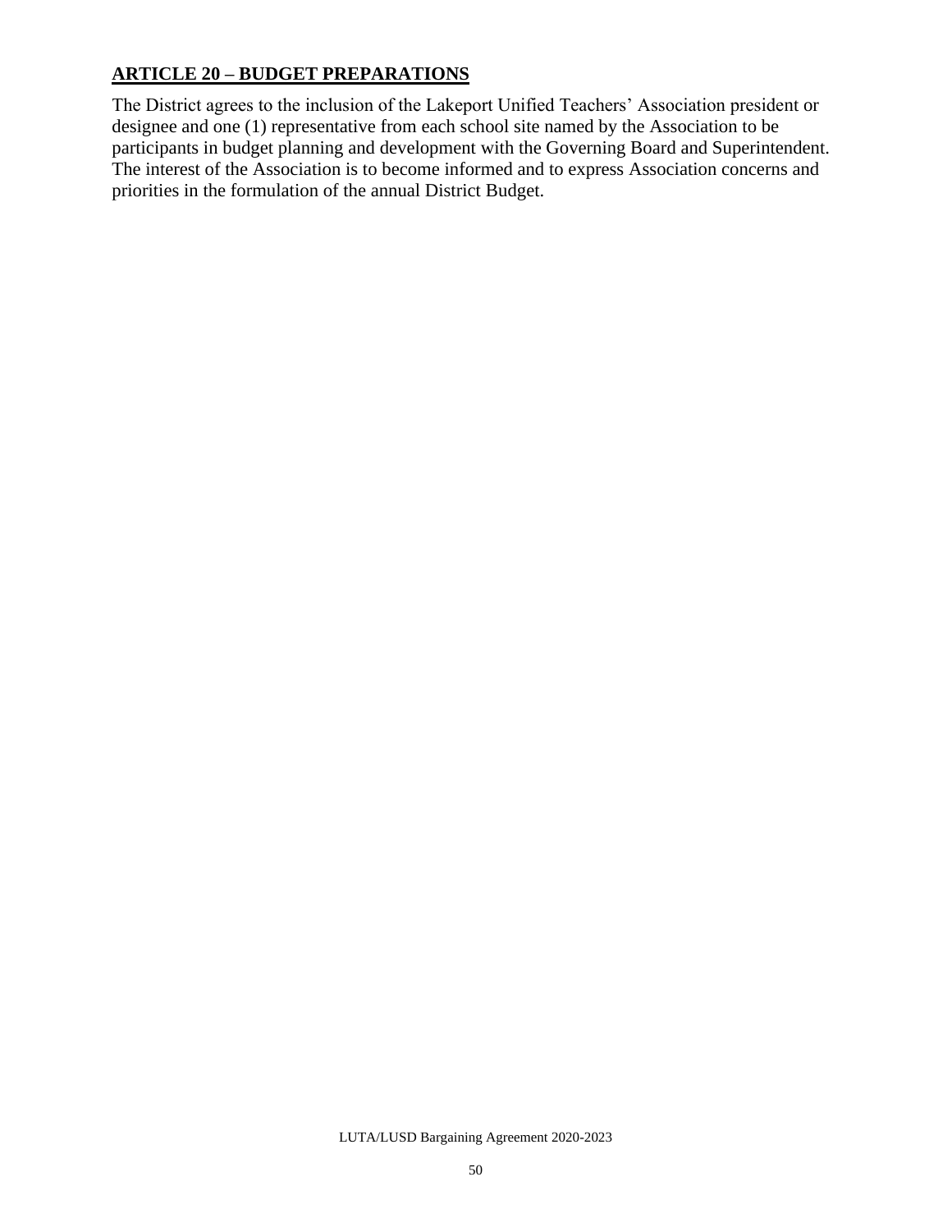## **ARTICLE 20 – BUDGET PREPARATIONS**

The District agrees to the inclusion of the Lakeport Unified Teachers' Association president or designee and one (1) representative from each school site named by the Association to be participants in budget planning and development with the Governing Board and Superintendent. The interest of the Association is to become informed and to express Association concerns and priorities in the formulation of the annual District Budget.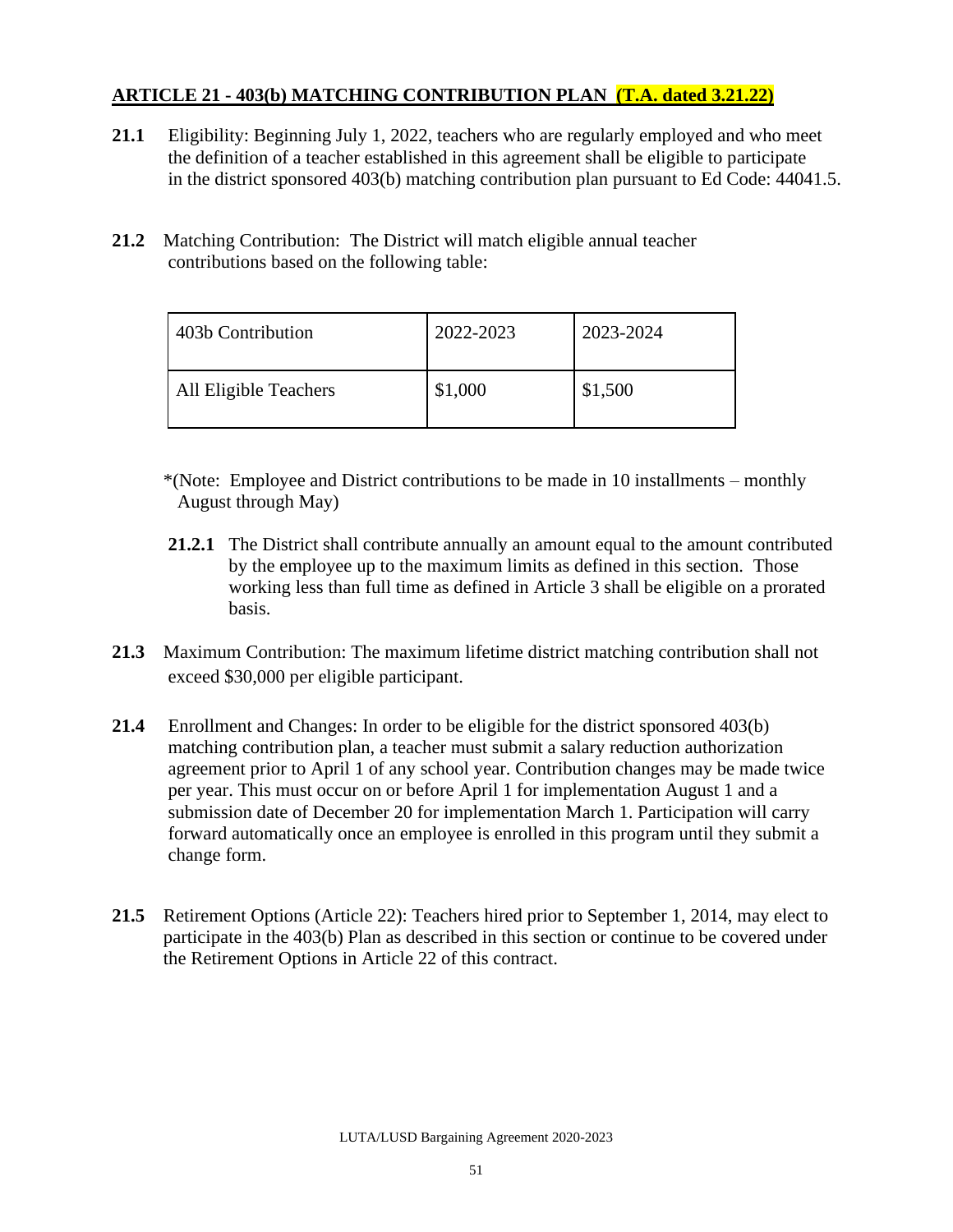## **ARTICLE 21 - 403(b) MATCHING CONTRIBUTION PLAN (T.A. dated 3.21.22)**

**21.1** Eligibility: Beginning July 1, 2022, teachers who are regularly employed and who meet the definition of a teacher established in this agreement shall be eligible to participate in the district sponsored 403(b) matching contribution plan pursuant to Ed Code: 44041.5.

**21.2** Matching Contribution: The District will match eligible annual teacher contributions based on the following table:

| 403b Contribution | 2022-2023 | 2023-2024 |
|---|---|---|
| All Eligible Teachers | $1,000 | $1,500 |

*(Note: Employee and District contributions to be made in 10 installments – monthly August through May)

**21.2.1** The District shall contribute annually an amount equal to the amount contributed by the employee up to the maximum limits as defined in this section. Those working less than full time as defined in Article 3 shall be eligible on a prorated basis.

**21.3** Maximum Contribution: The maximum lifetime district matching contribution shall not exceed $30,000 per eligible participant.

**21.4** Enrollment and Changes: In order to be eligible for the district sponsored 403(b) matching contribution plan, a teacher must submit a salary reduction authorization agreement prior to April 1 of any school year. Contribution changes may be made twice per year. This must occur on or before April 1 for implementation August 1 and a submission date of December 20 for implementation March 1. Participation will carry forward automatically once an employee is enrolled in this program until they submit a change form.

**21.5** Retirement Options (Article 22): Teachers hired prior to September 1, 2014, may elect to participate in the 403(b) Plan as described in this section or continue to be covered under the Retirement Options in Article 22 of this contract.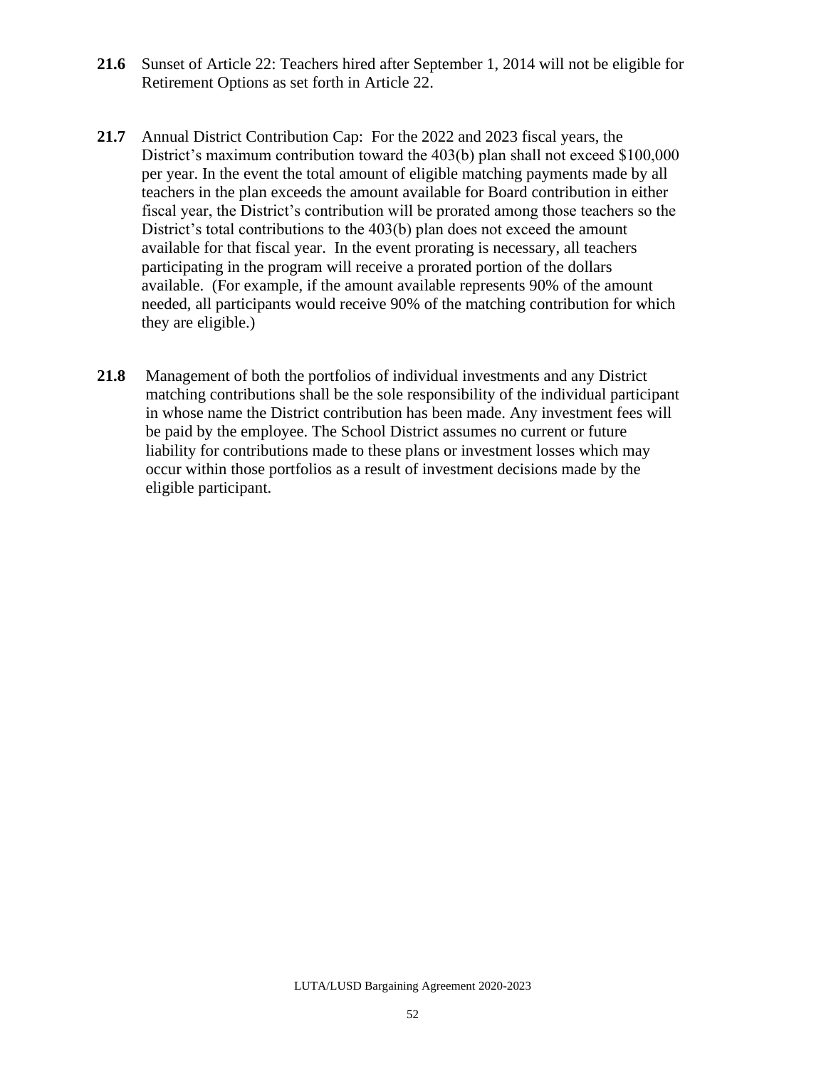**21.6** Sunset of Article 22: Teachers hired after September 1, 2014 will not be eligible for Retirement Options as set forth in Article 22.

**21.7** Annual District Contribution Cap: For the 2022 and 2023 fiscal years, the District's maximum contribution toward the 403(b) plan shall not exceed $100,000 per year. In the event the total amount of eligible matching payments made by all teachers in the plan exceeds the amount available for Board contribution in either fiscal year, the District's contribution will be prorated among those teachers so the District's total contributions to the 403(b) plan does not exceed the amount available for that fiscal year. In the event prorating is necessary, all teachers participating in the program will receive a prorated portion of the dollars available. (For example, if the amount available represents 90% of the amount needed, all participants would receive 90% of the matching contribution for which they are eligible.)

**21.8** Management of both the portfolios of individual investments and any District matching contributions shall be the sole responsibility of the individual participant in whose name the District contribution has been made. Any investment fees will be paid by the employee. The School District assumes no current or future liability for contributions made to these plans or investment losses which may occur within those portfolios as a result of investment decisions made by the eligible participant.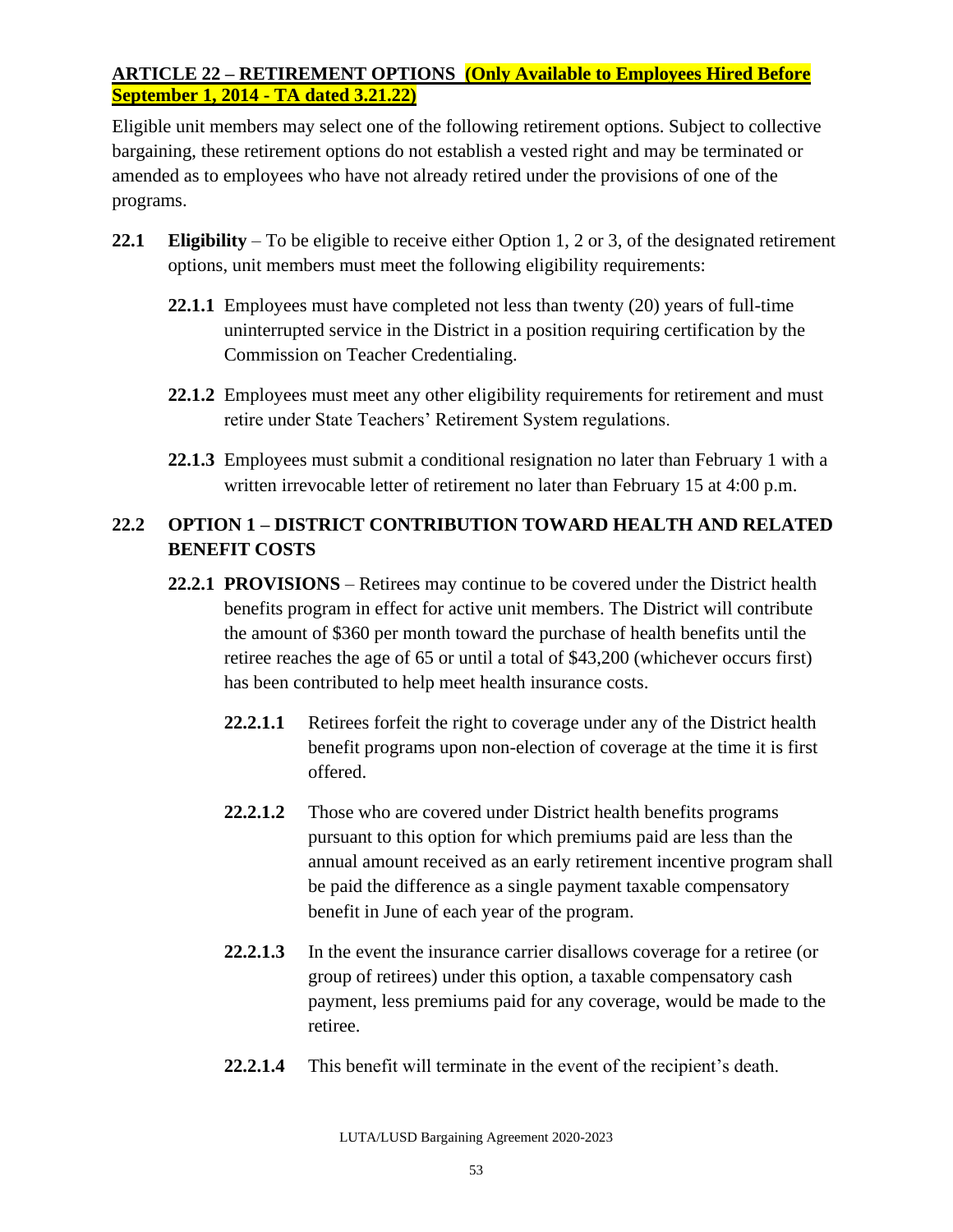## ARTICLE 22 – RETIREMENT OPTIONS (Only Available to Employees Hired Before September 1, 2014 - TA dated 3.21.22)

Eligible unit members may select one of the following retirement options. Subject to collective bargaining, these retirement options do not establish a vested right and may be terminated or amended as to employees who have not already retired under the provisions of one of the programs.

**22.1 Eligibility** – To be eligible to receive either Option 1, 2 or 3, of the designated retirement options, unit members must meet the following eligibility requirements:

**22.1.1** Employees must have completed not less than twenty (20) years of full-time uninterrupted service in the District in a position requiring certification by the Commission on Teacher Credentialing.

**22.1.2** Employees must meet any other eligibility requirements for retirement and must retire under State Teachers' Retirement System regulations.

**22.1.3** Employees must submit a conditional resignation no later than February 1 with a written irrevocable letter of retirement no later than February 15 at 4:00 p.m.

### 22.2 OPTION 1 – DISTRICT CONTRIBUTION TOWARD HEALTH AND RELATED BENEFIT COSTS

**22.2.1 PROVISIONS** – Retirees may continue to be covered under the District health benefits program in effect for active unit members. The District will contribute the amount of $360 per month toward the purchase of health benefits until the retiree reaches the age of 65 or until a total of $43,200 (whichever occurs first) has been contributed to help meet health insurance costs.

**22.2.1.1** Retirees forfeit the right to coverage under any of the District health benefit programs upon non-election of coverage at the time it is first offered.

**22.2.1.2** Those who are covered under District health benefits programs pursuant to this option for which premiums paid are less than the annual amount received as an early retirement incentive program shall be paid the difference as a single payment taxable compensatory benefit in June of each year of the program.

**22.2.1.3** In the event the insurance carrier disallows coverage for a retiree (or group of retirees) under this option, a taxable compensatory cash payment, less premiums paid for any coverage, would be made to the retiree.

**22.2.1.4** This benefit will terminate in the event of the recipient's death.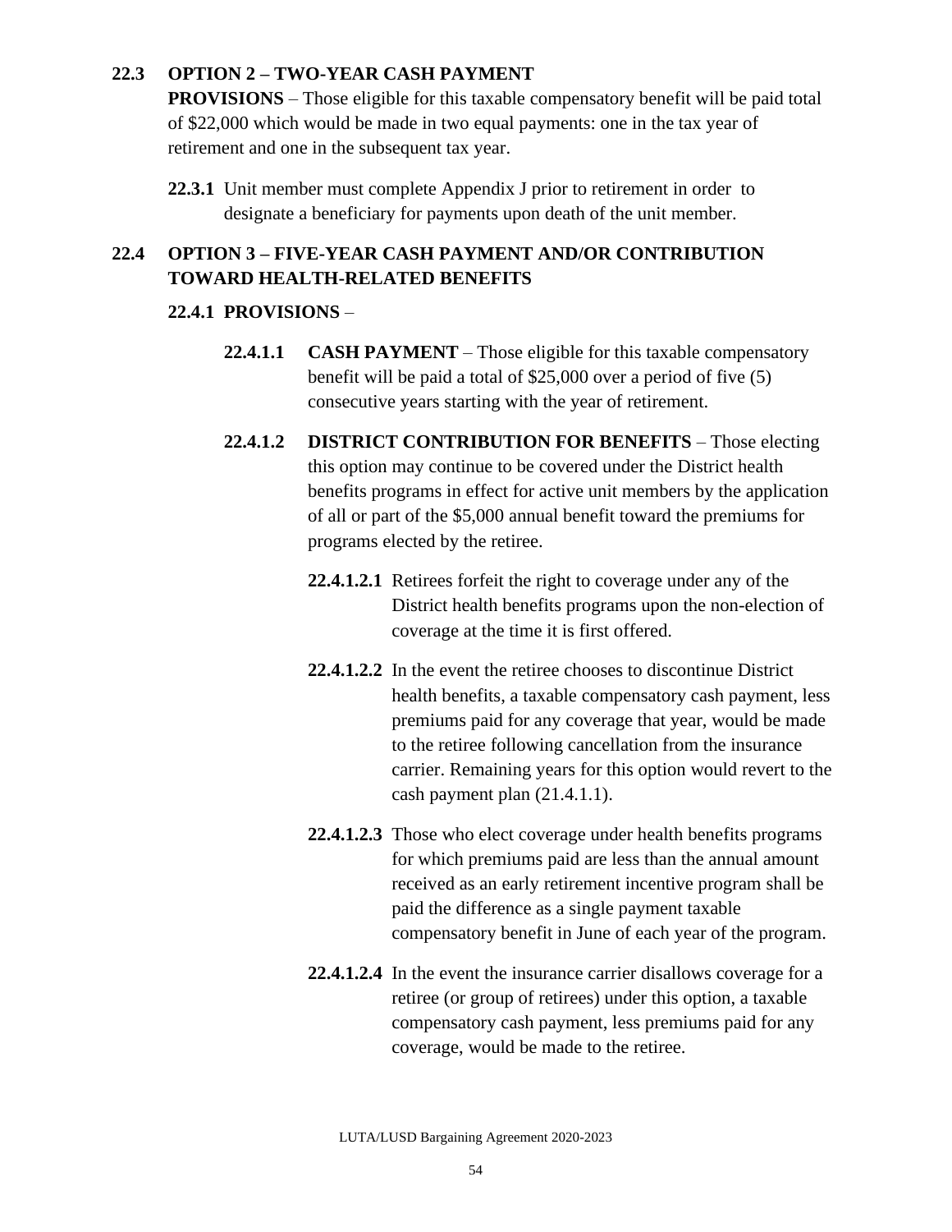**22.3 OPTION 2 – TWO-YEAR CASH PAYMENT PROVISIONS** – Those eligible for this taxable compensatory benefit will be paid total of $22,000 which would be made in two equal payments: one in the tax year of retirement and one in the subsequent tax year.

**22.3.1** Unit member must complete Appendix J prior to retirement in order to designate a beneficiary for payments upon death of the unit member.

**22.4 OPTION 3 – FIVE-YEAR CASH PAYMENT AND/OR CONTRIBUTION TOWARD HEALTH-RELATED BENEFITS**

**22.4.1 PROVISIONS** –

**22.4.1.1 CASH PAYMENT** – Those eligible for this taxable compensatory benefit will be paid a total of $25,000 over a period of five (5) consecutive years starting with the year of retirement.

**22.4.1.2 DISTRICT CONTRIBUTION FOR BENEFITS** – Those electing this option may continue to be covered under the District health benefits programs in effect for active unit members by the application of all or part of the $5,000 annual benefit toward the premiums for programs elected by the retiree.

**22.4.1.2.1** Retirees forfeit the right to coverage under any of the District health benefits programs upon the non-election of coverage at the time it is first offered.

**22.4.1.2.2** In the event the retiree chooses to discontinue District health benefits, a taxable compensatory cash payment, less premiums paid for any coverage that year, would be made to the retiree following cancellation from the insurance carrier. Remaining years for this option would revert to the cash payment plan (21.4.1.1).

**22.4.1.2.3** Those who elect coverage under health benefits programs for which premiums paid are less than the annual amount received as an early retirement incentive program shall be paid the difference as a single payment taxable compensatory benefit in June of each year of the program.

**22.4.1.2.4** In the event the insurance carrier disallows coverage for a retiree (or group of retirees) under this option, a taxable compensatory cash payment, less premiums paid for any coverage, would be made to the retiree.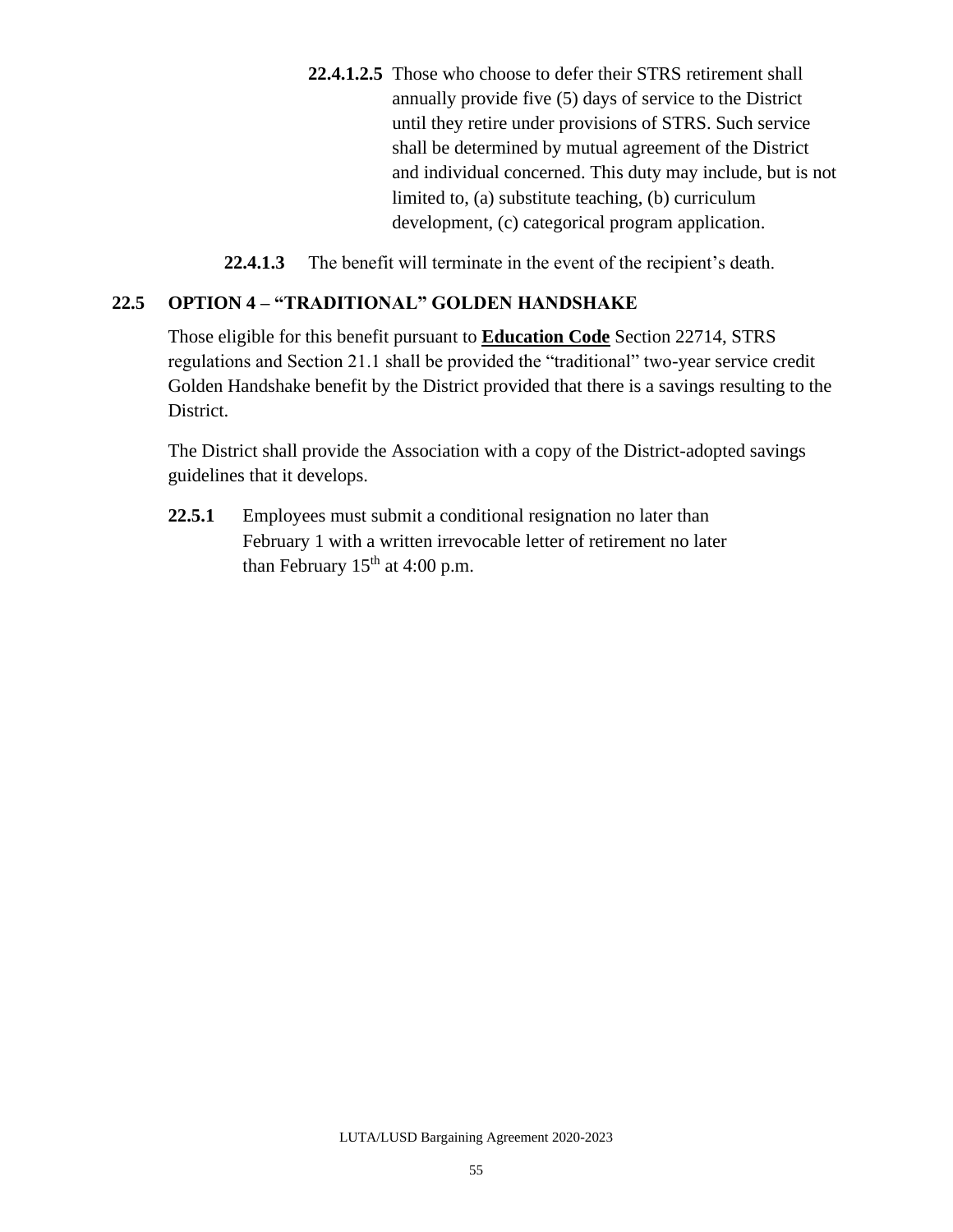**22.4.1.2.5** Those who choose to defer their STRS retirement shall annually provide five (5) days of service to the District until they retire under provisions of STRS. Such service shall be determined by mutual agreement of the District and individual concerned. This duty may include, but is not limited to, (a) substitute teaching, (b) curriculum development, (c) categorical program application.

**22.4.1.3** The benefit will terminate in the event of the recipient's death.

## 22.5 OPTION 4 – "TRADITIONAL" GOLDEN HANDSHAKE

Those eligible for this benefit pursuant to **Education Code** Section 22714, STRS regulations and Section 21.1 shall be provided the "traditional" two-year service credit Golden Handshake benefit by the District provided that there is a savings resulting to the District.

The District shall provide the Association with a copy of the District-adopted savings guidelines that it develops.

**22.5.1** Employees must submit a conditional resignation no later than February 1 with a written irrevocable letter of retirement no later than February 15th at 4:00 p.m.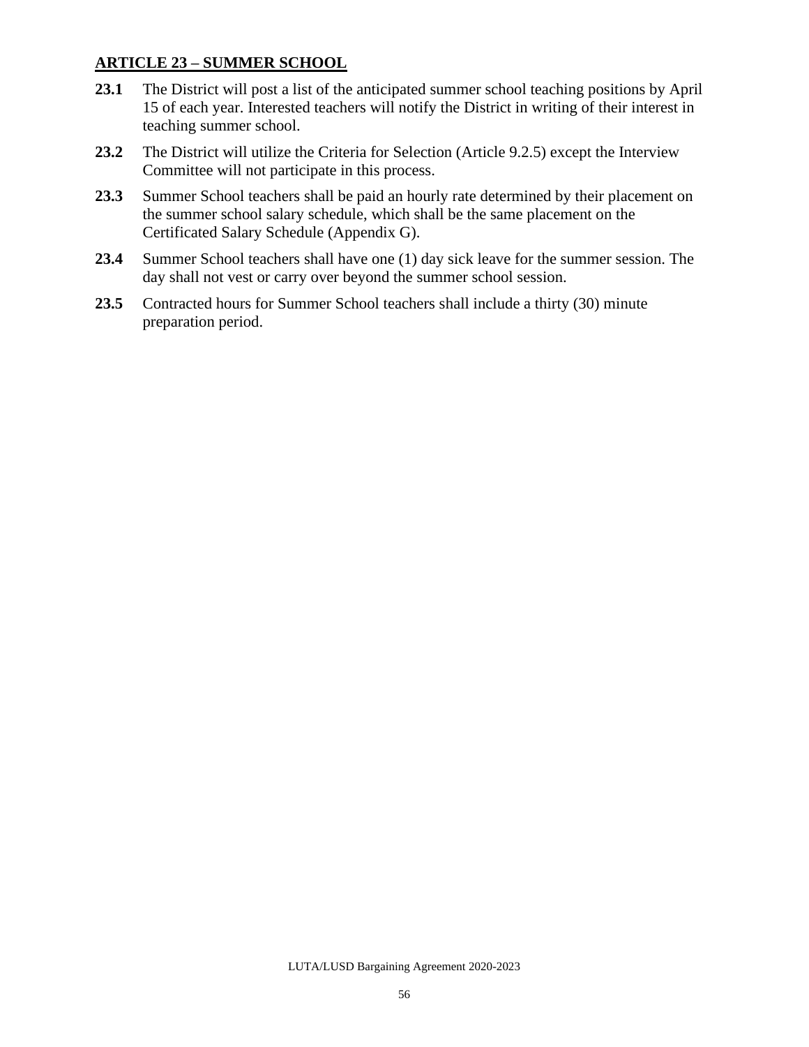## ARTICLE 23 – SUMMER SCHOOL

**23.1** The District will post a list of the anticipated summer school teaching positions by April 15 of each year. Interested teachers will notify the District in writing of their interest in teaching summer school.

**23.2** The District will utilize the Criteria for Selection (Article 9.2.5) except the Interview Committee will not participate in this process.

**23.3** Summer School teachers shall be paid an hourly rate determined by their placement on the summer school salary schedule, which shall be the same placement on the Certificated Salary Schedule (Appendix G).

**23.4** Summer School teachers shall have one (1) day sick leave for the summer session. The day shall not vest or carry over beyond the summer school session.

**23.5** Contracted hours for Summer School teachers shall include a thirty (30) minute preparation period.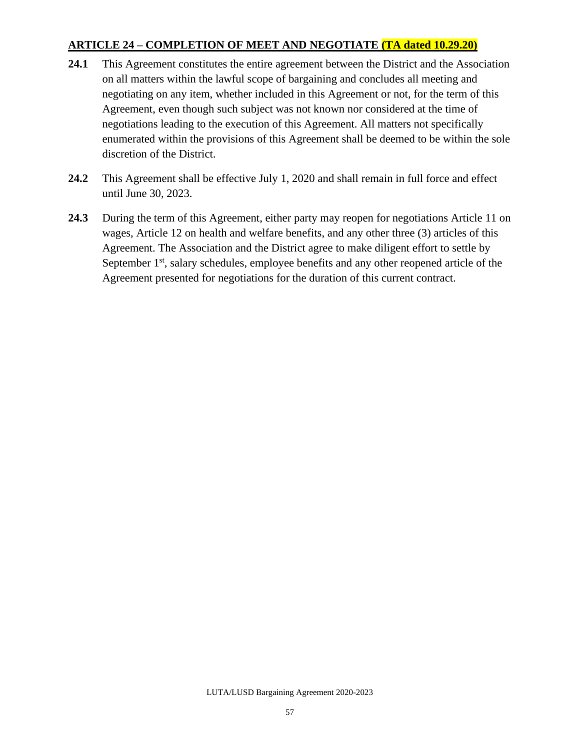## ARTICLE 24 – COMPLETION OF MEET AND NEGOTIATE (TA dated 10.29.20)

**24.1** This Agreement constitutes the entire agreement between the District and the Association on all matters within the lawful scope of bargaining and concludes all meeting and negotiating on any item, whether included in this Agreement or not, for the term of this Agreement, even though such subject was not known nor considered at the time of negotiations leading to the execution of this Agreement. All matters not specifically enumerated within the provisions of this Agreement shall be deemed to be within the sole discretion of the District.

**24.2** This Agreement shall be effective July 1, 2020 and shall remain in full force and effect until June 30, 2023.

**24.3** During the term of this Agreement, either party may reopen for negotiations Article 11 on wages, Article 12 on health and welfare benefits, and any other three (3) articles of this Agreement. The Association and the District agree to make diligent effort to settle by September 1st, salary schedules, employee benefits and any other reopened article of the Agreement presented for negotiations for the duration of this current contract.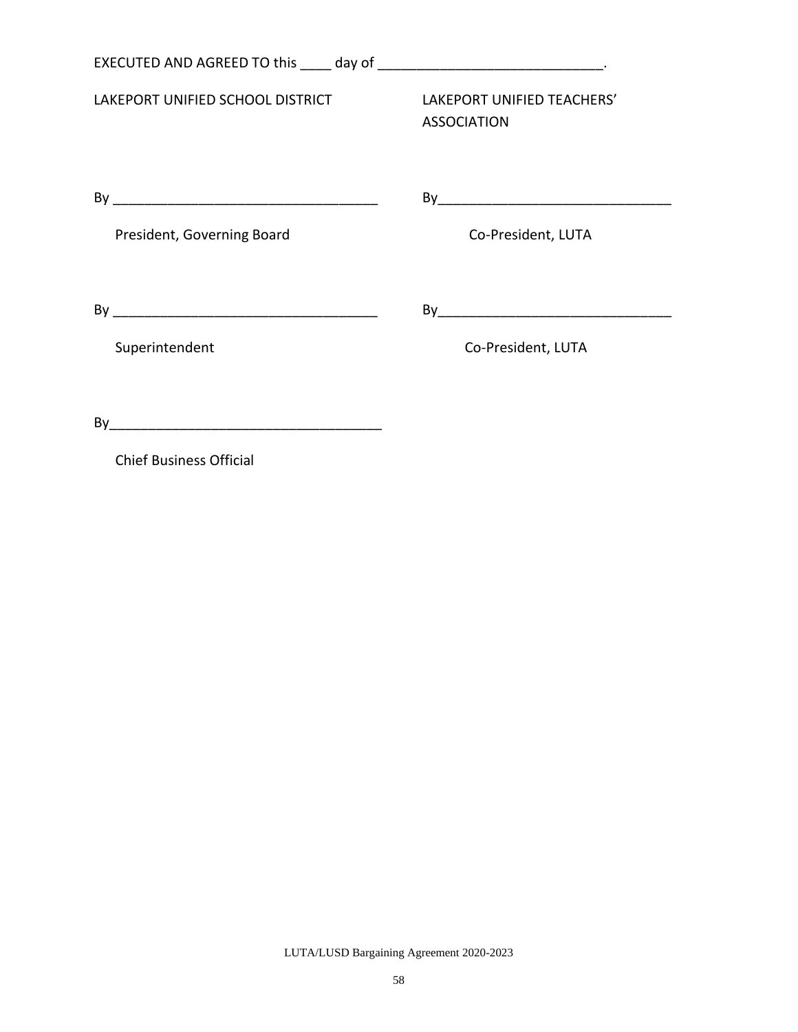EXECUTED AND AGREED TO this ____ day of _____________________________.

| LAKEPORT UNIFIED SCHOOL DISTRICT | LAKEPORT UNIFIED TEACHERS' ASSOCIATION |
| --- | --- |
| By ___________________________________ | By_______________________________ |
| President, Governing Board | Co-President, LUTA |
| By ___________________________________ | By_______________________________ |
| Superintendent | Co-President, LUTA |
| By____________________________________ | |
| Chief Business Official | |

LUTA/LUSD Bargaining Agreement 2020-2023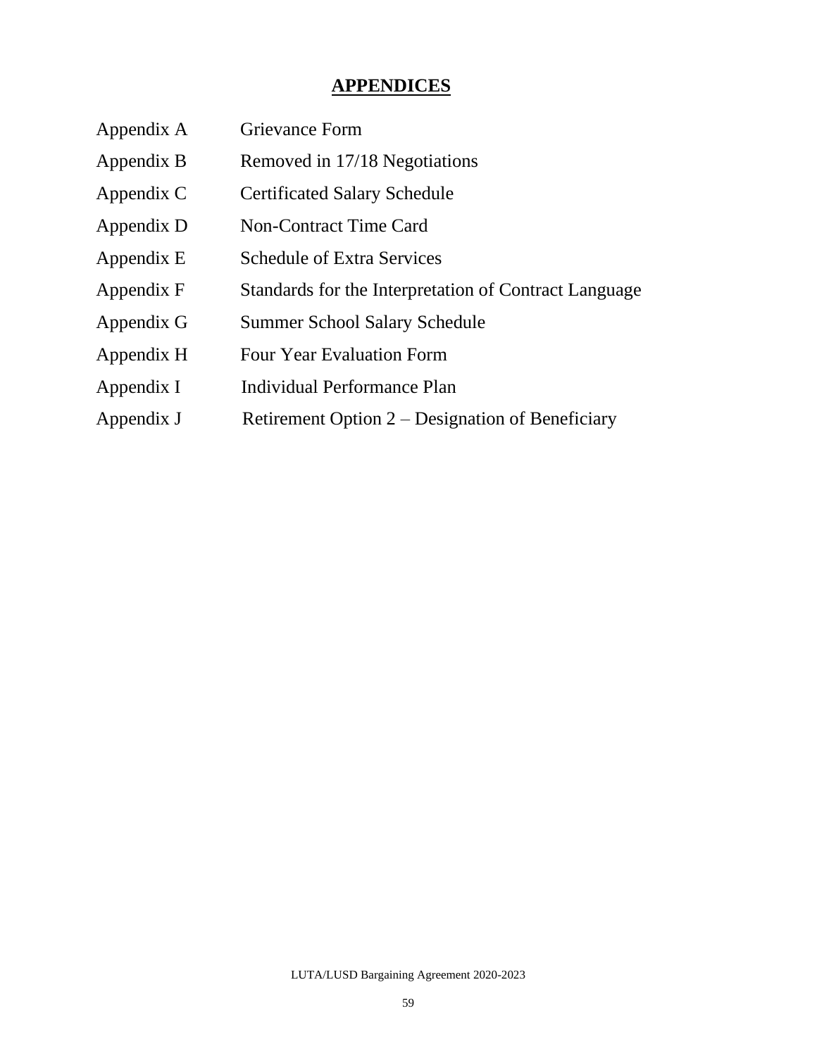# APPENDICES

| | |
|---|---|
| Appendix A | Grievance Form |
| Appendix B | Removed in 17/18 Negotiations |
| Appendix C | Certificated Salary Schedule |
| Appendix D | Non-Contract Time Card |
| Appendix E | Schedule of Extra Services |
| Appendix F | Standards for the Interpretation of Contract Language |
| Appendix G | Summer School Salary Schedule |
| Appendix H | Four Year Evaluation Form |
| Appendix I | Individual Performance Plan |
| Appendix J | Retirement Option 2 – Designation of Beneficiary |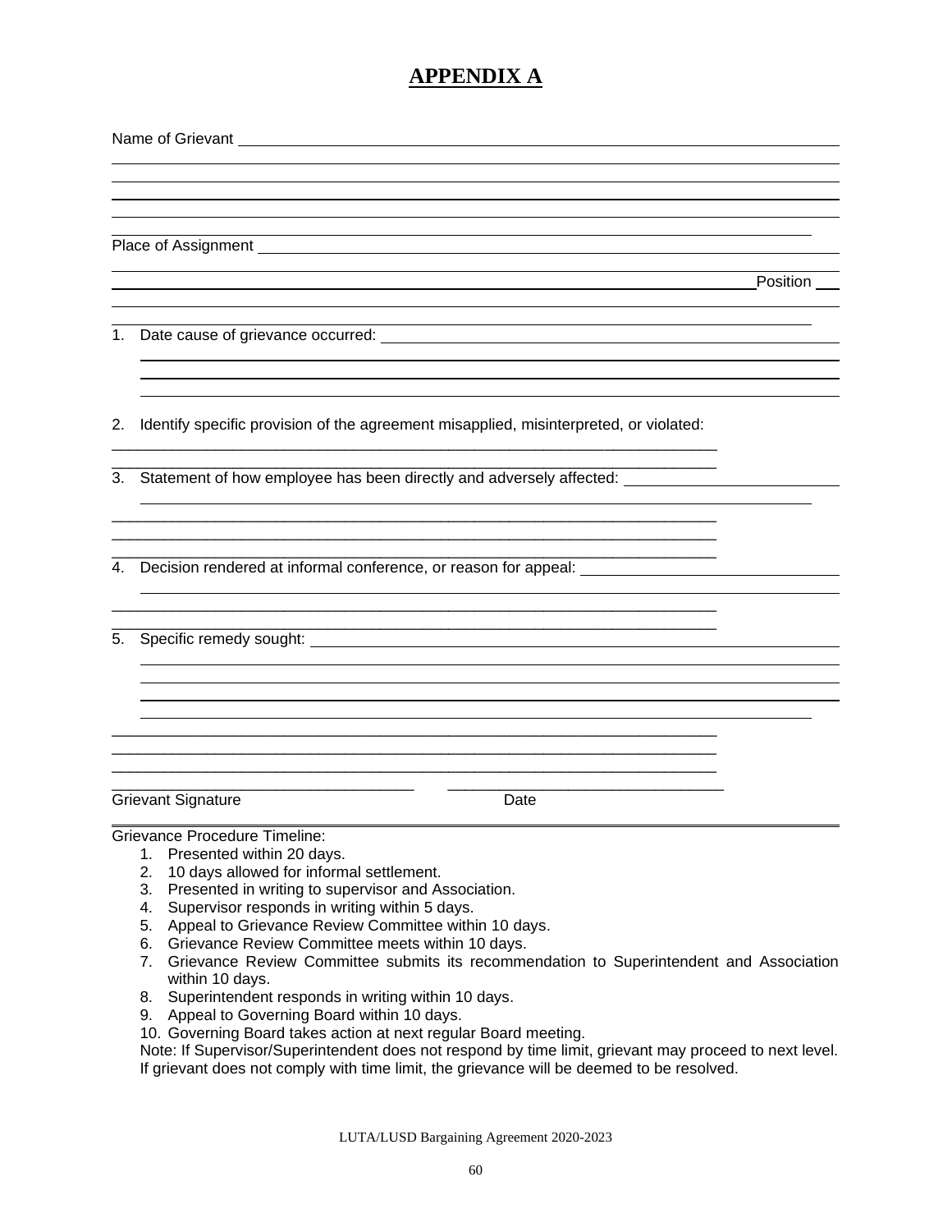# APPENDIX A

Name of Grievant ______________________________________________

Place of Assignment ______________________________________________

Position ___

1. Date cause of grievance occurred: ______________________________________________

2. Identify specific provision of the agreement misapplied, misinterpreted, or violated:
______________________________________________

3. Statement of how employee has been directly and adversely affected: ______________________________________________

4. Decision rendered at informal conference, or reason for appeal: ______________________________________________

5. Specific remedy sought: ______________________________________________

______________________________ ______________________________
Grievant Signature Date

---

Grievance Procedure Timeline:

1. Presented within 20 days.
2. 10 days allowed for informal settlement.
3. Presented in writing to supervisor and Association.
4. Supervisor responds in writing within 5 days.
5. Appeal to Grievance Review Committee within 10 days.
6. Grievance Review Committee meets within 10 days.
7. Grievance Review Committee submits its recommendation to Superintendent and Association within 10 days.
8. Superintendent responds in writing within 10 days.
9. Appeal to Governing Board within 10 days.
10. Governing Board takes action at next regular Board meeting.

Note: If Supervisor/Superintendent does not respond by time limit, grievant may proceed to next level. If grievant does not comply with time limit, the grievance will be deemed to be resolved.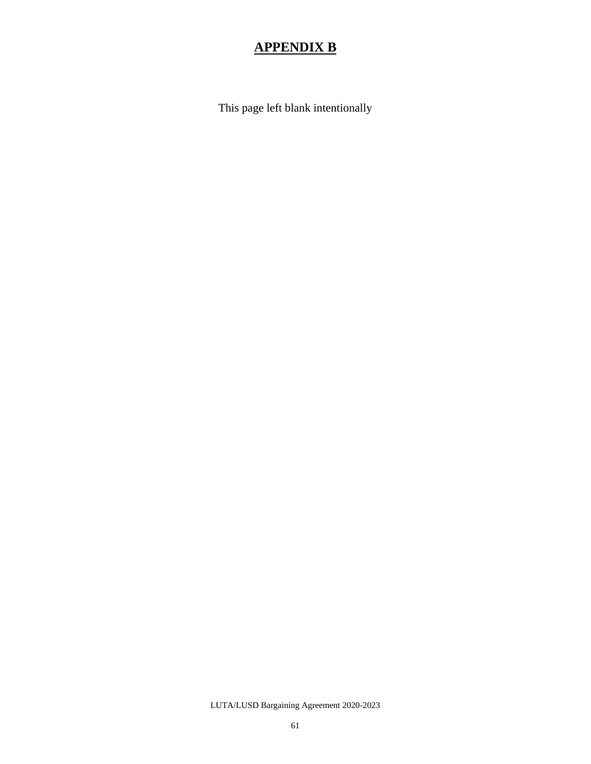# APPENDIX B

This page left blank intentionally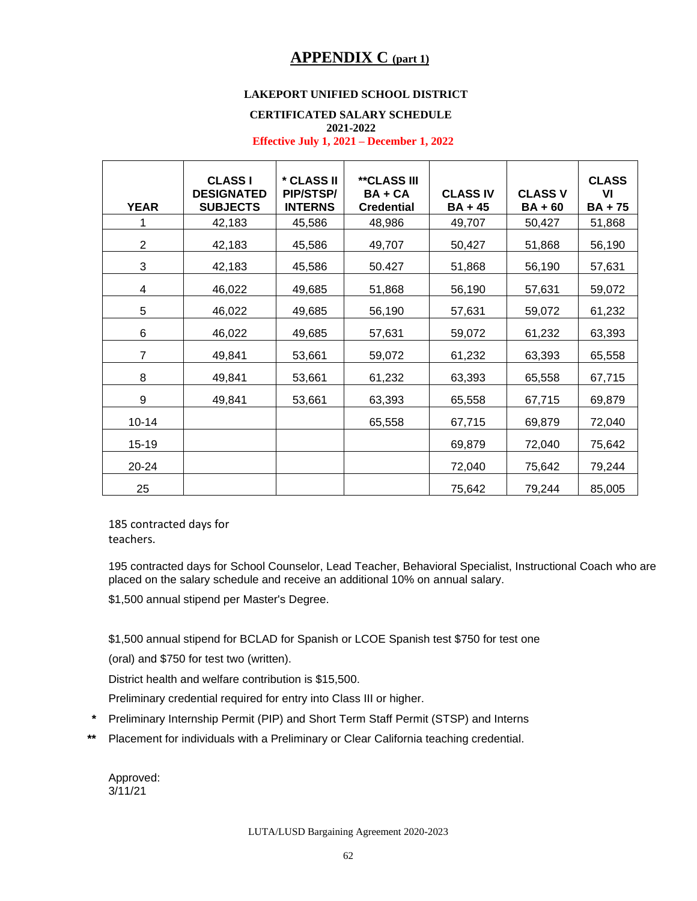# APPENDIX C (part 1)

**LAKEPORT UNIFIED SCHOOL DISTRICT**

**CERTIFICATED SALARY SCHEDULE**
**2021-2022**
**Effective July 1, 2021 – December 1, 2022**

| YEAR | CLASS I DESIGNATED SUBJECTS | * CLASS II PIP/STSP/ INTERNS | **CLASS III BA + CA Credential | CLASS IV BA + 45 | CLASS V BA + 60 | CLASS VI BA + 75 |
|---|---|---|---|---|---|---|
| 1 | 42,183 | 45,586 | 48,986 | 49,707 | 50,427 | 51,868 |
| 2 | 42,183 | 45,586 | 49,707 | 50,427 | 51,868 | 56,190 |
| 3 | 42,183 | 45,586 | 50.427 | 51,868 | 56,190 | 57,631 |
| 4 | 46,022 | 49,685 | 51,868 | 56,190 | 57,631 | 59,072 |
| 5 | 46,022 | 49,685 | 56,190 | 57,631 | 59,072 | 61,232 |
| 6 | 46,022 | 49,685 | 57,631 | 59,072 | 61,232 | 63,393 |
| 7 | 49,841 | 53,661 | 59,072 | 61,232 | 63,393 | 65,558 |
| 8 | 49,841 | 53,661 | 61,232 | 63,393 | 65,558 | 67,715 |
| 9 | 49,841 | 53,661 | 63,393 | 65,558 | 67,715 | 69,879 |
| 10-14 | | | 65,558 | 67,715 | 69,879 | 72,040 |
| 15-19 | | | | 69,879 | 72,040 | 75,642 |
| 20-24 | | | | 72,040 | 75,642 | 79,244 |
| 25 | | | | 75,642 | 79,244 | 85,005 |

185 contracted days for teachers.

195 contracted days for School Counselor, Lead Teacher, Behavioral Specialist, Instructional Coach who are placed on the salary schedule and receive an additional 10% on annual salary.

$1,500 annual stipend per Master's Degree.

$1,500 annual stipend for BCLAD for Spanish or LCOE Spanish test $750 for test one (oral) and $750 for test two (written).

District health and welfare contribution is $15,500.

Preliminary credential required for entry into Class III or higher.

* Preliminary Internship Permit (PIP) and Short Term Staff Permit (STSP) and Interns

** Placement for individuals with a Preliminary or Clear California teaching credential.

Approved:
3/11/21

LUTA/LUSD Bargaining Agreement 2020-2023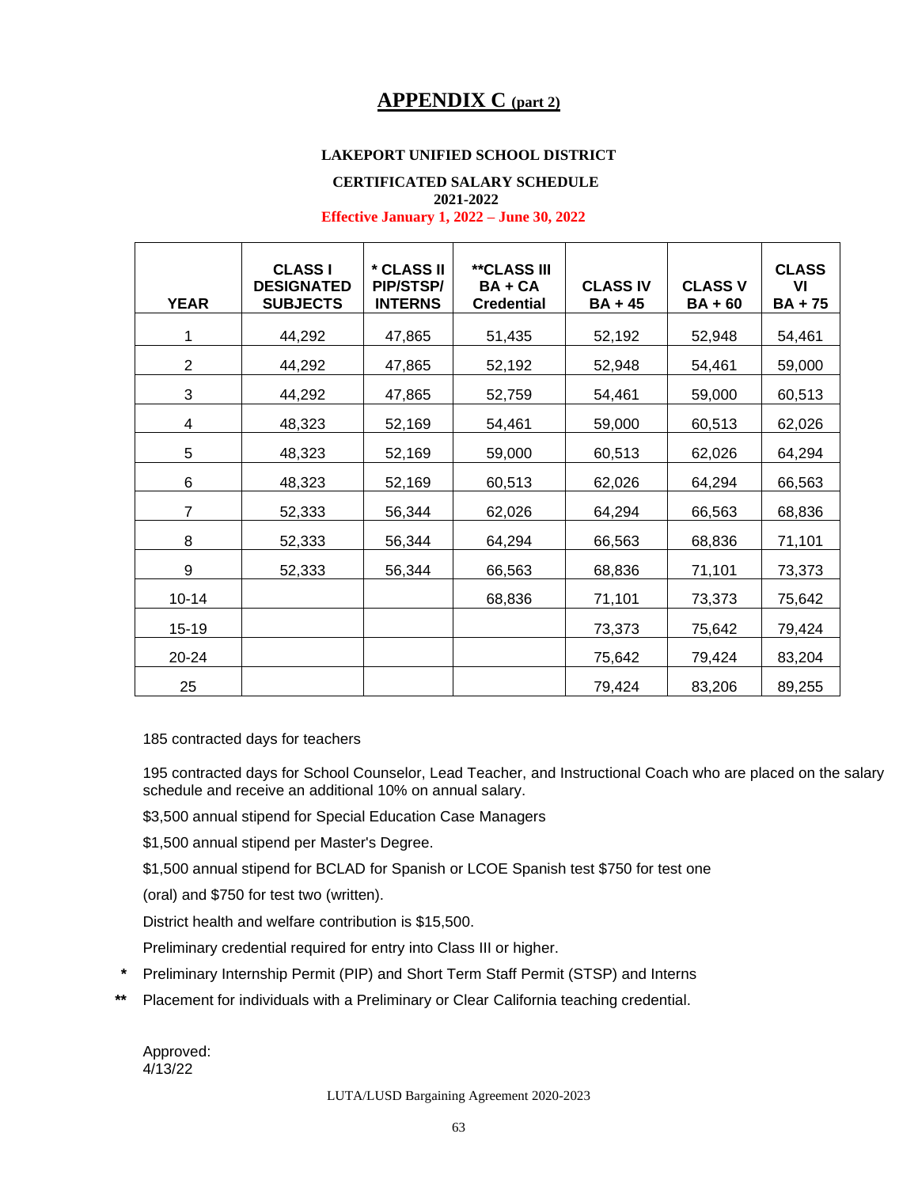# APPENDIX C (part 2)

**LAKEPORT UNIFIED SCHOOL DISTRICT**

**CERTIFICATED SALARY SCHEDULE**
**2021-2022**
**Effective January 1, 2022 – June 30, 2022**

| YEAR | CLASS I DESIGNATED SUBJECTS | * CLASS II PIP/STSP/ INTERNS | **CLASS III BA + CA Credential | CLASS IV BA + 45 | CLASS V BA + 60 | CLASS VI BA + 75 |
|---|---|---|---|---|---|---|
| 1 | 44,292 | 47,865 | 51,435 | 52,192 | 52,948 | 54,461 |
| 2 | 44,292 | 47,865 | 52,192 | 52,948 | 54,461 | 59,000 |
| 3 | 44,292 | 47,865 | 52,759 | 54,461 | 59,000 | 60,513 |
| 4 | 48,323 | 52,169 | 54,461 | 59,000 | 60,513 | 62,026 |
| 5 | 48,323 | 52,169 | 59,000 | 60,513 | 62,026 | 64,294 |
| 6 | 48,323 | 52,169 | 60,513 | 62,026 | 64,294 | 66,563 |
| 7 | 52,333 | 56,344 | 62,026 | 64,294 | 66,563 | 68,836 |
| 8 | 52,333 | 56,344 | 64,294 | 66,563 | 68,836 | 71,101 |
| 9 | 52,333 | 56,344 | 66,563 | 68,836 | 71,101 | 73,373 |
| 10-14 | | | 68,836 | 71,101 | 73,373 | 75,642 |
| 15-19 | | | | 73,373 | 75,642 | 79,424 |
| 20-24 | | | | 75,642 | 79,424 | 83,204 |
| 25 | | | | 79,424 | 83,206 | 89,255 |

185 contracted days for teachers

195 contracted days for School Counselor, Lead Teacher, and Instructional Coach who are placed on the salary schedule and receive an additional 10% on annual salary.

$3,500 annual stipend for Special Education Case Managers

$1,500 annual stipend per Master's Degree.

$1,500 annual stipend for BCLAD for Spanish or LCOE Spanish test $750 for test one

(oral) and $750 for test two (written).

District health and welfare contribution is $15,500.

Preliminary credential required for entry into Class III or higher.

\* Preliminary Internship Permit (PIP) and Short Term Staff Permit (STSP) and Interns

** Placement for individuals with a Preliminary or Clear California teaching credential.

Approved:
4/13/22

LUTA/LUSD Bargaining Agreement 2020-2023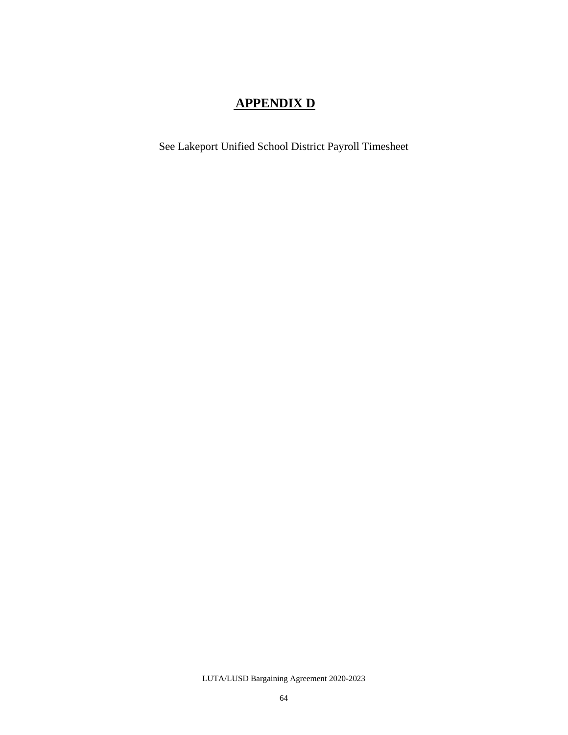# APPENDIX D

See Lakeport Unified School District Payroll Timesheet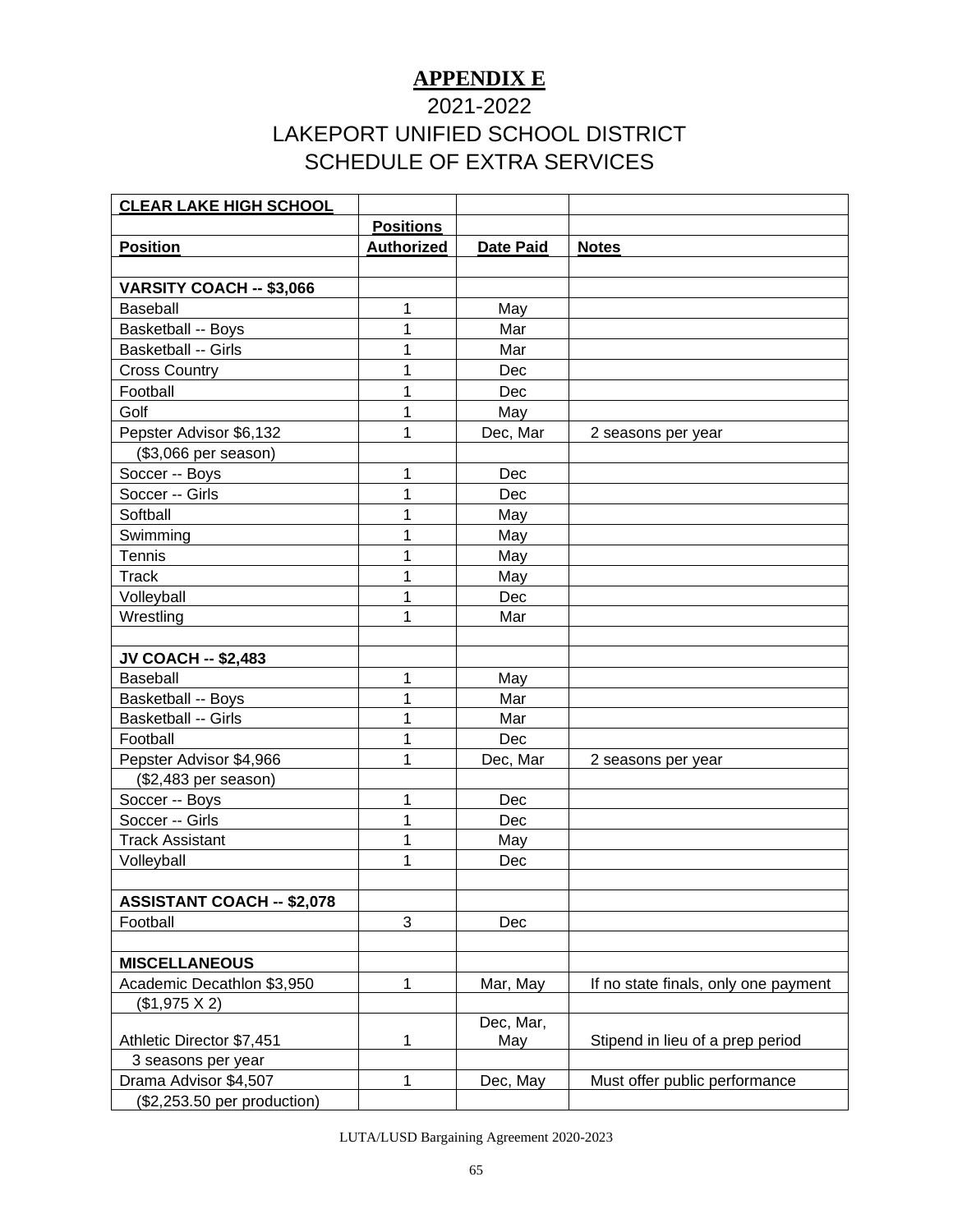# APPENDIX E

## 2021-2022
## LAKEPORT UNIFIED SCHOOL DISTRICT
## SCHEDULE OF EXTRA SERVICES

| **CLEAR LAKE HIGH SCHOOL** | | | |
|---|---|---|---|
| | **Positions** | | |
| **Position** | **Authorized** | **Date Paid** | **Notes** |
| | | | |
| **VARSITY COACH -- $3,066** | | | |
| Baseball | 1 | May | |
| Basketball -- Boys | 1 | Mar | |
| Basketball -- Girls | 1 | Mar | |
| Cross Country | 1 | Dec | |
| Football | 1 | Dec | |
| Golf | 1 | May | |
| Pepster Advisor $6,132 | 1 | Dec, Mar | 2 seasons per year |
| ($3,066 per season) | | | |
| Soccer -- Boys | 1 | Dec | |
| Soccer -- Girls | 1 | Dec | |
| Softball | 1 | May | |
| Swimming | 1 | May | |
| Tennis | 1 | May | |
| Track | 1 | May | |
| Volleyball | 1 | Dec | |
| Wrestling | 1 | Mar | |
| | | | |
| **JV COACH -- $2,483** | | | |
| Baseball | 1 | May | |
| Basketball -- Boys | 1 | Mar | |
| Basketball -- Girls | 1 | Mar | |
| Football | 1 | Dec | |
| Pepster Advisor $4,966 | 1 | Dec, Mar | 2 seasons per year |
| ($2,483 per season) | | | |
| Soccer -- Boys | 1 | Dec | |
| Soccer -- Girls | 1 | Dec | |
| Track Assistant | 1 | May | |
| Volleyball | 1 | Dec | |
| | | | |
| **ASSISTANT COACH -- $2,078** | | | |
| Football | 3 | Dec | |
| | | | |
| **MISCELLANEOUS** | | | |
| Academic Decathlon $3,950 | 1 | Mar, May | If no state finals, only one payment |
| ($1,975 X 2) | | | |
| Athletic Director $7,451 | 1 | Dec, Mar, May | Stipend in lieu of a prep period |
| 3 seasons per year | | | |
| Drama Advisor $4,507 | 1 | Dec, May | Must offer public performance |
| ($2,253.50 per production) | | | |

LUTA/LUSD Bargaining Agreement 2020-2023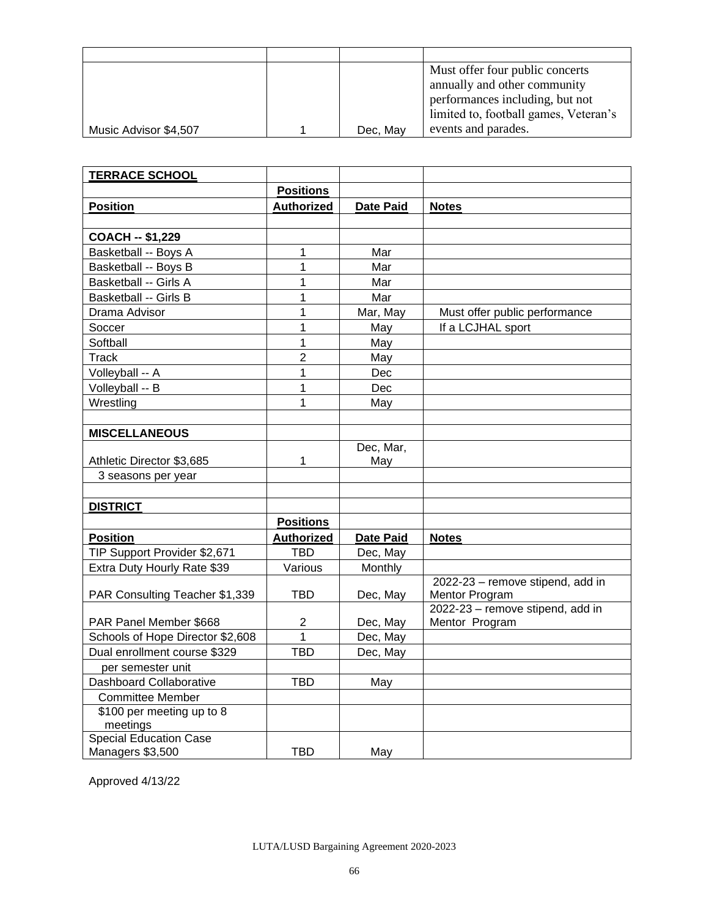| | | | |
|---|---|---|---|
| | | | |
| Music Advisor $4,507 | 1 | Dec, May | Must offer four public concerts annually and other community performances including, but not limited to, football games, Veteran's events and parades. |

| **TERRACE SCHOOL** | | | |
|---|---|---|---|
| | **Positions** | | |
| **Position** | **Authorized** | **Date Paid** | **Notes** |
| | | | |
| **COACH -- $1,229** | | | |
| Basketball -- Boys A | 1 | Mar | |
| Basketball -- Boys B | 1 | Mar | |
| Basketball -- Girls A | 1 | Mar | |
| Basketball -- Girls B | 1 | Mar | |
| Drama Advisor | 1 | Mar, May | Must offer public performance |
| Soccer | 1 | May | If a LCJHAL sport |
| Softball | 1 | May | |
| Track | 2 | May | |
| Volleyball -- A | 1 | Dec | |
| Volleyball -- B | 1 | Dec | |
| Wrestling | 1 | May | |
| | | | |
| **MISCELLANEOUS** | | | |
| Athletic Director $3,685 | 1 | Dec, Mar, May | |
| 3 seasons per year | | | |
| | | | |
| **DISTRICT** | | | |
| | **Positions** | | |
| **Position** | **Authorized** | **Date Paid** | **Notes** |
| TIP Support Provider $2,671 | TBD | Dec, May | |
| Extra Duty Hourly Rate $39 | Various | Monthly | |
| PAR Consulting Teacher $1,339 | TBD | Dec, May | 2022-23 – remove stipend, add in Mentor Program |
| PAR Panel Member $668 | 2 | Dec, May | 2022-23 – remove stipend, add in Mentor Program |
| Schools of Hope Director $2,608 | 1 | Dec, May | |
| Dual enrollment course $329 | TBD | Dec, May | |
| per semester unit | | | |
| Dashboard Collaborative | TBD | May | |
| Committee Member | | | |
| $100 per meeting up to 8 meetings | | | |
| Special Education Case Managers $3,500 | TBD | May | |

Approved 4/13/22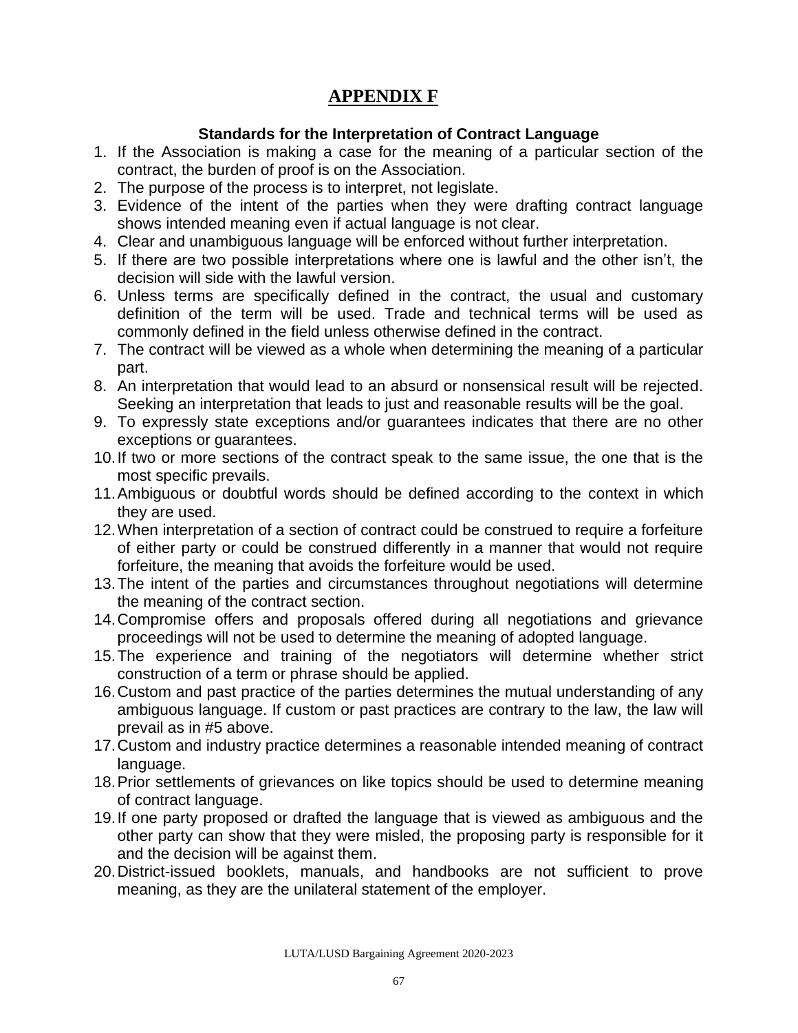# APPENDIX F

**Standards for the Interpretation of Contract Language**

1. If the Association is making a case for the meaning of a particular section of the contract, the burden of proof is on the Association.
2. The purpose of the process is to interpret, not legislate.
3. Evidence of the intent of the parties when they were drafting contract language shows intended meaning even if actual language is not clear.
4. Clear and unambiguous language will be enforced without further interpretation.
5. If there are two possible interpretations where one is lawful and the other isn't, the decision will side with the lawful version.
6. Unless terms are specifically defined in the contract, the usual and customary definition of the term will be used. Trade and technical terms will be used as commonly defined in the field unless otherwise defined in the contract.
7. The contract will be viewed as a whole when determining the meaning of a particular part.
8. An interpretation that would lead to an absurd or nonsensical result will be rejected. Seeking an interpretation that leads to just and reasonable results will be the goal.
9. To expressly state exceptions and/or guarantees indicates that there are no other exceptions or guarantees.
10. If two or more sections of the contract speak to the same issue, the one that is the most specific prevails.
11. Ambiguous or doubtful words should be defined according to the context in which they are used.
12. When interpretation of a section of contract could be construed to require a forfeiture of either party or could be construed differently in a manner that would not require forfeiture, the meaning that avoids the forfeiture would be used.
13. The intent of the parties and circumstances throughout negotiations will determine the meaning of the contract section.
14. Compromise offers and proposals offered during all negotiations and grievance proceedings will not be used to determine the meaning of adopted language.
15. The experience and training of the negotiators will determine whether strict construction of a term or phrase should be applied.
16. Custom and past practice of the parties determines the mutual understanding of any ambiguous language. If custom or past practices are contrary to the law, the law will prevail as in #5 above.
17. Custom and industry practice determines a reasonable intended meaning of contract language.
18. Prior settlements of grievances on like topics should be used to determine meaning of contract language.
19. If one party proposed or drafted the language that is viewed as ambiguous and the other party can show that they were misled, the proposing party is responsible for it and the decision will be against them.
20. District-issued booklets, manuals, and handbooks are not sufficient to prove meaning, as they are the unilateral statement of the employer.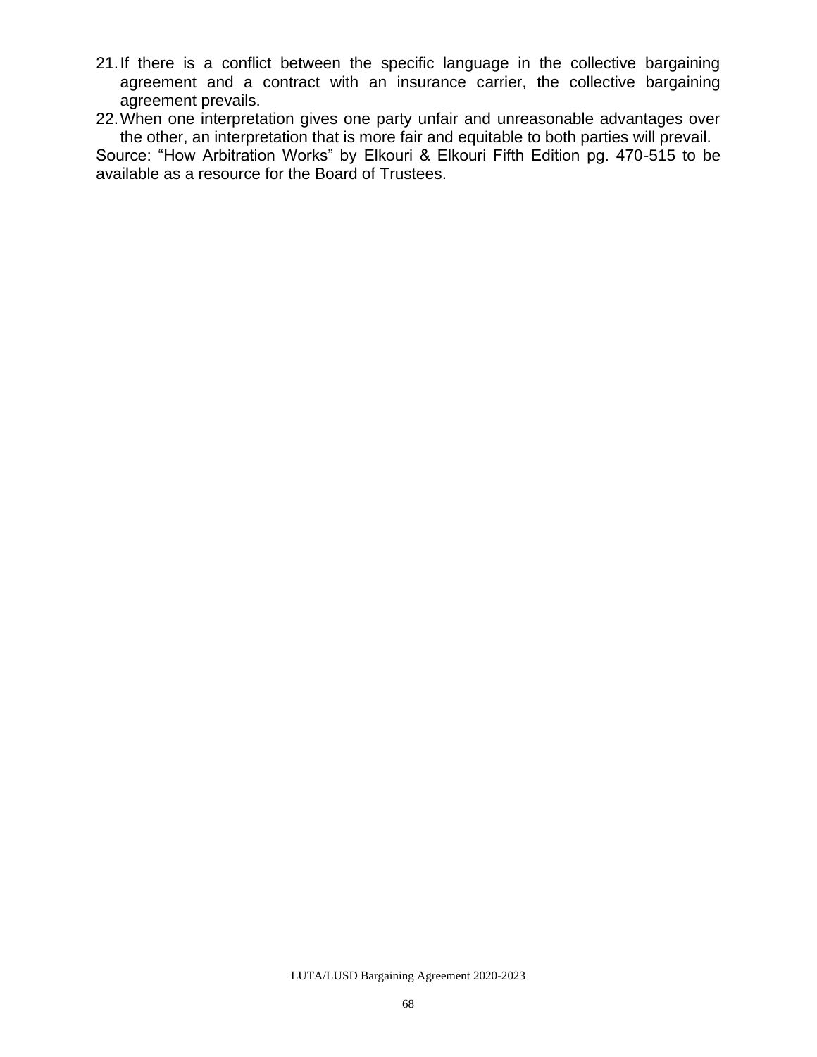21. If there is a conflict between the specific language in the collective bargaining agreement and a contract with an insurance carrier, the collective bargaining agreement prevails.
22. When one interpretation gives one party unfair and unreasonable advantages over the other, an interpretation that is more fair and equitable to both parties will prevail.

Source: "How Arbitration Works" by Elkouri & Elkouri Fifth Edition pg. 470-515 to be available as a resource for the Board of Trustees.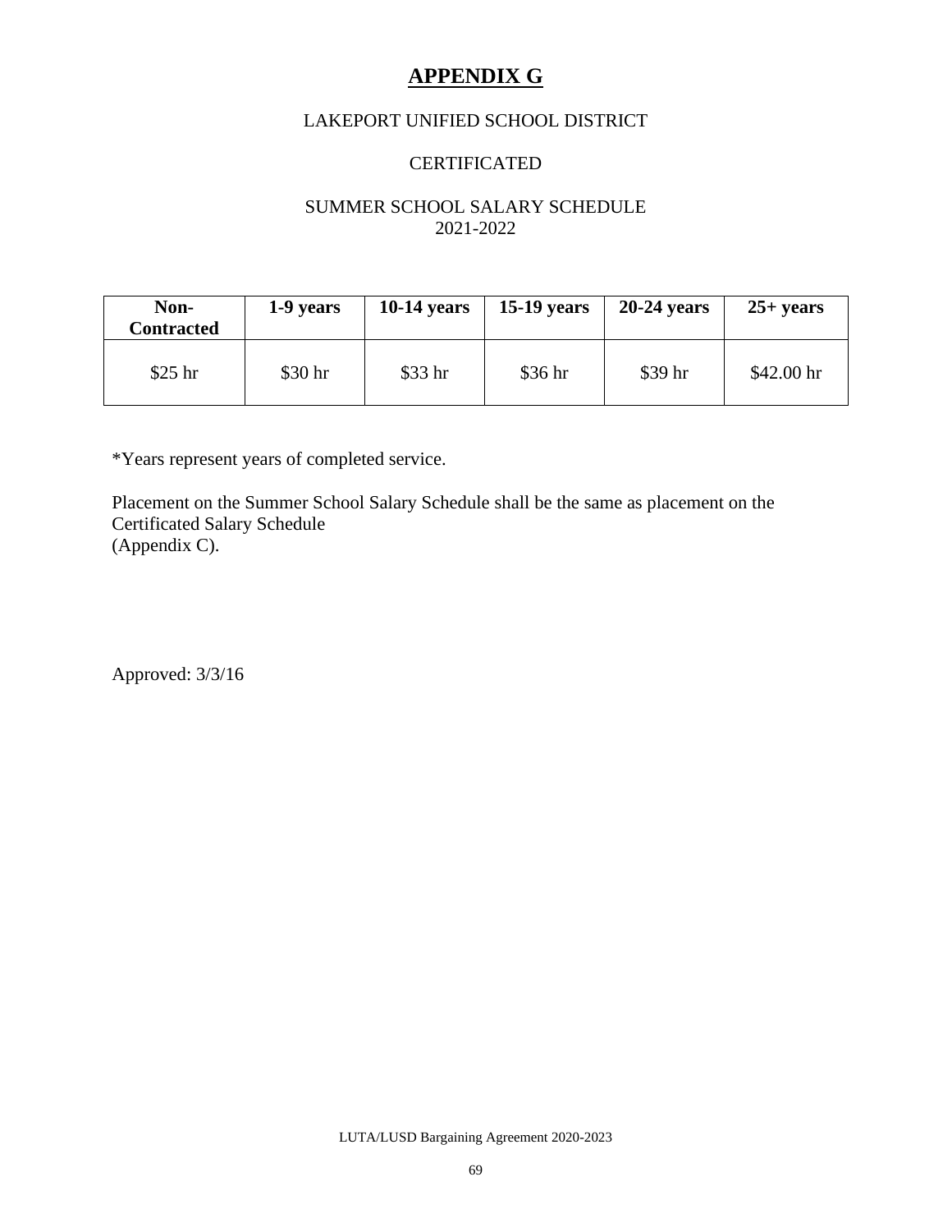# APPENDIX G

LAKEPORT UNIFIED SCHOOL DISTRICT

CERTIFICATED

SUMMER SCHOOL SALARY SCHEDULE
2021-2022

| Non-Contracted | 1-9 years | 10-14 years | 15-19 years | 20-24 years | 25+ years |
|---|---|---|---|---|---|
| $25 hr | $30 hr | $33 hr | $36 hr | $39 hr | $42.00 hr |

*Years represent years of completed service.

Placement on the Summer School Salary Schedule shall be the same as placement on the Certificated Salary Schedule
(Appendix C).

Approved: 3/3/16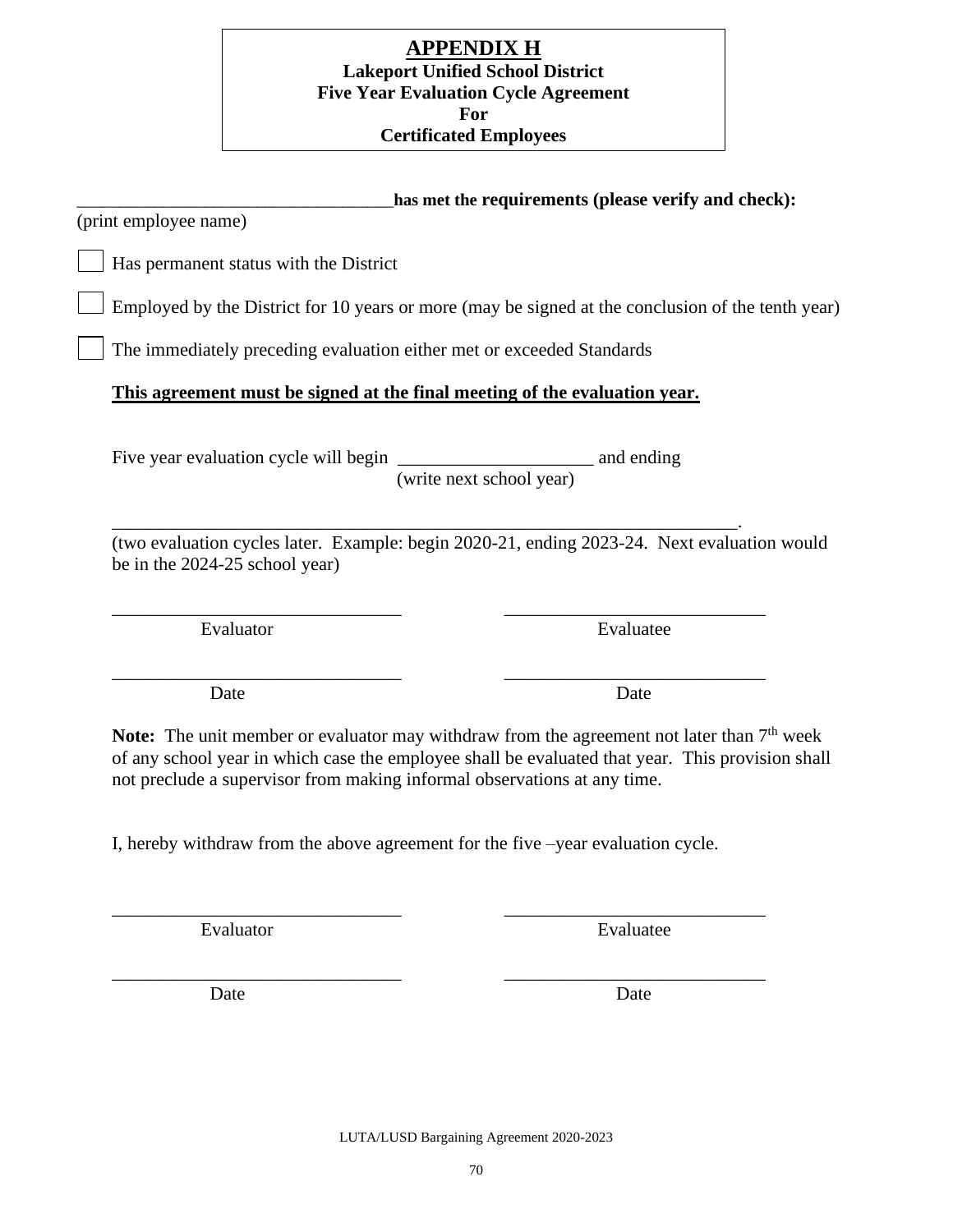# APPENDIX H

**Lakeport Unified School District**
**Five Year Evaluation Cycle Agreement**
**For**
**Certificated Employees**

___________________________________**has met the requirements (please verify and check):**
(print employee name)

☐ Has permanent status with the District

☐ Employed by the District for 10 years or more (may be signed at the conclusion of the tenth year)

☐ The immediately preceding evaluation either met or exceeded Standards

**<u>This agreement must be signed at the final meeting of the evaluation year.</u>**

Five year evaluation cycle will begin _____________________ and ending
(write next school year)

_____________________________________________________________________.
(two evaluation cycles later. Example: begin 2020-21, ending 2023-24. Next evaluation would be in the 2024-25 school year)

_______________________________ _____________________________
Evaluator Evaluatee

_______________________________ _____________________________
Date Date

**Note:** The unit member or evaluator may withdraw from the agreement not later than 7th week of any school year in which case the employee shall be evaluated that year. This provision shall not preclude a supervisor from making informal observations at any time.

I, hereby withdraw from the above agreement for the five –year evaluation cycle.

_______________________________ _____________________________
Evaluator Evaluatee

_______________________________ _____________________________
Date Date

LUTA/LUSD Bargaining Agreement 2020-2023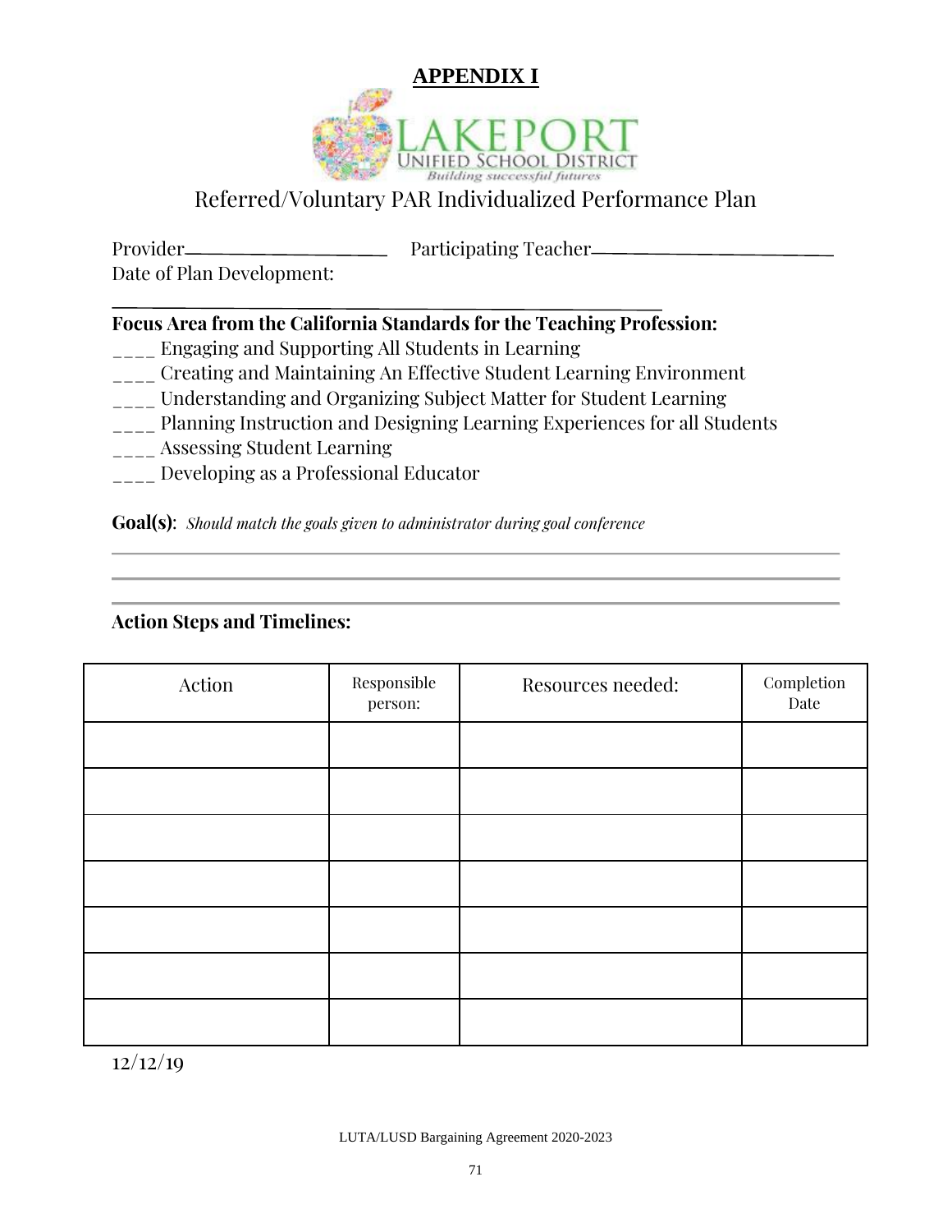# APPENDIX I

LAKEPORT
UNIFIED SCHOOL DISTRICT
*Building successful futures*

## Referred/Voluntary PAR Individualized Performance Plan

Provider_______________________ Participating Teacher___________________________
Date of Plan Development:
____________________________________________________________

**Focus Area from the California Standards for the Teaching Profession:**

____ Engaging and Supporting All Students in Learning
____ Creating and Maintaining An Effective Student Learning Environment
____ Understanding and Organizing Subject Matter for Student Learning
____ Planning Instruction and Designing Learning Experiences for all Students
____ Assessing Student Learning
____ Developing as a Professional Educator

**Goal(s)**: *Should match the goals given to administrator during goal conference*

______________________________________________________________________
______________________________________________________________________
______________________________________________________________________

**Action Steps and Timelines:**

| Action | Responsible person: | Resources needed: | Completion Date |
|---|---|---|---|
| | | | |
| | | | |
| | | | |
| | | | |
| | | | |
| | | | |
| | | | |

12/12/19

LUTA/LUSD Bargaining Agreement 2020-2023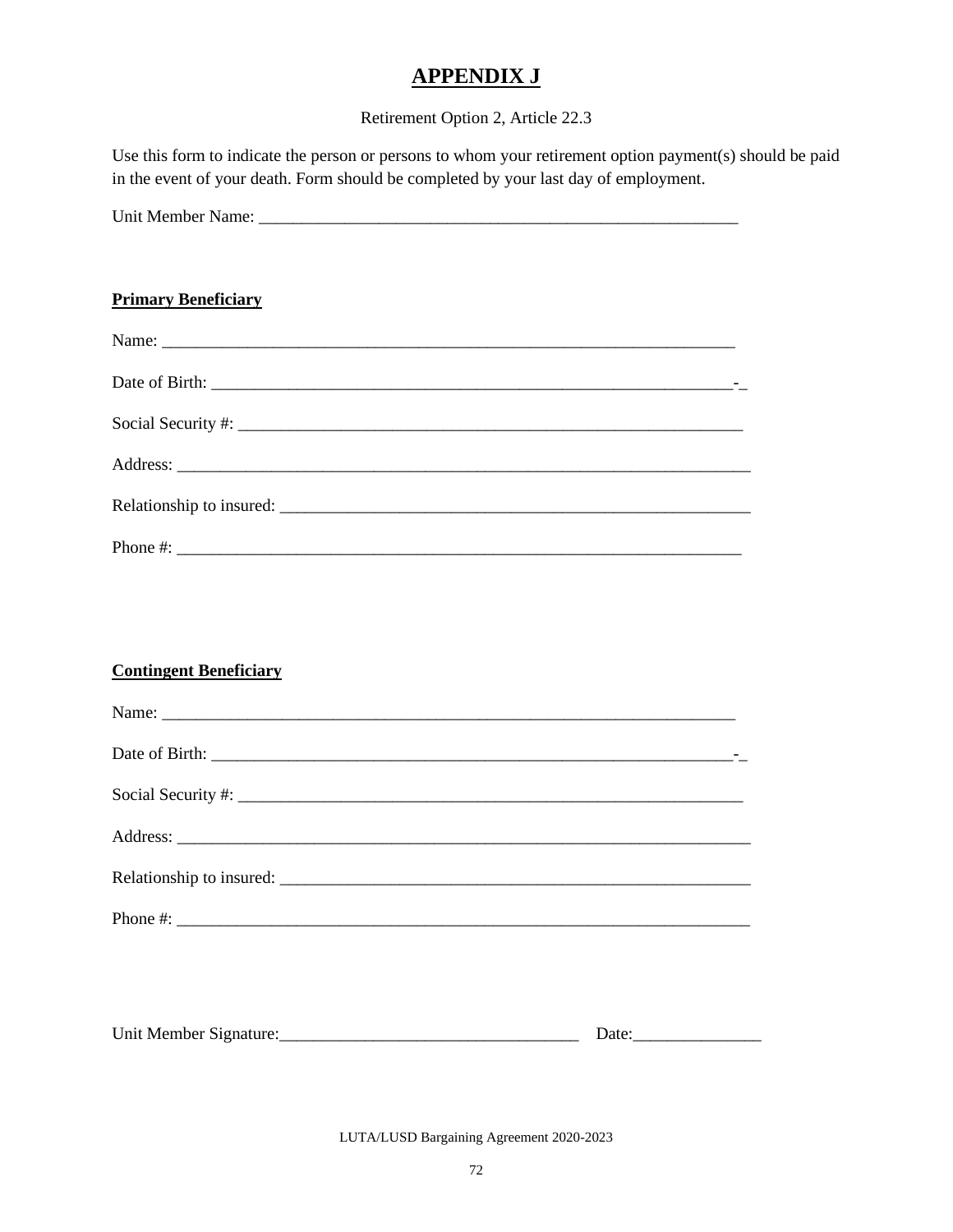# APPENDIX J

Retirement Option 2, Article 22.3

Use this form to indicate the person or persons to whom your retirement option payment(s) should be paid in the event of your death. Form should be completed by your last day of employment.

Unit Member Name: ___________________________________________________________

**Primary Beneficiary**

Name: ________________________________________________________________________

Date of Birth: _________________________________________________________________-_

Social Security #: ______________________________________________________________

Address: _____________________________________________________________________

Relationship to insured: _________________________________________________________

Phone #: _____________________________________________________________________

**Contingent Beneficiary**

Name: ________________________________________________________________________

Date of Birth: _________________________________________________________________-_

Social Security #: ______________________________________________________________

Address: _____________________________________________________________________

Relationship to insured: _________________________________________________________

Phone #: _____________________________________________________________________

Unit Member Signature:____________________________________ Date:_______________

LUTA/LUSD Bargaining Agreement 2020-2023